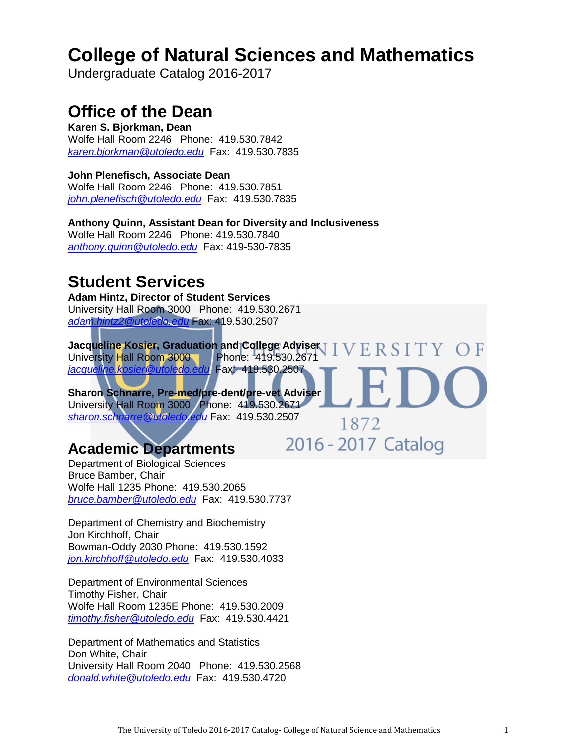# College of Natural Sciences and Mathematics

Undergraduate Catalog 2016-2017

## Office of the Dean

**Karen S. Bjorkman, Dean**
Wolfe Hall Room 2246 Phone: 419.530.7842
karen.bjorkman@utoledo.edu Fax: 419.530.7835

**John Plenefisch, Associate Dean**
Wolfe Hall Room 2246 Phone: 419.530.7851
john.plenefisch@utoledo.edu Fax: 419.530.7835

**Anthony Quinn, Assistant Dean for Diversity and Inclusiveness**
Wolfe Hall Room 2246 Phone: 419.530.7840
anthony.quinn@utoledo.edu Fax: 419-530-7835

## Student Services

**Adam Hintz, Director of Student Services**
University Hall Room 3000 Phone: 419.530.2671
adam.hintz2@utoledo.edu Fax: 419.530.2507

**Jacqueline Kosier, Graduation and College Adviser**
University Hall Room 3000 Phone: 419.530.2671
jacqueline.kosier@utoledo.edu Fax: 419.530.2507

**Sharon Schnarre, Pre-med/pre-dent/pre-vet Adviser**
University Hall Room 3000 Phone: 419.530.2671
sharon.schnarre@utoledo.edu Fax: 419.530.2507

## Academic Departments

Department of Biological Sciences
Bruce Bamber, Chair
Wolfe Hall 1235 Phone: 419.530.2065
bruce.bamber@utoledo.edu Fax: 419.530.7737

Department of Chemistry and Biochemistry
Jon Kirchhoff, Chair
Bowman-Oddy 2030 Phone: 419.530.1592
jon.kirchhoff@utoledo.edu Fax: 419.530.4033

Department of Environmental Sciences
Timothy Fisher, Chair
Wolfe Hall Room 1235E Phone: 419.530.2009
timothy.fisher@utoledo.edu Fax: 419.530.4421

Department of Mathematics and Statistics
Don White, Chair
University Hall Room 2040 Phone: 419.530.2568
donald.white@utoledo.edu Fax: 419.530.4720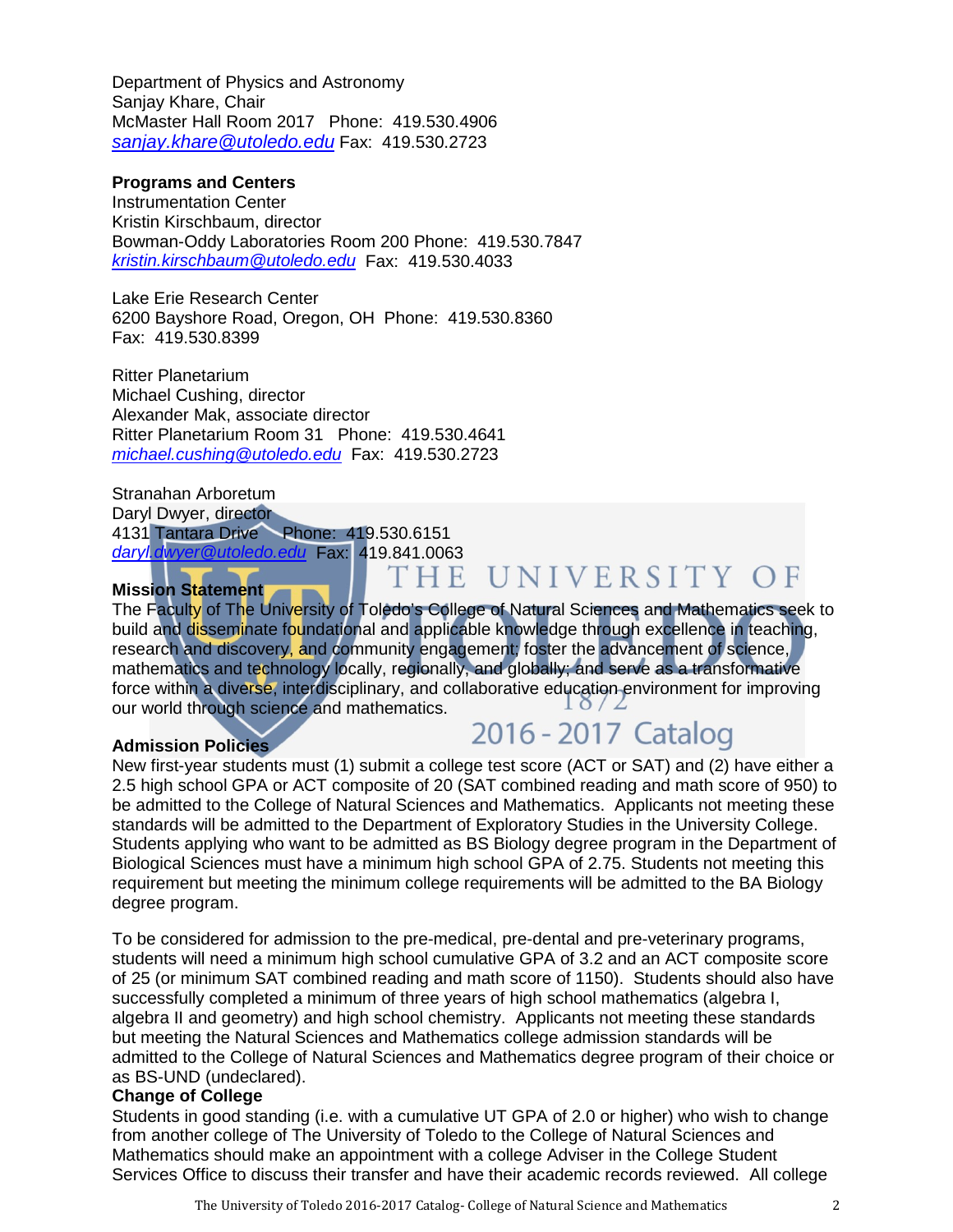Department of Physics and Astronomy
Sanjay Khare, Chair
McMaster Hall Room 2017 Phone: 419.530.4906
sanjay.khare@utoledo.edu Fax: 419.530.2723

**Programs and Centers**

Instrumentation Center
Kristin Kirschbaum, director
Bowman-Oddy Laboratories Room 200 Phone: 419.530.7847
kristin.kirschbaum@utoledo.edu Fax: 419.530.4033

Lake Erie Research Center
6200 Bayshore Road, Oregon, OH Phone: 419.530.8360
Fax: 419.530.8399

Ritter Planetarium
Michael Cushing, director
Alexander Mak, associate director
Ritter Planetarium Room 31 Phone: 419.530.4641
michael.cushing@utoledo.edu Fax: 419.530.2723

Stranahan Arboretum
Daryl Dwyer, director
4131 Tantara Drive Phone: 419.530.6151
daryl.dwyer@utoledo.edu Fax: 419.841.0063

**Mission Statement**

The Faculty of The University of Toledo's College of Natural Sciences and Mathematics seek to build and disseminate foundational and applicable knowledge through excellence in teaching, research and discovery, and community engagement; foster the advancement of science, mathematics and technology locally, regionally, and globally; and serve as a transformative force within a diverse, interdisciplinary, and collaborative education environment for improving our world through science and mathematics.

**Admission Policies**

New first-year students must (1) submit a college test score (ACT or SAT) and (2) have either a 2.5 high school GPA or ACT composite of 20 (SAT combined reading and math score of 950) to be admitted to the College of Natural Sciences and Mathematics. Applicants not meeting these standards will be admitted to the Department of Exploratory Studies in the University College. Students applying who want to be admitted as BS Biology degree program in the Department of Biological Sciences must have a minimum high school GPA of 2.75. Students not meeting this requirement but meeting the minimum college requirements will be admitted to the BA Biology degree program.

To be considered for admission to the pre-medical, pre-dental and pre-veterinary programs, students will need a minimum high school cumulative GPA of 3.2 and an ACT composite score of 25 (or minimum SAT combined reading and math score of 1150). Students should also have successfully completed a minimum of three years of high school mathematics (algebra I, algebra II and geometry) and high school chemistry. Applicants not meeting these standards but meeting the Natural Sciences and Mathematics college admission standards will be admitted to the College of Natural Sciences and Mathematics degree program of their choice or as BS-UND (undeclared).

**Change of College**

Students in good standing (i.e. with a cumulative UT GPA of 2.0 or higher) who wish to change from another college of The University of Toledo to the College of Natural Sciences and Mathematics should make an appointment with a college Adviser in the College Student Services Office to discuss their transfer and have their academic records reviewed. All college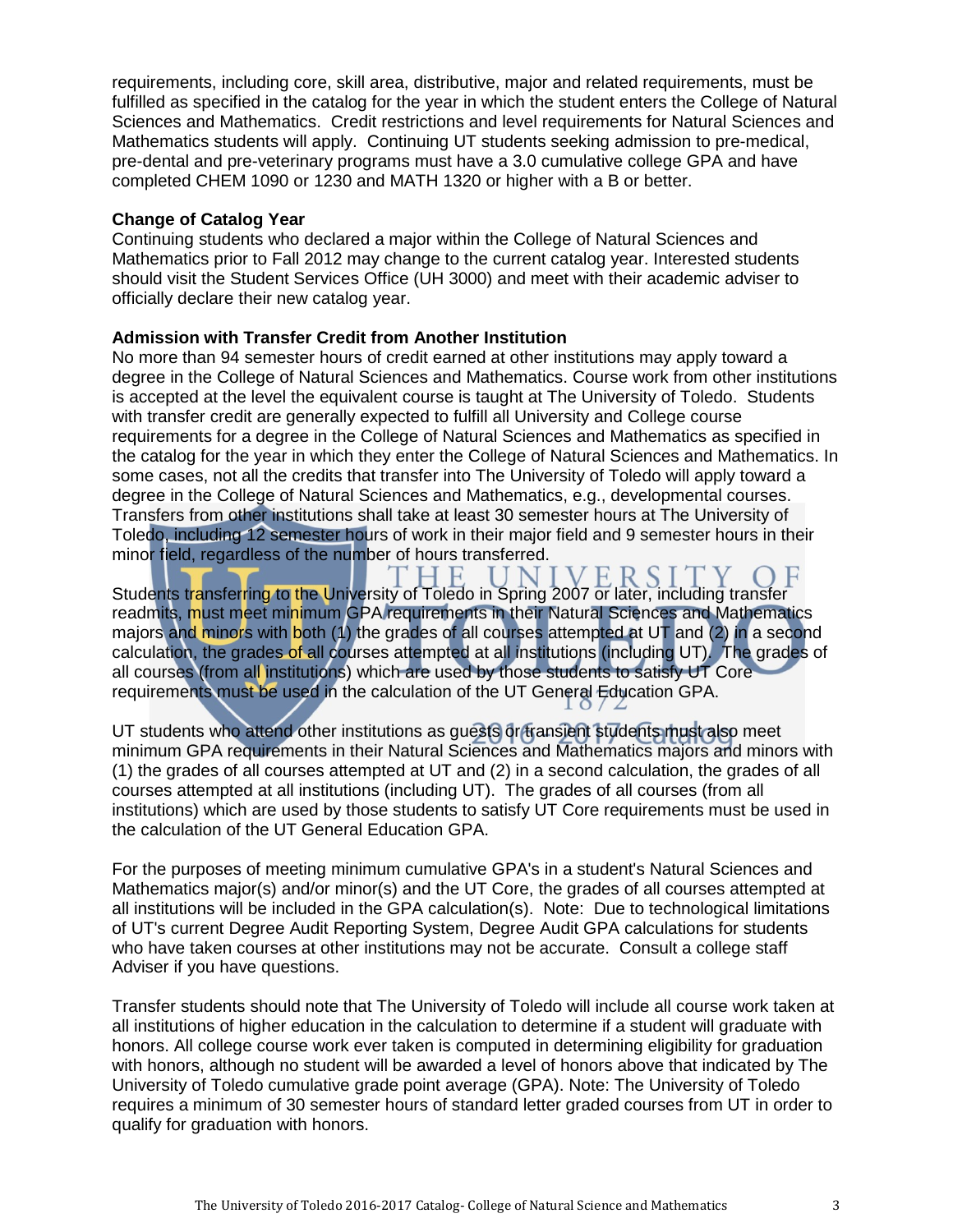requirements, including core, skill area, distributive, major and related requirements, must be fulfilled as specified in the catalog for the year in which the student enters the College of Natural Sciences and Mathematics. Credit restrictions and level requirements for Natural Sciences and Mathematics students will apply. Continuing UT students seeking admission to pre-medical, pre-dental and pre-veterinary programs must have a 3.0 cumulative college GPA and have completed CHEM 1090 or 1230 and MATH 1320 or higher with a B or better.

**Change of Catalog Year**

Continuing students who declared a major within the College of Natural Sciences and Mathematics prior to Fall 2012 may change to the current catalog year. Interested students should visit the Student Services Office (UH 3000) and meet with their academic adviser to officially declare their new catalog year.

**Admission with Transfer Credit from Another Institution**

No more than 94 semester hours of credit earned at other institutions may apply toward a degree in the College of Natural Sciences and Mathematics. Course work from other institutions is accepted at the level the equivalent course is taught at The University of Toledo. Students with transfer credit are generally expected to fulfill all University and College course requirements for a degree in the College of Natural Sciences and Mathematics as specified in the catalog for the year in which they enter the College of Natural Sciences and Mathematics. In some cases, not all the credits that transfer into The University of Toledo will apply toward a degree in the College of Natural Sciences and Mathematics, e.g., developmental courses. Transfers from other institutions shall take at least 30 semester hours at The University of Toledo, including 12 semester hours of work in their major field and 9 semester hours in their minor field, regardless of the number of hours transferred.

Students transferring to the University of Toledo in Spring 2007 or later, including transfer readmits, must meet minimum GPA requirements in their Natural Sciences and Mathematics majors and minors with both (1) the grades of all courses attempted at UT and (2) in a second calculation, the grades of all courses attempted at all institutions (including UT). The grades of all courses (from all institutions) which are used by those students to satisfy UT Core requirements must be used in the calculation of the UT General Education GPA.

UT students who attend other institutions as guests or transient students must also meet minimum GPA requirements in their Natural Sciences and Mathematics majors and minors with (1) the grades of all courses attempted at UT and (2) in a second calculation, the grades of all courses attempted at all institutions (including UT). The grades of all courses (from all institutions) which are used by those students to satisfy UT Core requirements must be used in the calculation of the UT General Education GPA.

For the purposes of meeting minimum cumulative GPA's in a student's Natural Sciences and Mathematics major(s) and/or minor(s) and the UT Core, the grades of all courses attempted at all institutions will be included in the GPA calculation(s). Note: Due to technological limitations of UT's current Degree Audit Reporting System, Degree Audit GPA calculations for students who have taken courses at other institutions may not be accurate. Consult a college staff Adviser if you have questions.

Transfer students should note that The University of Toledo will include all course work taken at all institutions of higher education in the calculation to determine if a student will graduate with honors. All college course work ever taken is computed in determining eligibility for graduation with honors, although no student will be awarded a level of honors above that indicated by The University of Toledo cumulative grade point average (GPA). Note: The University of Toledo requires a minimum of 30 semester hours of standard letter graded courses from UT in order to qualify for graduation with honors.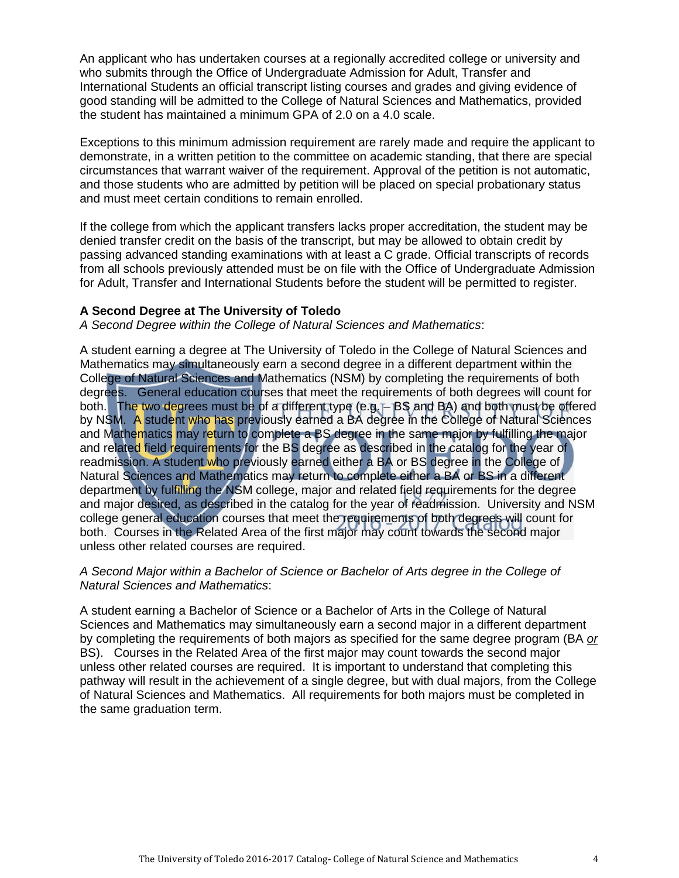An applicant who has undertaken courses at a regionally accredited college or university and who submits through the Office of Undergraduate Admission for Adult, Transfer and International Students an official transcript listing courses and grades and giving evidence of good standing will be admitted to the College of Natural Sciences and Mathematics, provided the student has maintained a minimum GPA of 2.0 on a 4.0 scale.

Exceptions to this minimum admission requirement are rarely made and require the applicant to demonstrate, in a written petition to the committee on academic standing, that there are special circumstances that warrant waiver of the requirement. Approval of the petition is not automatic, and those students who are admitted by petition will be placed on special probationary status and must meet certain conditions to remain enrolled.

If the college from which the applicant transfers lacks proper accreditation, the student may be denied transfer credit on the basis of the transcript, but may be allowed to obtain credit by passing advanced standing examinations with at least a C grade. Official transcripts of records from all schools previously attended must be on file with the Office of Undergraduate Admission for Adult, Transfer and International Students before the student will be permitted to register.

**A Second Degree at The University of Toledo**

*A Second Degree within the College of Natural Sciences and Mathematics*:

A student earning a degree at The University of Toledo in the College of Natural Sciences and Mathematics may simultaneously earn a second degree in a different department within the College of Natural Sciences and Mathematics (NSM) by completing the requirements of both degrees. General education courses that meet the requirements of both degrees will count for both. The two degrees must be of a different type (e.g. – BS and BA) and both must be offered by NSM. A student who has previously earned a BA degree in the College of Natural Sciences and Mathematics may return to complete a BS degree in the same major by fulfilling the major and related field requirements for the BS degree as described in the catalog for the year of readmission. A student who previously earned either a BA or BS degree in the College of Natural Sciences and Mathematics may return to complete either a BA or BS in a different department by fulfilling the NSM college, major and related field requirements for the degree and major desired, as described in the catalog for the year of readmission. University and NSM college general education courses that meet the requirements of both degrees will count for both. Courses in the Related Area of the first major may count towards the second major unless other related courses are required.

*A Second Major within a Bachelor of Science or Bachelor of Arts degree in the College of Natural Sciences and Mathematics*:

A student earning a Bachelor of Science or a Bachelor of Arts in the College of Natural Sciences and Mathematics may simultaneously earn a second major in a different department by completing the requirements of both majors as specified for the same degree program (BA *or* BS). Courses in the Related Area of the first major may count towards the second major unless other related courses are required. It is important to understand that completing this pathway will result in the achievement of a single degree, but with dual majors, from the College of Natural Sciences and Mathematics. All requirements for both majors must be completed in the same graduation term.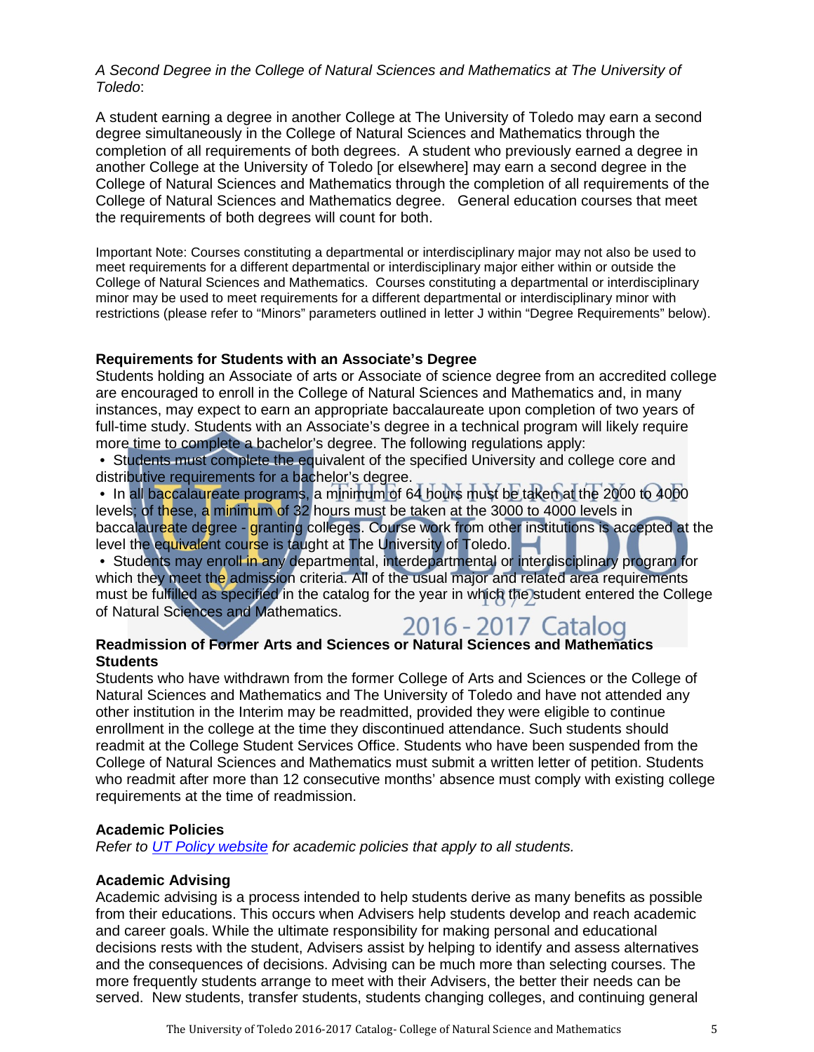*A Second Degree in the College of Natural Sciences and Mathematics at The University of Toledo*:

A student earning a degree in another College at The University of Toledo may earn a second degree simultaneously in the College of Natural Sciences and Mathematics through the completion of all requirements of both degrees. A student who previously earned a degree in another College at the University of Toledo [or elsewhere] may earn a second degree in the College of Natural Sciences and Mathematics through the completion of all requirements of the College of Natural Sciences and Mathematics degree. General education courses that meet the requirements of both degrees will count for both.

Important Note: Courses constituting a departmental or interdisciplinary major may not also be used to meet requirements for a different departmental or interdisciplinary major either within or outside the College of Natural Sciences and Mathematics. Courses constituting a departmental or interdisciplinary minor may be used to meet requirements for a different departmental or interdisciplinary minor with restrictions (please refer to "Minors" parameters outlined in letter J within "Degree Requirements" below).

**Requirements for Students with an Associate's Degree**

Students holding an Associate of arts or Associate of science degree from an accredited college are encouraged to enroll in the College of Natural Sciences and Mathematics and, in many instances, may expect to earn an appropriate baccalaureate upon completion of two years of full-time study. Students with an Associate's degree in a technical program will likely require more time to complete a bachelor's degree. The following regulations apply:

- Students must complete the equivalent of the specified University and college core and distributive requirements for a bachelor's degree.
- In all baccalaureate programs, a minimum of 64 hours must be taken at the 2000 to 4000 levels; of these, a minimum of 32 hours must be taken at the 3000 to 4000 levels in baccalaureate degree - granting colleges. Course work from other institutions is accepted at the level the equivalent course is taught at The University of Toledo.
- Students may enroll in any departmental, interdepartmental or interdisciplinary program for which they meet the admission criteria. All of the usual major and related area requirements must be fulfilled as specified in the catalog for the year in which the student entered the College of Natural Sciences and Mathematics.

**Readmission of Former Arts and Sciences or Natural Sciences and Mathematics Students**

Students who have withdrawn from the former College of Arts and Sciences or the College of Natural Sciences and Mathematics and The University of Toledo and have not attended any other institution in the Interim may be readmitted, provided they were eligible to continue enrollment in the college at the time they discontinued attendance. Such students should readmit at the College Student Services Office. Students who have been suspended from the College of Natural Sciences and Mathematics must submit a written letter of petition. Students who readmit after more than 12 consecutive months' absence must comply with existing college requirements at the time of readmission.

**Academic Policies**

*Refer to [UT Policy website] for academic policies that apply to all students.*

**Academic Advising**

Academic advising is a process intended to help students derive as many benefits as possible from their educations. This occurs when Advisers help students develop and reach academic and career goals. While the ultimate responsibility for making personal and educational decisions rests with the student, Advisers assist by helping to identify and assess alternatives and the consequences of decisions. Advising can be much more than selecting courses. The more frequently students arrange to meet with their Advisers, the better their needs can be served. New students, transfer students, students changing colleges, and continuing general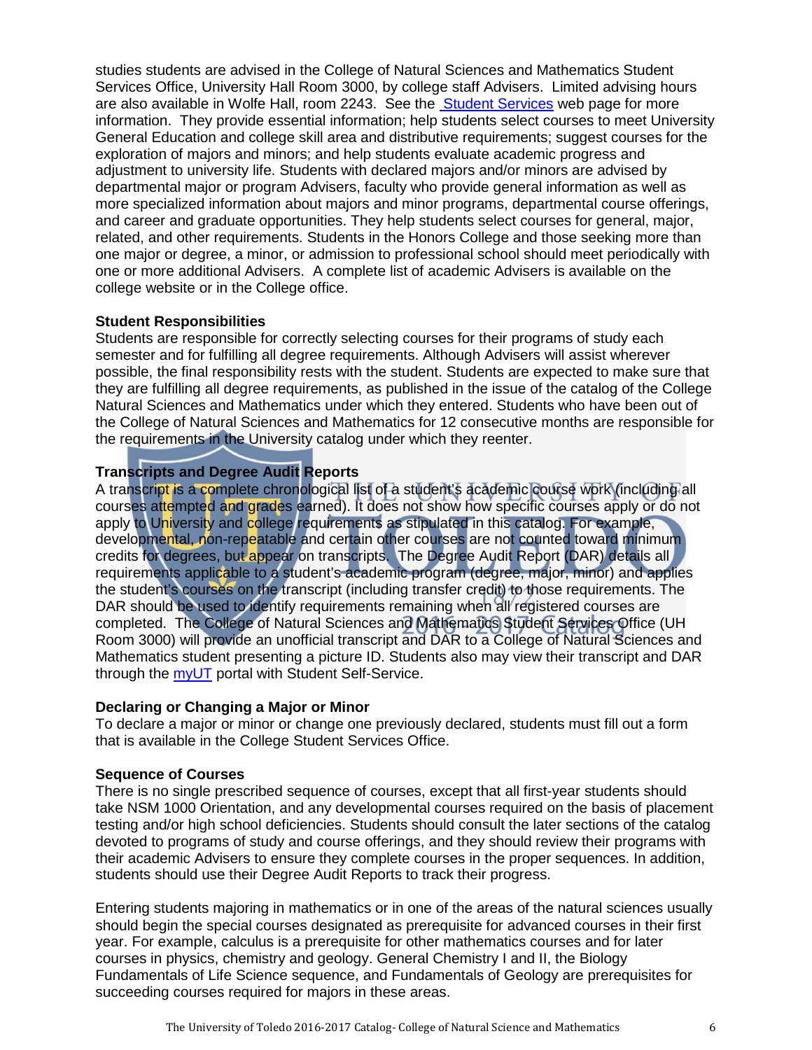studies students are advised in the College of Natural Sciences and Mathematics Student Services Office, University Hall Room 3000, by college staff Advisers. Limited advising hours are also available in Wolfe Hall, room 2243. See the Student Services web page for more information. They provide essential information; help students select courses to meet University General Education and college skill area and distributive requirements; suggest courses for the exploration of majors and minors; and help students evaluate academic progress and adjustment to university life. Students with declared majors and/or minors are advised by departmental major or program Advisers, faculty who provide general information as well as more specialized information about majors and minor programs, departmental course offerings, and career and graduate opportunities. They help students select courses for general, major, related, and other requirements. Students in the Honors College and those seeking more than one major or degree, a minor, or admission to professional school should meet periodically with one or more additional Advisers. A complete list of academic Advisers is available on the college website or in the College office.

**Student Responsibilities**

Students are responsible for correctly selecting courses for their programs of study each semester and for fulfilling all degree requirements. Although Advisers will assist wherever possible, the final responsibility rests with the student. Students are expected to make sure that they are fulfilling all degree requirements, as published in the issue of the catalog of the College Natural Sciences and Mathematics under which they entered. Students who have been out of the College of Natural Sciences and Mathematics for 12 consecutive months are responsible for the requirements in the University catalog under which they reenter.

**Transcripts and Degree Audit Reports**

A transcript is a complete chronological list of a student's academic course work (including all courses attempted and grades earned). It does not show how specific courses apply or do not apply to University and college requirements as stipulated in this catalog. For example, developmental, non-repeatable and certain other courses are not counted toward minimum credits for degrees, but appear on transcripts. The Degree Audit Report (DAR) details all requirements applicable to a student's academic program (degree, major, minor) and applies the student's courses on the transcript (including transfer credit) to those requirements. The DAR should be used to identify requirements remaining when all registered courses are completed. The College of Natural Sciences and Mathematics Student Services Office (UH Room 3000) will provide an unofficial transcript and DAR to a College of Natural Sciences and Mathematics student presenting a picture ID. Students also may view their transcript and DAR through the myUT portal with Student Self-Service.

**Declaring or Changing a Major or Minor**

To declare a major or minor or change one previously declared, students must fill out a form that is available in the College Student Services Office.

**Sequence of Courses**

There is no single prescribed sequence of courses, except that all first-year students should take NSM 1000 Orientation, and any developmental courses required on the basis of placement testing and/or high school deficiencies. Students should consult the later sections of the catalog devoted to programs of study and course offerings, and they should review their programs with their academic Advisers to ensure they complete courses in the proper sequences. In addition, students should use their Degree Audit Reports to track their progress.

Entering students majoring in mathematics or in one of the areas of the natural sciences usually should begin the special courses designated as prerequisite for advanced courses in their first year. For example, calculus is a prerequisite for other mathematics courses and for later courses in physics, chemistry and geology. General Chemistry I and II, the Biology Fundamentals of Life Science sequence, and Fundamentals of Geology are prerequisites for succeeding courses required for majors in these areas.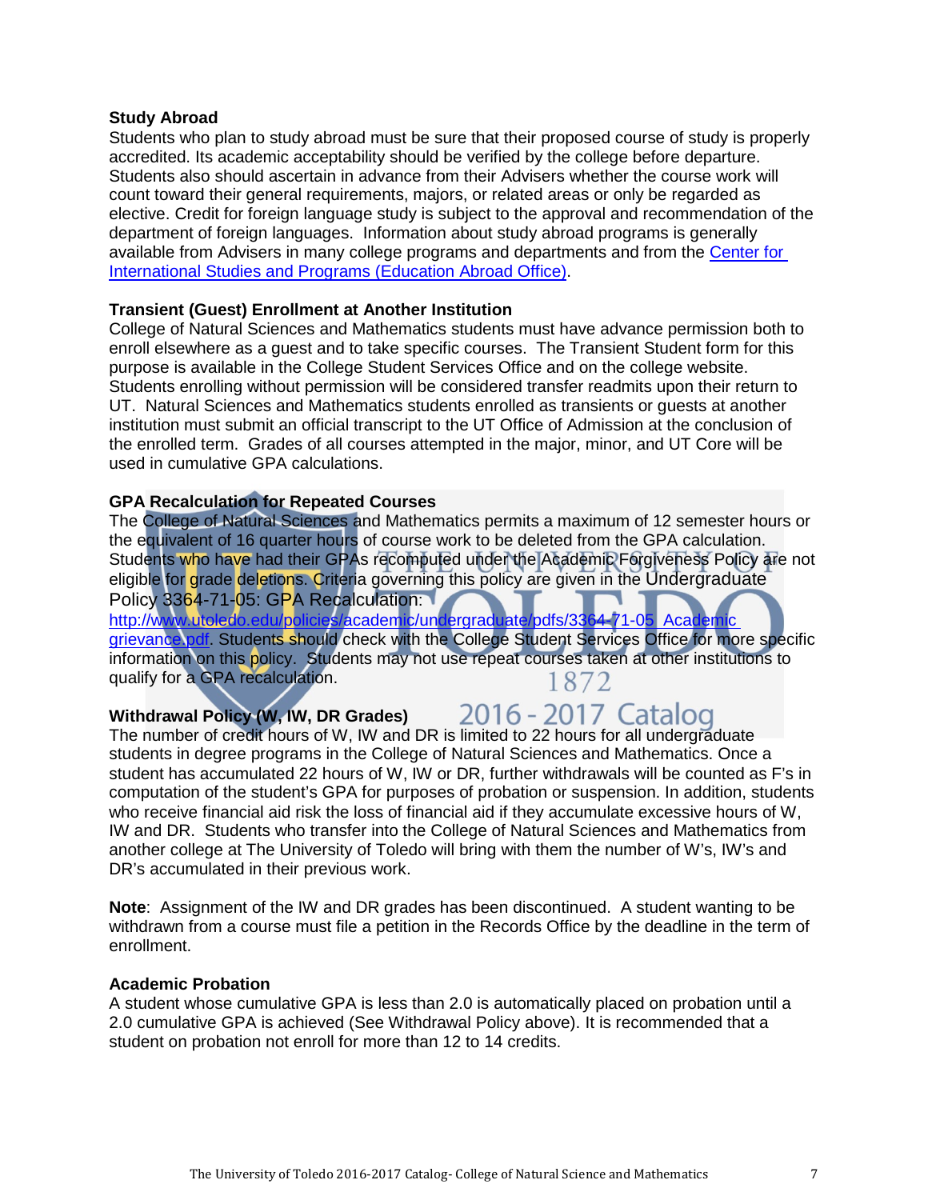### Study Abroad

Students who plan to study abroad must be sure that their proposed course of study is properly accredited. Its academic acceptability should be verified by the college before departure. Students also should ascertain in advance from their Advisers whether the course work will count toward their general requirements, majors, or related areas or only be regarded as elective. Credit for foreign language study is subject to the approval and recommendation of the department of foreign languages. Information about study abroad programs is generally available from Advisers in many college programs and departments and from the Center for International Studies and Programs (Education Abroad Office).

### Transient (Guest) Enrollment at Another Institution

College of Natural Sciences and Mathematics students must have advance permission both to enroll elsewhere as a guest and to take specific courses. The Transient Student form for this purpose is available in the College Student Services Office and on the college website. Students enrolling without permission will be considered transfer readmits upon their return to UT. Natural Sciences and Mathematics students enrolled as transients or guests at another institution must submit an official transcript to the UT Office of Admission at the conclusion of the enrolled term. Grades of all courses attempted in the major, minor, and UT Core will be used in cumulative GPA calculations.

### GPA Recalculation for Repeated Courses

The College of Natural Sciences and Mathematics permits a maximum of 12 semester hours or the equivalent of 16 quarter hours of course work to be deleted from the GPA calculation. Students who have had their GPAs recomputed under the Academic Forgiveness Policy are not eligible for grade deletions. Criteria governing this policy are given in the Undergraduate Policy 3364-71-05: GPA Recalculation: http://www.utoledo.edu/policies/academic/undergraduate/pdfs/3364-71-05_Academic grievance.pdf. Students should check with the College Student Services Office for more specific information on this policy. Students may not use repeat courses taken at other institutions to qualify for a GPA recalculation.

### Withdrawal Policy (W, IW, DR Grades)

The number of credit hours of W, IW and DR is limited to 22 hours for all undergraduate students in degree programs in the College of Natural Sciences and Mathematics. Once a student has accumulated 22 hours of W, IW or DR, further withdrawals will be counted as F's in computation of the student's GPA for purposes of probation or suspension. In addition, students who receive financial aid risk the loss of financial aid if they accumulate excessive hours of W, IW and DR. Students who transfer into the College of Natural Sciences and Mathematics from another college at The University of Toledo will bring with them the number of W's, IW's and DR's accumulated in their previous work.

**Note**: Assignment of the IW and DR grades has been discontinued. A student wanting to be withdrawn from a course must file a petition in the Records Office by the deadline in the term of enrollment.

### Academic Probation

A student whose cumulative GPA is less than 2.0 is automatically placed on probation until a 2.0 cumulative GPA is achieved (See Withdrawal Policy above). It is recommended that a student on probation not enroll for more than 12 to 14 credits.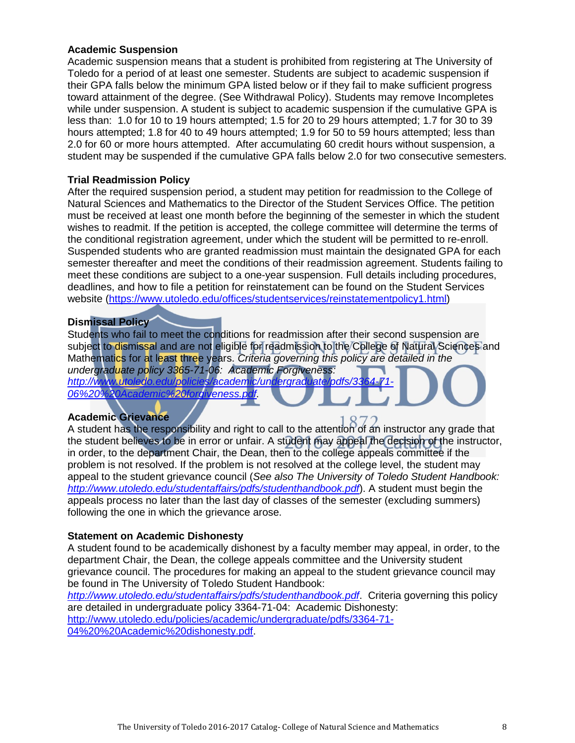### Academic Suspension

Academic suspension means that a student is prohibited from registering at The University of Toledo for a period of at least one semester. Students are subject to academic suspension if their GPA falls below the minimum GPA listed below or if they fail to make sufficient progress toward attainment of the degree. (See Withdrawal Policy). Students may remove Incompletes while under suspension. A student is subject to academic suspension if the cumulative GPA is less than: 1.0 for 10 to 19 hours attempted; 1.5 for 20 to 29 hours attempted; 1.7 for 30 to 39 hours attempted; 1.8 for 40 to 49 hours attempted; 1.9 for 50 to 59 hours attempted; less than 2.0 for 60 or more hours attempted. After accumulating 60 credit hours without suspension, a student may be suspended if the cumulative GPA falls below 2.0 for two consecutive semesters.

### Trial Readmission Policy

After the required suspension period, a student may petition for readmission to the College of Natural Sciences and Mathematics to the Director of the Student Services Office. The petition must be received at least one month before the beginning of the semester in which the student wishes to readmit. If the petition is accepted, the college committee will determine the terms of the conditional registration agreement, under which the student will be permitted to re-enroll. Suspended students who are granted readmission must maintain the designated GPA for each semester thereafter and meet the conditions of their readmission agreement. Students failing to meet these conditions are subject to a one-year suspension. Full details including procedures, deadlines, and how to file a petition for reinstatement can be found on the Student Services website (https://www.utoledo.edu/offices/studentservices/reinstatementpolicy1.html)

### Dismissal Policy

Students who fail to meet the conditions for readmission after their second suspension are subject to dismissal and are not eligible for readmission to the College of Natural Sciences and Mathematics for at least three years. *Criteria governing this policy are detailed in the undergraduate policy 3365-71-06: Academic Forgiveness: http://www.utoledo.edu/policies/academic/undergraduate/pdfs/3364-71-06%20%20Academic%20forgiveness.pdf.*

### Academic Grievance

A student has the responsibility and right to call to the attention of an instructor any grade that the student believes to be in error or unfair. A student may appeal the decision of the instructor, in order, to the department Chair, the Dean, then to the college appeals committee if the problem is not resolved. If the problem is not resolved at the college level, the student may appeal to the student grievance council (*See also The University of Toledo Student Handbook: http://www.utoledo.edu/studentaffairs/pdfs/studenthandbook.pdf*). A student must begin the appeals process no later than the last day of classes of the semester (excluding summers) following the one in which the grievance arose.

### Statement on Academic Dishonesty

A student found to be academically dishonest by a faculty member may appeal, in order, to the department Chair, the Dean, the college appeals committee and the University student grievance council. The procedures for making an appeal to the student grievance council may be found in The University of Toledo Student Handbook: *http://www.utoledo.edu/studentaffairs/pdfs/studenthandbook.pdf*. Criteria governing this policy are detailed in undergraduate policy 3364-71-04: Academic Dishonesty: http://www.utoledo.edu/policies/academic/undergraduate/pdfs/3364-71-04%20%20Academic%20dishonesty.pdf.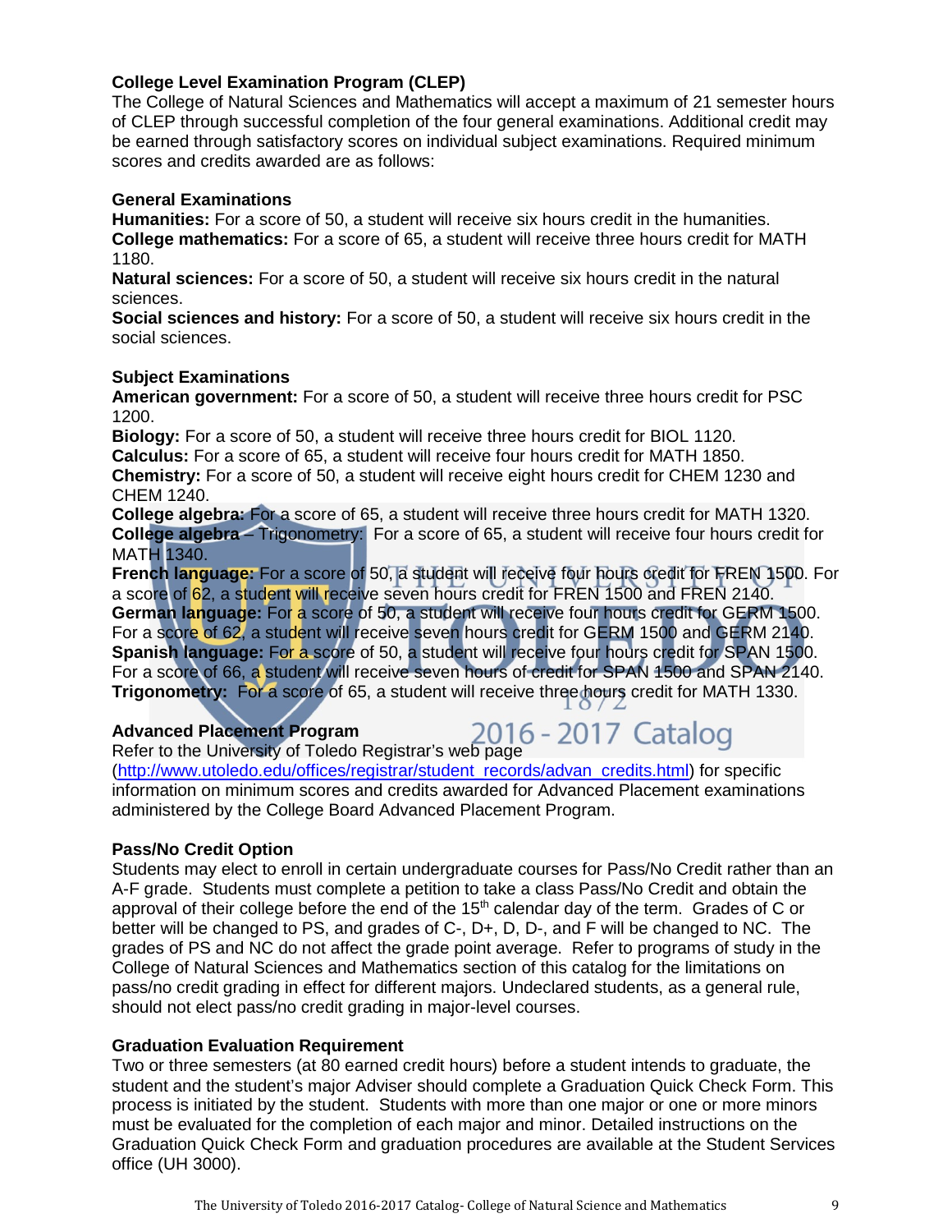### College Level Examination Program (CLEP)

The College of Natural Sciences and Mathematics will accept a maximum of 21 semester hours of CLEP through successful completion of the four general examinations. Additional credit may be earned through satisfactory scores on individual subject examinations. Required minimum scores and credits awarded are as follows:

#### General Examinations

**Humanities:** For a score of 50, a student will receive six hours credit in the humanities.
**College mathematics:** For a score of 65, a student will receive three hours credit for MATH 1180.
**Natural sciences:** For a score of 50, a student will receive six hours credit in the natural sciences.
**Social sciences and history:** For a score of 50, a student will receive six hours credit in the social sciences.

#### Subject Examinations

**American government:** For a score of 50, a student will receive three hours credit for PSC 1200.
**Biology:** For a score of 50, a student will receive three hours credit for BIOL 1120.
**Calculus:** For a score of 65, a student will receive four hours credit for MATH 1850.
**Chemistry:** For a score of 50, a student will receive eight hours credit for CHEM 1230 and CHEM 1240.
**College algebra:** For a score of 65, a student will receive three hours credit for MATH 1320.
**College algebra** – Trigonometry: For a score of 65, a student will receive four hours credit for MATH 1340.
**French language:** For a score of 50, a student will receive four hours credit for FREN 1500. For a score of 62, a student will receive seven hours credit for FREN 1500 and FREN 2140.
**German language:** For a score of 50, a student will receive four hours credit for GERM 1500. For a score of 62, a student will receive seven hours credit for GERM 1500 and GERM 2140.
**Spanish language:** For a score of 50, a student will receive four hours credit for SPAN 1500. For a score of 66, a student will receive seven hours of credit for SPAN 1500 and SPAN 2140.
**Trigonometry:** For a score of 65, a student will receive three hours credit for MATH 1330.

### Advanced Placement Program

Refer to the University of Toledo Registrar's web page (http://www.utoledo.edu/offices/registrar/student_records/advan_credits.html) for specific information on minimum scores and credits awarded for Advanced Placement examinations administered by the College Board Advanced Placement Program.

### Pass/No Credit Option

Students may elect to enroll in certain undergraduate courses for Pass/No Credit rather than an A-F grade. Students must complete a petition to take a class Pass/No Credit and obtain the approval of their college before the end of the 15th calendar day of the term. Grades of C or better will be changed to PS, and grades of C-, D+, D, D-, and F will be changed to NC. The grades of PS and NC do not affect the grade point average. Refer to programs of study in the College of Natural Sciences and Mathematics section of this catalog for the limitations on pass/no credit grading in effect for different majors. Undeclared students, as a general rule, should not elect pass/no credit grading in major-level courses.

### Graduation Evaluation Requirement

Two or three semesters (at 80 earned credit hours) before a student intends to graduate, the student and the student's major Adviser should complete a Graduation Quick Check Form. This process is initiated by the student. Students with more than one major or one or more minors must be evaluated for the completion of each major and minor. Detailed instructions on the Graduation Quick Check Form and graduation procedures are available at the Student Services office (UH 3000).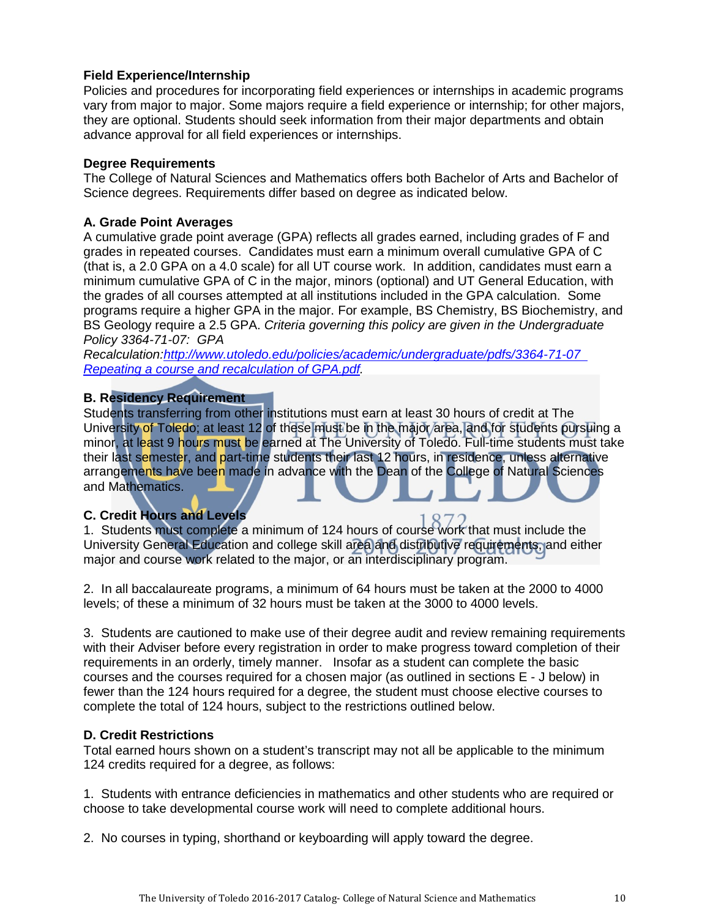**Field Experience/Internship**

Policies and procedures for incorporating field experiences or internships in academic programs vary from major to major. Some majors require a field experience or internship; for other majors, they are optional. Students should seek information from their major departments and obtain advance approval for all field experiences or internships.

**Degree Requirements**

The College of Natural Sciences and Mathematics offers both Bachelor of Arts and Bachelor of Science degrees. Requirements differ based on degree as indicated below.

**A. Grade Point Averages**

A cumulative grade point average (GPA) reflects all grades earned, including grades of F and grades in repeated courses. Candidates must earn a minimum overall cumulative GPA of C (that is, a 2.0 GPA on a 4.0 scale) for all UT course work. In addition, candidates must earn a minimum cumulative GPA of C in the major, minors (optional) and UT General Education, with the grades of all courses attempted at all institutions included in the GPA calculation. Some programs require a higher GPA in the major. For example, BS Chemistry, BS Biochemistry, and BS Geology require a 2.5 GPA. *Criteria governing this policy are given in the Undergraduate Policy 3364-71-07: GPA Recalculation:*[http://www.utoledo.edu/policies/academic/undergraduate/pdfs/3364-71-07 Repeating a course and recalculation of GPA.pdf](http://www.utoledo.edu/policies/academic/undergraduate/pdfs/3364-71-07 Repeating a course and recalculation of GPA.pdf).

**B. Residency Requirement**

Students transferring from other institutions must earn at least 30 hours of credit at The University of Toledo; at least 12 of these must be in the major area, and for students pursuing a minor, at least 9 hours must be earned at The University of Toledo. Full-time students must take their last semester, and part-time students their last 12 hours, in residence, unless alternative arrangements have been made in advance with the Dean of the College of Natural Sciences and Mathematics.

**C. Credit Hours and Levels**

1. Students must complete a minimum of 124 hours of course work that must include the University General Education and college skill area and distributive requirements, and either major and course work related to the major, or an interdisciplinary program.

2. In all baccalaureate programs, a minimum of 64 hours must be taken at the 2000 to 4000 levels; of these a minimum of 32 hours must be taken at the 3000 to 4000 levels.

3. Students are cautioned to make use of their degree audit and review remaining requirements with their Adviser before every registration in order to make progress toward completion of their requirements in an orderly, timely manner. Insofar as a student can complete the basic courses and the courses required for a chosen major (as outlined in sections E - J below) in fewer than the 124 hours required for a degree, the student must choose elective courses to complete the total of 124 hours, subject to the restrictions outlined below.

**D. Credit Restrictions**

Total earned hours shown on a student's transcript may not all be applicable to the minimum 124 credits required for a degree, as follows:

1. Students with entrance deficiencies in mathematics and other students who are required or choose to take developmental course work will need to complete additional hours.

2. No courses in typing, shorthand or keyboarding will apply toward the degree.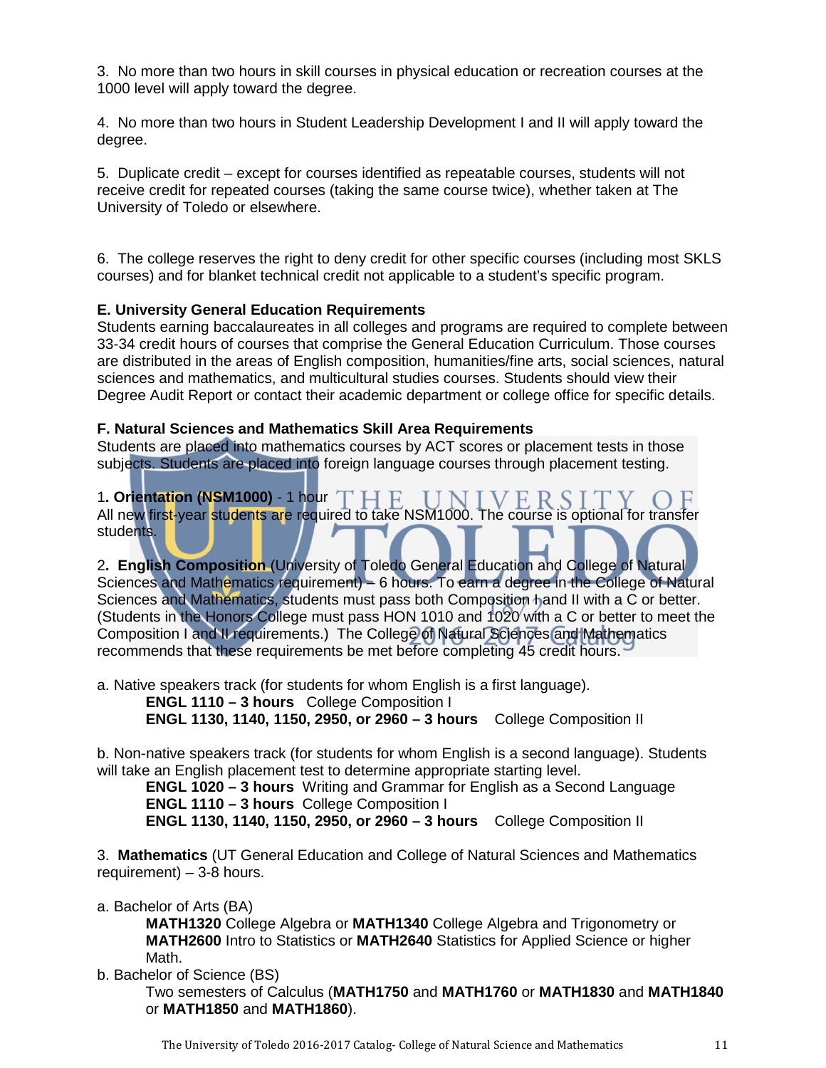3. No more than two hours in skill courses in physical education or recreation courses at the 1000 level will apply toward the degree.

4. No more than two hours in Student Leadership Development I and II will apply toward the degree.

5. Duplicate credit – except for courses identified as repeatable courses, students will not receive credit for repeated courses (taking the same course twice), whether taken at The University of Toledo or elsewhere.

6. The college reserves the right to deny credit for other specific courses (including most SKLS courses) and for blanket technical credit not applicable to a student's specific program.

### E. University General Education Requirements

Students earning baccalaureates in all colleges and programs are required to complete between 33-34 credit hours of courses that comprise the General Education Curriculum. Those courses are distributed in the areas of English composition, humanities/fine arts, social sciences, natural sciences and mathematics, and multicultural studies courses. Students should view their Degree Audit Report or contact their academic department or college office for specific details.

### F. Natural Sciences and Mathematics Skill Area Requirements

Students are placed into mathematics courses by ACT scores or placement tests in those subjects. Students are placed into foreign language courses through placement testing.

1**. Orientation (NSM1000)** - 1 hour
All new first-year students are required to take NSM1000. The course is optional for transfer students.

2**. English Composition** (University of Toledo General Education and College of Natural Sciences and Mathematics requirement) – 6 hours. To earn a degree in the College of Natural Sciences and Mathematics, students must pass both Composition I and II with a C or better. (Students in the Honors College must pass HON 1010 and 1020 with a C or better to meet the Composition I and II requirements.) The College of Natural Sciences and Mathematics recommends that these requirements be met before completing 45 credit hours.

a. Native speakers track (for students for whom English is a first language).

> **ENGL 1110 – 3 hours** College Composition I
> **ENGL 1130, 1140, 1150, 2950, or 2960 – 3 hours** College Composition II

b. Non-native speakers track (for students for whom English is a second language). Students will take an English placement test to determine appropriate starting level.

> **ENGL 1020 – 3 hours** Writing and Grammar for English as a Second Language
> **ENGL 1110 – 3 hours** College Composition I
> **ENGL 1130, 1140, 1150, 2950, or 2960 – 3 hours** College Composition II

3. **Mathematics** (UT General Education and College of Natural Sciences and Mathematics requirement) – 3-8 hours.

a. Bachelor of Arts (BA)

> **MATH1320** College Algebra or **MATH1340** College Algebra and Trigonometry or **MATH2600** Intro to Statistics or **MATH2640** Statistics for Applied Science or higher Math.

b. Bachelor of Science (BS)

> Two semesters of Calculus (**MATH1750** and **MATH1760** or **MATH1830** and **MATH1840** or **MATH1850** and **MATH1860**).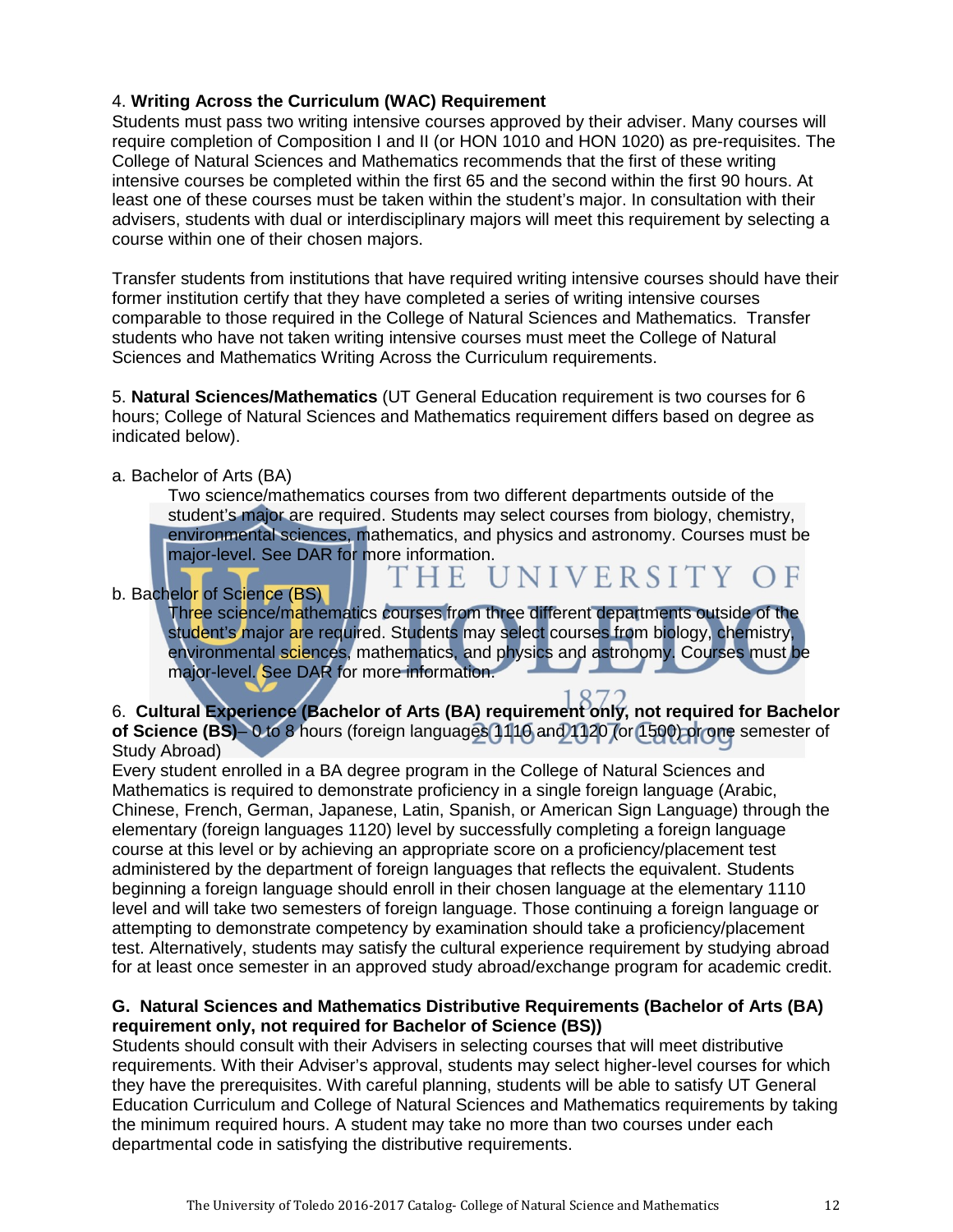4. **Writing Across the Curriculum (WAC) Requirement**
Students must pass two writing intensive courses approved by their adviser. Many courses will require completion of Composition I and II (or HON 1010 and HON 1020) as pre-requisites. The College of Natural Sciences and Mathematics recommends that the first of these writing intensive courses be completed within the first 65 and the second within the first 90 hours. At least one of these courses must be taken within the student's major. In consultation with their advisers, students with dual or interdisciplinary majors will meet this requirement by selecting a course within one of their chosen majors.

Transfer students from institutions that have required writing intensive courses should have their former institution certify that they have completed a series of writing intensive courses comparable to those required in the College of Natural Sciences and Mathematics. Transfer students who have not taken writing intensive courses must meet the College of Natural Sciences and Mathematics Writing Across the Curriculum requirements.

5. **Natural Sciences/Mathematics** (UT General Education requirement is two courses for 6 hours; College of Natural Sciences and Mathematics requirement differs based on degree as indicated below).

a. Bachelor of Arts (BA)
Two science/mathematics courses from two different departments outside of the student's major are required. Students may select courses from biology, chemistry, environmental sciences, mathematics, and physics and astronomy. Courses must be major-level. See DAR for more information.

b. Bachelor of Science (BS)
Three science/mathematics courses from three different departments outside of the student's major are required. Students may select courses from biology, chemistry, environmental sciences, mathematics, and physics and astronomy. Courses must be major-level. See DAR for more information.

6. **Cultural Experience (Bachelor of Arts (BA) requirement only, not required for Bachelor of Science (BS)**– 0 to 8 hours (foreign languages 1110 and 1120 (or 1500) or one semester of Study Abroad)
Every student enrolled in a BA degree program in the College of Natural Sciences and Mathematics is required to demonstrate proficiency in a single foreign language (Arabic, Chinese, French, German, Japanese, Latin, Spanish, or American Sign Language) through the elementary (foreign languages 1120) level by successfully completing a foreign language course at this level or by achieving an appropriate score on a proficiency/placement test administered by the department of foreign languages that reflects the equivalent. Students beginning a foreign language should enroll in their chosen language at the elementary 1110 level and will take two semesters of foreign language. Those continuing a foreign language or attempting to demonstrate competency by examination should take a proficiency/placement test. Alternatively, students may satisfy the cultural experience requirement by studying abroad for at least once semester in an approved study abroad/exchange program for academic credit.

**G. Natural Sciences and Mathematics Distributive Requirements (Bachelor of Arts (BA) requirement only, not required for Bachelor of Science (BS))**
Students should consult with their Advisers in selecting courses that will meet distributive requirements. With their Adviser's approval, students may select higher-level courses for which they have the prerequisites. With careful planning, students will be able to satisfy UT General Education Curriculum and College of Natural Sciences and Mathematics requirements by taking the minimum required hours. A student may take no more than two courses under each departmental code in satisfying the distributive requirements.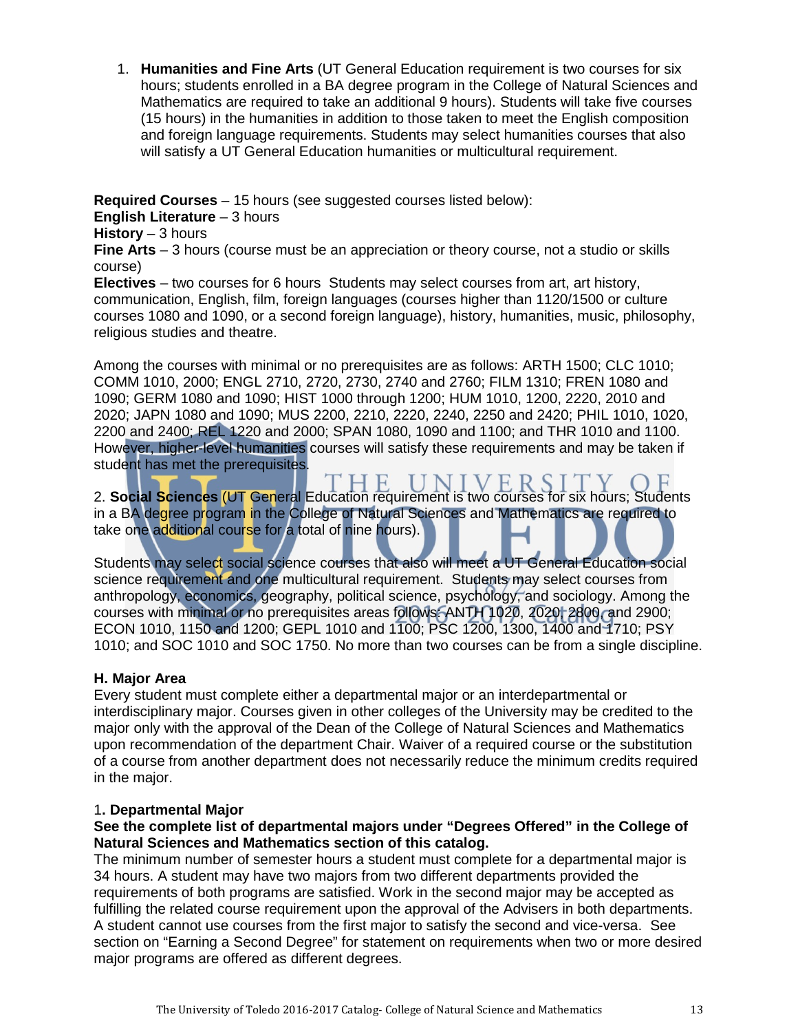1. **Humanities and Fine Arts** (UT General Education requirement is two courses for six hours; students enrolled in a BA degree program in the College of Natural Sciences and Mathematics are required to take an additional 9 hours). Students will take five courses (15 hours) in the humanities in addition to those taken to meet the English composition and foreign language requirements. Students may select humanities courses that also will satisfy a UT General Education humanities or multicultural requirement.

**Required Courses** – 15 hours (see suggested courses listed below):
**English Literature** – 3 hours
**History** – 3 hours
**Fine Arts** – 3 hours (course must be an appreciation or theory course, not a studio or skills course)
**Electives** – two courses for 6 hours Students may select courses from art, art history, communication, English, film, foreign languages (courses higher than 1120/1500 or culture courses 1080 and 1090, or a second foreign language), history, humanities, music, philosophy, religious studies and theatre.

Among the courses with minimal or no prerequisites are as follows: ARTH 1500; CLC 1010; COMM 1010, 2000; ENGL 2710, 2720, 2730, 2740 and 2760; FILM 1310; FREN 1080 and 1090; GERM 1080 and 1090; HIST 1000 through 1200; HUM 1010, 1200, 2220, 2010 and 2020; JAPN 1080 and 1090; MUS 2200, 2210, 2220, 2240, 2250 and 2420; PHIL 1010, 1020, 2200 and 2400; REL 1220 and 2000; SPAN 1080, 1090 and 1100; and THR 1010 and 1100. However, higher-level humanities courses will satisfy these requirements and may be taken if student has met the prerequisites.

2. **Social Sciences** (UT General Education requirement is two courses for six hours; Students in a BA degree program in the College of Natural Sciences and Mathematics are required to take one additional course for a total of nine hours).

Students may select social science courses that also will meet a UT General Education social science requirement and one multicultural requirement. Students may select courses from anthropology, economics, geography, political science, psychology, and sociology. Among the courses with minimal or no prerequisites areas follows: ANTH 1020, 2020, 2800, and 2900; ECON 1010, 1150 and 1200; GEPL 1010 and 1100; PSC 1200, 1300, 1400 and 1710; PSY 1010; and SOC 1010 and SOC 1750. No more than two courses can be from a single discipline.

### H. Major Area

Every student must complete either a departmental major or an interdepartmental or interdisciplinary major. Courses given in other colleges of the University may be credited to the major only with the approval of the Dean of the College of Natural Sciences and Mathematics upon recommendation of the department Chair. Waiver of a required course or the substitution of a course from another department does not necessarily reduce the minimum credits required in the major.

#### 1. Departmental Major

**See the complete list of departmental majors under "Degrees Offered" in the College of Natural Sciences and Mathematics section of this catalog.**

The minimum number of semester hours a student must complete for a departmental major is 34 hours. A student may have two majors from two different departments provided the requirements of both programs are satisfied. Work in the second major may be accepted as fulfilling the related course requirement upon the approval of the Advisers in both departments. A student cannot use courses from the first major to satisfy the second and vice-versa. See section on "Earning a Second Degree" for statement on requirements when two or more desired major programs are offered as different degrees.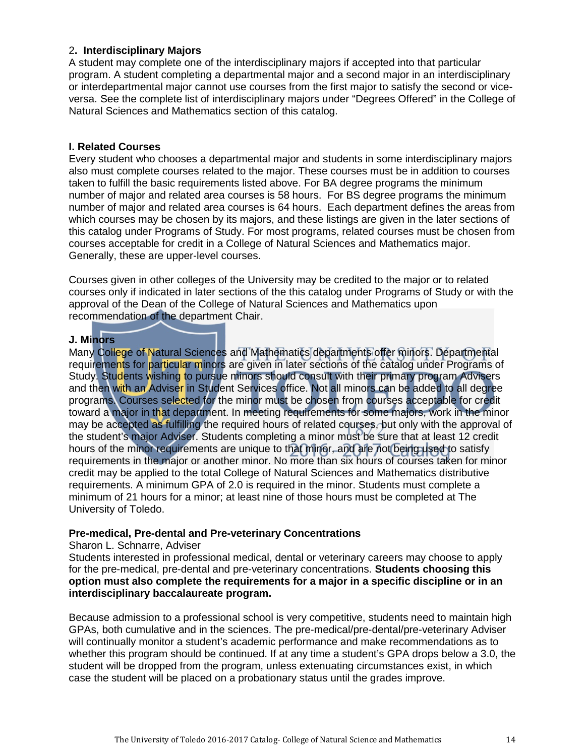### 2. Interdisciplinary Majors

A student may complete one of the interdisciplinary majors if accepted into that particular program. A student completing a departmental major and a second major in an interdisciplinary or interdepartmental major cannot use courses from the first major to satisfy the second or vice-versa. See the complete list of interdisciplinary majors under "Degrees Offered" in the College of Natural Sciences and Mathematics section of this catalog.

### I. Related Courses

Every student who chooses a departmental major and students in some interdisciplinary majors also must complete courses related to the major. These courses must be in addition to courses taken to fulfill the basic requirements listed above. For BA degree programs the minimum number of major and related area courses is 58 hours. For BS degree programs the minimum number of major and related area courses is 64 hours. Each department defines the areas from which courses may be chosen by its majors, and these listings are given in the later sections of this catalog under Programs of Study. For most programs, related courses must be chosen from courses acceptable for credit in a College of Natural Sciences and Mathematics major. Generally, these are upper-level courses.

Courses given in other colleges of the University may be credited to the major or to related courses only if indicated in later sections of the this catalog under Programs of Study or with the approval of the Dean of the College of Natural Sciences and Mathematics upon recommendation of the department Chair.

### J. Minors

Many College of Natural Sciences and Mathematics departments offer minors. Departmental requirements for particular minors are given in later sections of the catalog under Programs of Study. Students wishing to pursue minors should consult with their primary program Advisers and then with an Adviser in Student Services office. Not all minors can be added to all degree programs. Courses selected for the minor must be chosen from courses acceptable for credit toward a major in that department. In meeting requirements for some majors, work in the minor may be accepted as fulfilling the required hours of related courses, but only with the approval of the student's major Adviser. Students completing a minor must be sure that at least 12 credit hours of the minor requirements are unique to that minor, and are not being used to satisfy requirements in the major or another minor. No more than six hours of courses taken for minor credit may be applied to the total College of Natural Sciences and Mathematics distributive requirements. A minimum GPA of 2.0 is required in the minor. Students must complete a minimum of 21 hours for a minor; at least nine of those hours must be completed at The University of Toledo.

### Pre-medical, Pre-dental and Pre-veterinary Concentrations

Sharon L. Schnarre, Adviser

Students interested in professional medical, dental or veterinary careers may choose to apply for the pre-medical, pre-dental and pre-veterinary concentrations. **Students choosing this option must also complete the requirements for a major in a specific discipline or in an interdisciplinary baccalaureate program.**

Because admission to a professional school is very competitive, students need to maintain high GPAs, both cumulative and in the sciences. The pre-medical/pre-dental/pre-veterinary Adviser will continually monitor a student's academic performance and make recommendations as to whether this program should be continued. If at any time a student's GPA drops below a 3.0, the student will be dropped from the program, unless extenuating circumstances exist, in which case the student will be placed on a probationary status until the grades improve.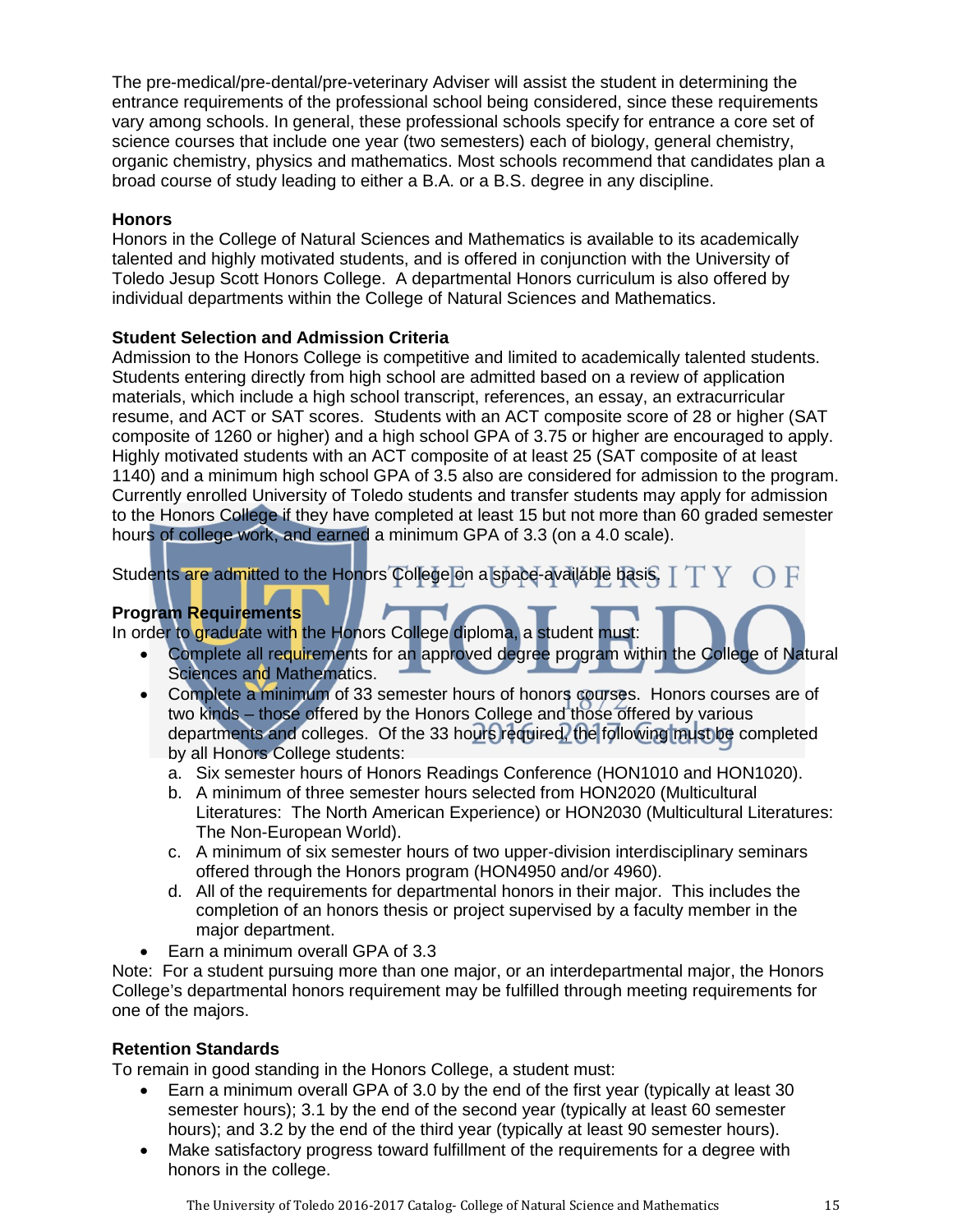The pre-medical/pre-dental/pre-veterinary Adviser will assist the student in determining the entrance requirements of the professional school being considered, since these requirements vary among schools. In general, these professional schools specify for entrance a core set of science courses that include one year (two semesters) each of biology, general chemistry, organic chemistry, physics and mathematics. Most schools recommend that candidates plan a broad course of study leading to either a B.A. or a B.S. degree in any discipline.

### Honors

Honors in the College of Natural Sciences and Mathematics is available to its academically talented and highly motivated students, and is offered in conjunction with the University of Toledo Jesup Scott Honors College. A departmental Honors curriculum is also offered by individual departments within the College of Natural Sciences and Mathematics.

### Student Selection and Admission Criteria

Admission to the Honors College is competitive and limited to academically talented students. Students entering directly from high school are admitted based on a review of application materials, which include a high school transcript, references, an essay, an extracurricular resume, and ACT or SAT scores. Students with an ACT composite score of 28 or higher (SAT composite of 1260 or higher) and a high school GPA of 3.75 or higher are encouraged to apply. Highly motivated students with an ACT composite of at least 25 (SAT composite of at least 1140) and a minimum high school GPA of 3.5 also are considered for admission to the program. Currently enrolled University of Toledo students and transfer students may apply for admission to the Honors College if they have completed at least 15 but not more than 60 graded semester hours of college work, and earned a minimum GPA of 3.3 (on a 4.0 scale).

Students are admitted to the Honors College on a space-available basis.

### Program Requirements

In order to graduate with the Honors College diploma, a student must:

- Complete all requirements for an approved degree program within the College of Natural Sciences and Mathematics.
- Complete a minimum of 33 semester hours of honors courses. Honors courses are of two kinds – those offered by the Honors College and those offered by various departments and colleges. Of the 33 hours required, the following must be completed by all Honors College students:
  a. Six semester hours of Honors Readings Conference (HON1010 and HON1020).
  b. A minimum of three semester hours selected from HON2020 (Multicultural Literatures: The North American Experience) or HON2030 (Multicultural Literatures: The Non-European World).
  c. A minimum of six semester hours of two upper-division interdisciplinary seminars offered through the Honors program (HON4950 and/or 4960).
  d. All of the requirements for departmental honors in their major. This includes the completion of an honors thesis or project supervised by a faculty member in the major department.
- Earn a minimum overall GPA of 3.3

Note: For a student pursuing more than one major, or an interdepartmental major, the Honors College's departmental honors requirement may be fulfilled through meeting requirements for one of the majors.

### Retention Standards

To remain in good standing in the Honors College, a student must:

- Earn a minimum overall GPA of 3.0 by the end of the first year (typically at least 30 semester hours); 3.1 by the end of the second year (typically at least 60 semester hours); and 3.2 by the end of the third year (typically at least 90 semester hours).
- Make satisfactory progress toward fulfillment of the requirements for a degree with honors in the college.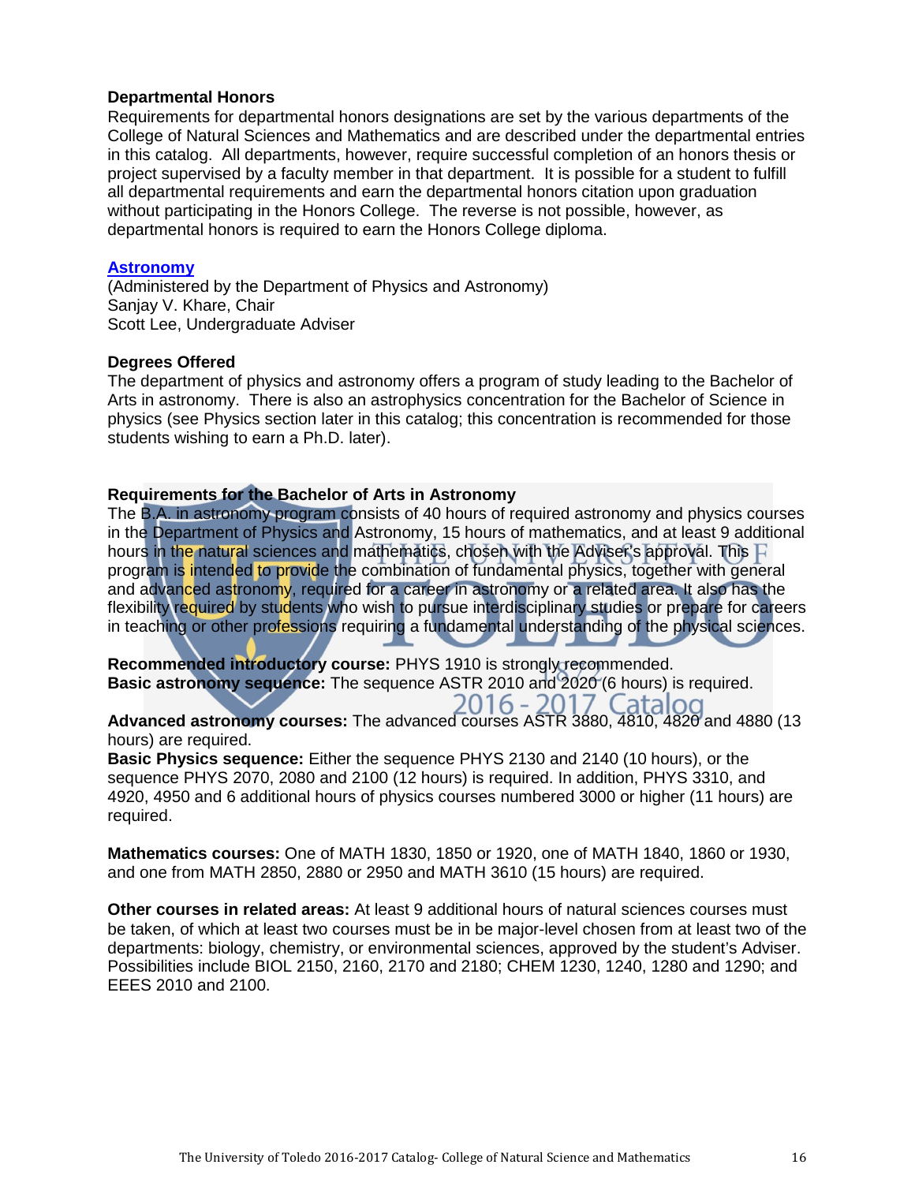**Departmental Honors**

Requirements for departmental honors designations are set by the various departments of the College of Natural Sciences and Mathematics and are described under the departmental entries in this catalog. All departments, however, require successful completion of an honors thesis or project supervised by a faculty member in that department. It is possible for a student to fulfill all departmental requirements and earn the departmental honors citation upon graduation without participating in the Honors College. The reverse is not possible, however, as departmental honors is required to earn the Honors College diploma.

**Astronomy**

(Administered by the Department of Physics and Astronomy)
Sanjay V. Khare, Chair
Scott Lee, Undergraduate Adviser

**Degrees Offered**

The department of physics and astronomy offers a program of study leading to the Bachelor of Arts in astronomy. There is also an astrophysics concentration for the Bachelor of Science in physics (see Physics section later in this catalog; this concentration is recommended for those students wishing to earn a Ph.D. later).

**Requirements for the Bachelor of Arts in Astronomy**

The B.A. in astronomy program consists of 40 hours of required astronomy and physics courses in the Department of Physics and Astronomy, 15 hours of mathematics, and at least 9 additional hours in the natural sciences and mathematics, chosen with the Adviser's approval. This program is intended to provide the combination of fundamental physics, together with general and advanced astronomy, required for a career in astronomy or a related area. It also has the flexibility required by students who wish to pursue interdisciplinary studies or prepare for careers in teaching or other professions requiring a fundamental understanding of the physical sciences.

**Recommended introductory course:** PHYS 1910 is strongly recommended.
**Basic astronomy sequence:** The sequence ASTR 2010 and 2020 (6 hours) is required.

**Advanced astronomy courses:** The advanced courses ASTR 3880, 4810, 4820 and 4880 (13 hours) are required.
**Basic Physics sequence:** Either the sequence PHYS 2130 and 2140 (10 hours), or the sequence PHYS 2070, 2080 and 2100 (12 hours) is required. In addition, PHYS 3310, and 4920, 4950 and 6 additional hours of physics courses numbered 3000 or higher (11 hours) are required.

**Mathematics courses:** One of MATH 1830, 1850 or 1920, one of MATH 1840, 1860 or 1930, and one from MATH 2850, 2880 or 2950 and MATH 3610 (15 hours) are required.

**Other courses in related areas:** At least 9 additional hours of natural sciences courses must be taken, of which at least two courses must be in be major-level chosen from at least two of the departments: biology, chemistry, or environmental sciences, approved by the student's Adviser. Possibilities include BIOL 2150, 2160, 2170 and 2180; CHEM 1230, 1240, 1280 and 1290; and EEES 2010 and 2100.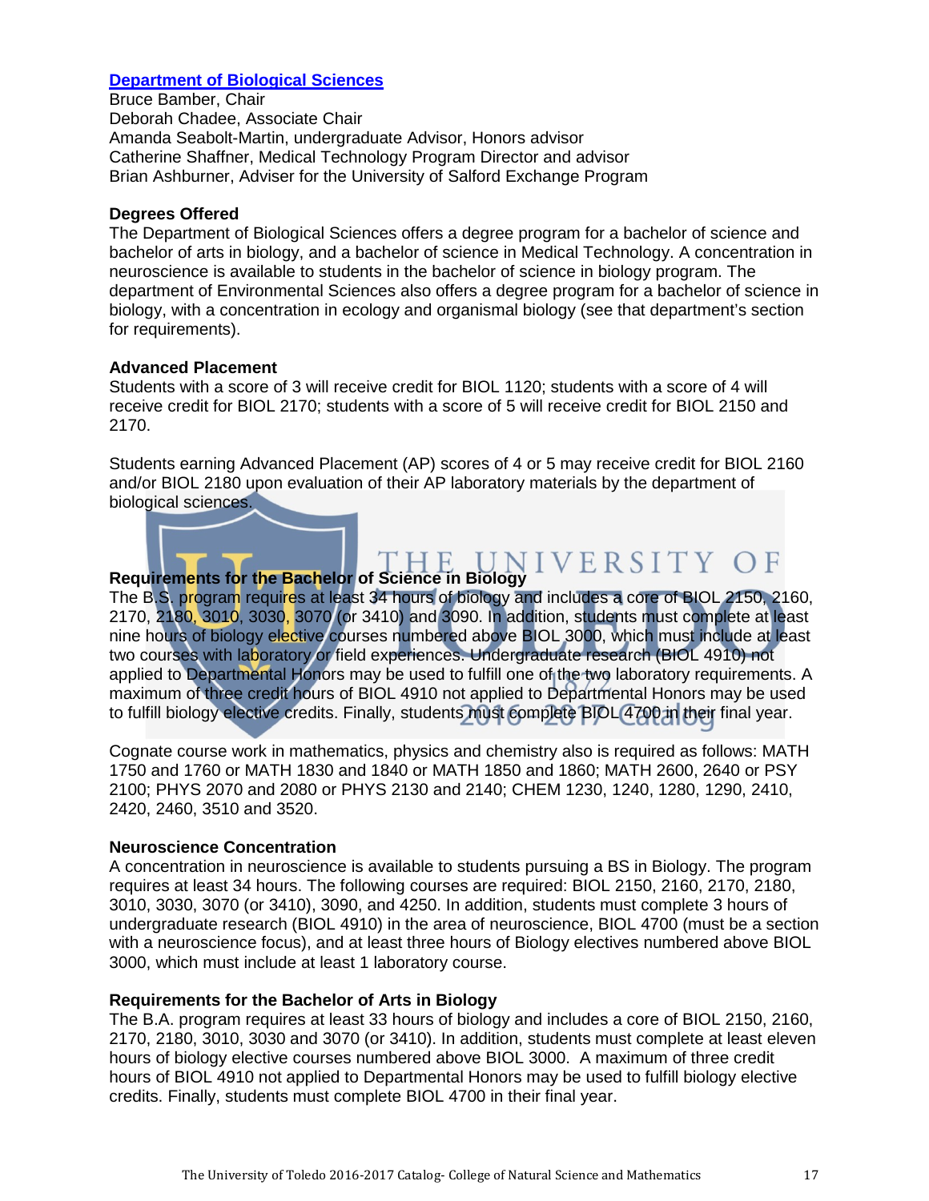## Department of Biological Sciences

Bruce Bamber, Chair
Deborah Chadee, Associate Chair
Amanda Seabolt-Martin, undergraduate Advisor, Honors advisor
Catherine Shaffner, Medical Technology Program Director and advisor
Brian Ashburner, Adviser for the University of Salford Exchange Program

### Degrees Offered

The Department of Biological Sciences offers a degree program for a bachelor of science and bachelor of arts in biology, and a bachelor of science in Medical Technology. A concentration in neuroscience is available to students in the bachelor of science in biology program. The department of Environmental Sciences also offers a degree program for a bachelor of science in biology, with a concentration in ecology and organismal biology (see that department's section for requirements).

### Advanced Placement

Students with a score of 3 will receive credit for BIOL 1120; students with a score of 4 will receive credit for BIOL 2170; students with a score of 5 will receive credit for BIOL 2150 and 2170.

Students earning Advanced Placement (AP) scores of 4 or 5 may receive credit for BIOL 2160 and/or BIOL 2180 upon evaluation of their AP laboratory materials by the department of biological sciences.

### Requirements for the Bachelor of Science in Biology

The B.S. program requires at least 34 hours of biology and includes a core of BIOL 2150, 2160, 2170, 2180, 3010, 3030, 3070 (or 3410) and 3090. In addition, students must complete at least nine hours of biology elective courses numbered above BIOL 3000, which must include at least two courses with laboratory or field experiences. Undergraduate research (BIOL 4910) not applied to Departmental Honors may be used to fulfill one of the two laboratory requirements. A maximum of three credit hours of BIOL 4910 not applied to Departmental Honors may be used to fulfill biology elective credits. Finally, students must complete BIOL 4700 in their final year.

Cognate course work in mathematics, physics and chemistry also is required as follows: MATH 1750 and 1760 or MATH 1830 and 1840 or MATH 1850 and 1860; MATH 2600, 2640 or PSY 2100; PHYS 2070 and 2080 or PHYS 2130 and 2140; CHEM 1230, 1240, 1280, 1290, 2410, 2420, 2460, 3510 and 3520.

### Neuroscience Concentration

A concentration in neuroscience is available to students pursuing a BS in Biology. The program requires at least 34 hours. The following courses are required: BIOL 2150, 2160, 2170, 2180, 3010, 3030, 3070 (or 3410), 3090, and 4250. In addition, students must complete 3 hours of undergraduate research (BIOL 4910) in the area of neuroscience, BIOL 4700 (must be a section with a neuroscience focus), and at least three hours of Biology electives numbered above BIOL 3000, which must include at least 1 laboratory course.

### Requirements for the Bachelor of Arts in Biology

The B.A. program requires at least 33 hours of biology and includes a core of BIOL 2150, 2160, 2170, 2180, 3010, 3030 and 3070 (or 3410). In addition, students must complete at least eleven hours of biology elective courses numbered above BIOL 3000. A maximum of three credit hours of BIOL 4910 not applied to Departmental Honors may be used to fulfill biology elective credits. Finally, students must complete BIOL 4700 in their final year.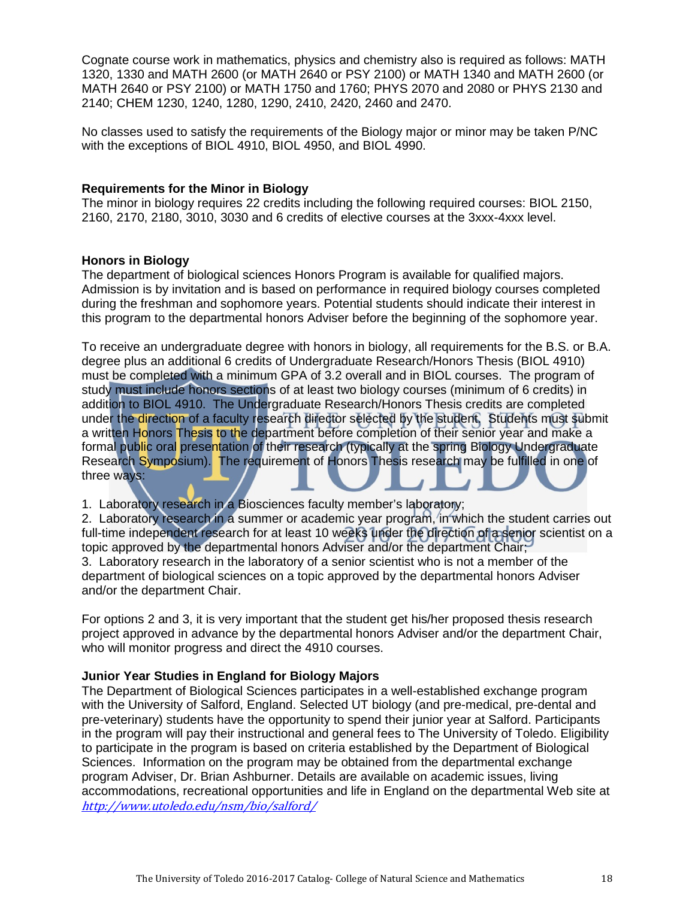Cognate course work in mathematics, physics and chemistry also is required as follows: MATH 1320, 1330 and MATH 2600 (or MATH 2640 or PSY 2100) or MATH 1340 and MATH 2600 (or MATH 2640 or PSY 2100) or MATH 1750 and 1760; PHYS 2070 and 2080 or PHYS 2130 and 2140; CHEM 1230, 1240, 1280, 1290, 2410, 2420, 2460 and 2470.

No classes used to satisfy the requirements of the Biology major or minor may be taken P/NC with the exceptions of BIOL 4910, BIOL 4950, and BIOL 4990.

**Requirements for the Minor in Biology**

The minor in biology requires 22 credits including the following required courses: BIOL 2150, 2160, 2170, 2180, 3010, 3030 and 6 credits of elective courses at the 3xxx-4xxx level.

**Honors in Biology**

The department of biological sciences Honors Program is available for qualified majors. Admission is by invitation and is based on performance in required biology courses completed during the freshman and sophomore years. Potential students should indicate their interest in this program to the departmental honors Adviser before the beginning of the sophomore year.

To receive an undergraduate degree with honors in biology, all requirements for the B.S. or B.A. degree plus an additional 6 credits of Undergraduate Research/Honors Thesis (BIOL 4910) must be completed with a minimum GPA of 3.2 overall and in BIOL courses. The program of study must include honors sections of at least two biology courses (minimum of 6 credits) in addition to BIOL 4910. The Undergraduate Research/Honors Thesis credits are completed under the direction of a faculty research director selected by the student. Students must submit a written Honors Thesis to the department before completion of their senior year and make a formal public oral presentation of their research (typically at the spring Biology Undergraduate Research Symposium). The requirement of Honors Thesis research may be fulfilled in one of three ways:

1. Laboratory research in a Biosciences faculty member's laboratory;
2. Laboratory research in a summer or academic year program, in which the student carries out full-time independent research for at least 10 weeks under the direction of a senior scientist on a topic approved by the departmental honors Adviser and/or the department Chair;
3. Laboratory research in the laboratory of a senior scientist who is not a member of the department of biological sciences on a topic approved by the departmental honors Adviser and/or the department Chair.

For options 2 and 3, it is very important that the student get his/her proposed thesis research project approved in advance by the departmental honors Adviser and/or the department Chair, who will monitor progress and direct the 4910 courses.

**Junior Year Studies in England for Biology Majors**

The Department of Biological Sciences participates in a well-established exchange program with the University of Salford, England. Selected UT biology (and pre-medical, pre-dental and pre-veterinary) students have the opportunity to spend their junior year at Salford. Participants in the program will pay their instructional and general fees to The University of Toledo. Eligibility to participate in the program is based on criteria established by the Department of Biological Sciences. Information on the program may be obtained from the departmental exchange program Adviser, Dr. Brian Ashburner. Details are available on academic issues, living accommodations, recreational opportunities and life in England on the departmental Web site at *http://www.utoledo.edu/nsm/bio/salford/*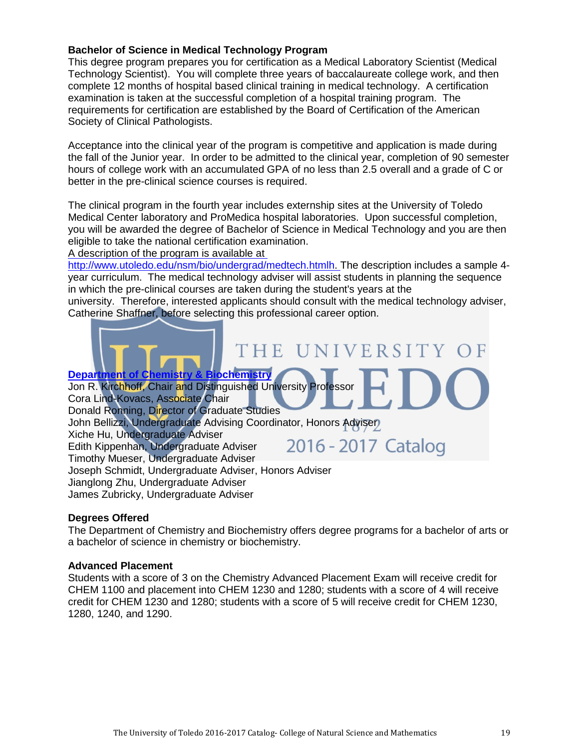### Bachelor of Science in Medical Technology Program

This degree program prepares you for certification as a Medical Laboratory Scientist (Medical Technology Scientist). You will complete three years of baccalaureate college work, and then complete 12 months of hospital based clinical training in medical technology. A certification examination is taken at the successful completion of a hospital training program. The requirements for certification are established by the Board of Certification of the American Society of Clinical Pathologists.

Acceptance into the clinical year of the program is competitive and application is made during the fall of the Junior year. In order to be admitted to the clinical year, completion of 90 semester hours of college work with an accumulated GPA of no less than 2.5 overall and a grade of C or better in the pre-clinical science courses is required.

The clinical program in the fourth year includes externship sites at the University of Toledo Medical Center laboratory and ProMedica hospital laboratories. Upon successful completion, you will be awarded the degree of Bachelor of Science in Medical Technology and you are then eligible to take the national certification examination.

A description of the program is available at http://www.utoledo.edu/nsm/bio/undergrad/medtech.htmlh. The description includes a sample 4-year curriculum. The medical technology adviser will assist students in planning the sequence in which the pre-clinical courses are taken during the student's years at the university. Therefore, interested applicants should consult with the medical technology adviser, Catherine Shaffner, before selecting this professional career option.

## Department of Chemistry & Biochemistry

Jon R. Kirchhoff, Chair and Distinguished University Professor
Cora Lind-Kovacs, Associate Chair
Donald Ronning, Director of Graduate Studies
John Bellizzi, Undergraduate Advising Coordinator, Honors Adviser
Xiche Hu, Undergraduate Adviser
Edith Kippenhan, Undergraduate Adviser
Timothy Mueser, Undergraduate Adviser
Joseph Schmidt, Undergraduate Adviser, Honors Adviser
Jianglong Zhu, Undergraduate Adviser
James Zubricky, Undergraduate Adviser

### Degrees Offered

The Department of Chemistry and Biochemistry offers degree programs for a bachelor of arts or a bachelor of science in chemistry or biochemistry.

### Advanced Placement

Students with a score of 3 on the Chemistry Advanced Placement Exam will receive credit for CHEM 1100 and placement into CHEM 1230 and 1280; students with a score of 4 will receive credit for CHEM 1230 and 1280; students with a score of 5 will receive credit for CHEM 1230, 1280, 1240, and 1290.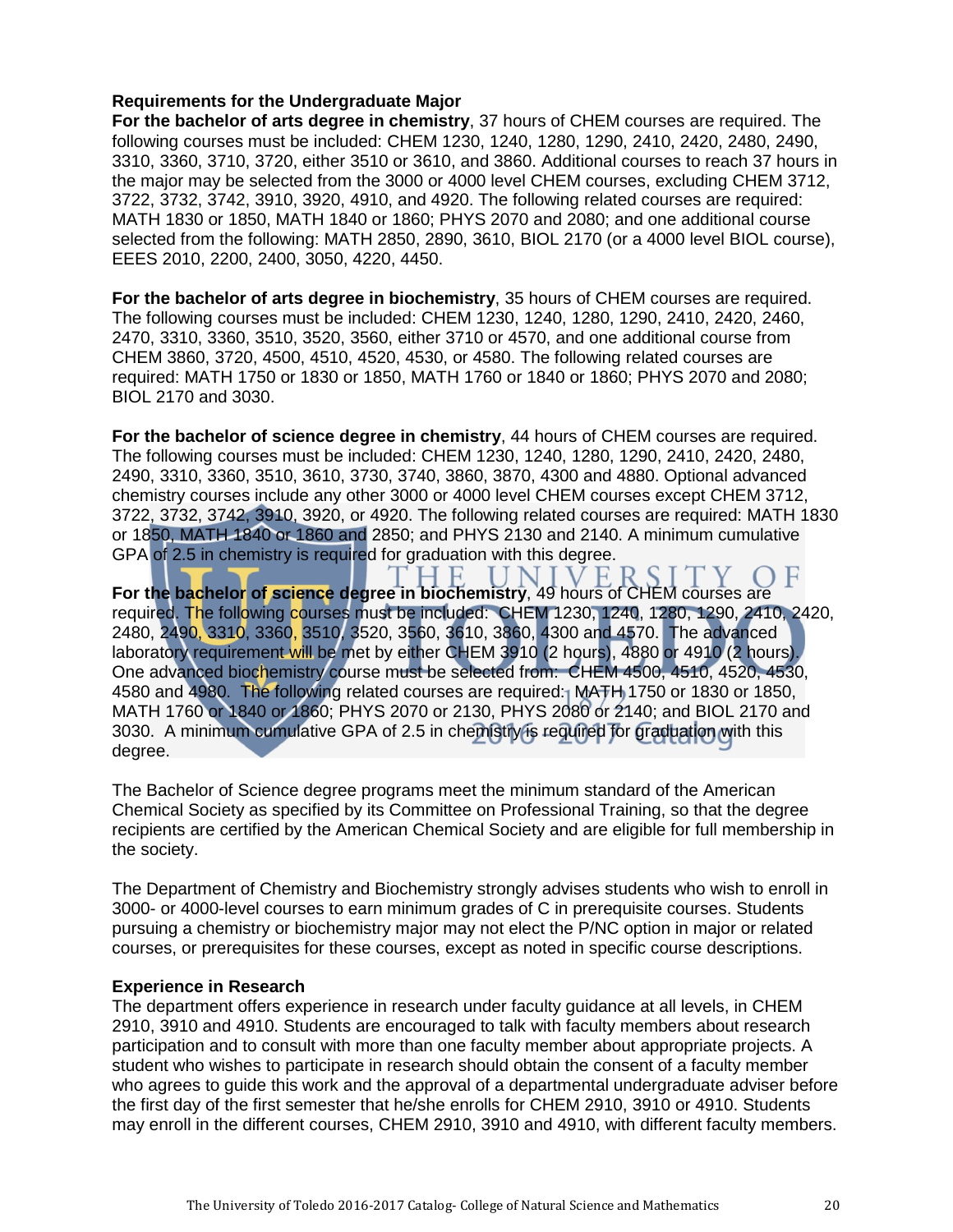**Requirements for the Undergraduate Major**

**For the bachelor of arts degree in chemistry**, 37 hours of CHEM courses are required. The following courses must be included: CHEM 1230, 1240, 1280, 1290, 2410, 2420, 2480, 2490, 3310, 3360, 3710, 3720, either 3510 or 3610, and 3860. Additional courses to reach 37 hours in the major may be selected from the 3000 or 4000 level CHEM courses, excluding CHEM 3712, 3722, 3732, 3742, 3910, 3920, 4910, and 4920. The following related courses are required: MATH 1830 or 1850, MATH 1840 or 1860; PHYS 2070 and 2080; and one additional course selected from the following: MATH 2850, 2890, 3610, BIOL 2170 (or a 4000 level BIOL course), EEES 2010, 2200, 2400, 3050, 4220, 4450.

**For the bachelor of arts degree in biochemistry**, 35 hours of CHEM courses are required. The following courses must be included: CHEM 1230, 1240, 1280, 1290, 2410, 2420, 2460, 2470, 3310, 3360, 3510, 3520, 3560, either 3710 or 4570, and one additional course from CHEM 3860, 3720, 4500, 4510, 4520, 4530, or 4580. The following related courses are required: MATH 1750 or 1830 or 1850, MATH 1760 or 1840 or 1860; PHYS 2070 and 2080; BIOL 2170 and 3030.

**For the bachelor of science degree in chemistry**, 44 hours of CHEM courses are required. The following courses must be included: CHEM 1230, 1240, 1280, 1290, 2410, 2420, 2480, 2490, 3310, 3360, 3510, 3610, 3730, 3740, 3860, 3870, 4300 and 4880. Optional advanced chemistry courses include any other 3000 or 4000 level CHEM courses except CHEM 3712, 3722, 3732, 3742, 3910, 3920, or 4920. The following related courses are required: MATH 1830 or 1850, MATH 1840 or 1860 and 2850; and PHYS 2130 and 2140. A minimum cumulative GPA of 2.5 in chemistry is required for graduation with this degree.

**For the bachelor of science degree in biochemistry**, 49 hours of CHEM courses are required. The following courses must be included: CHEM 1230, 1240, 1280, 1290, 2410, 2420, 2480, 2490, 3310, 3360, 3510, 3520, 3560, 3610, 3860, 4300 and 4570. The advanced laboratory requirement will be met by either CHEM 3910 (2 hours), 4880 or 4910 (2 hours). One advanced biochemistry course must be selected from: CHEM 4500, 4510, 4520, 4530, 4580 and 4980. The following related courses are required: MATH 1750 or 1830 or 1850, MATH 1760 or 1840 or 1860; PHYS 2070 or 2130, PHYS 2080 or 2140; and BIOL 2170 and 3030. A minimum cumulative GPA of 2.5 in chemistry is required for graduation with this degree.

The Bachelor of Science degree programs meet the minimum standard of the American Chemical Society as specified by its Committee on Professional Training, so that the degree recipients are certified by the American Chemical Society and are eligible for full membership in the society.

The Department of Chemistry and Biochemistry strongly advises students who wish to enroll in 3000- or 4000-level courses to earn minimum grades of C in prerequisite courses. Students pursuing a chemistry or biochemistry major may not elect the P/NC option in major or related courses, or prerequisites for these courses, except as noted in specific course descriptions.

**Experience in Research**

The department offers experience in research under faculty guidance at all levels, in CHEM 2910, 3910 and 4910. Students are encouraged to talk with faculty members about research participation and to consult with more than one faculty member about appropriate projects. A student who wishes to participate in research should obtain the consent of a faculty member who agrees to guide this work and the approval of a departmental undergraduate adviser before the first day of the first semester that he/she enrolls for CHEM 2910, 3910 or 4910. Students may enroll in the different courses, CHEM 2910, 3910 and 4910, with different faculty members.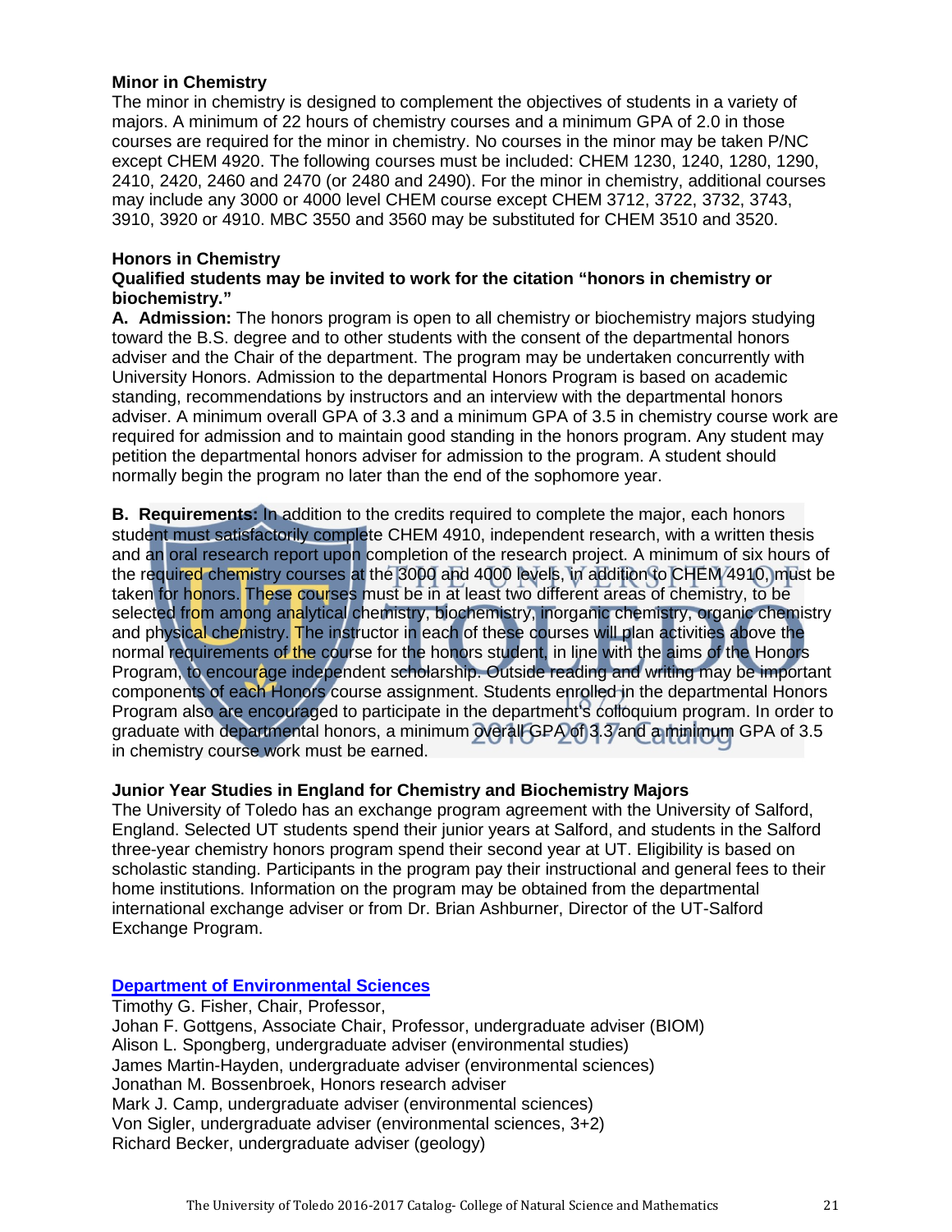## Minor in Chemistry

The minor in chemistry is designed to complement the objectives of students in a variety of majors. A minimum of 22 hours of chemistry courses and a minimum GPA of 2.0 in those courses are required for the minor in chemistry. No courses in the minor may be taken P/NC except CHEM 4920. The following courses must be included: CHEM 1230, 1240, 1280, 1290, 2410, 2420, 2460 and 2470 (or 2480 and 2490). For the minor in chemistry, additional courses may include any 3000 or 4000 level CHEM course except CHEM 3712, 3722, 3732, 3743, 3910, 3920 or 4910. MBC 3550 and 3560 may be substituted for CHEM 3510 and 3520.

## Honors in Chemistry

**Qualified students may be invited to work for the citation "honors in chemistry or biochemistry."**

**A. Admission:** The honors program is open to all chemistry or biochemistry majors studying toward the B.S. degree and to other students with the consent of the departmental honors adviser and the Chair of the department. The program may be undertaken concurrently with University Honors. Admission to the departmental Honors Program is based on academic standing, recommendations by instructors and an interview with the departmental honors adviser. A minimum overall GPA of 3.3 and a minimum GPA of 3.5 in chemistry course work are required for admission and to maintain good standing in the honors program. Any student may petition the departmental honors adviser for admission to the program. A student should normally begin the program no later than the end of the sophomore year.

**B. Requirements:** In addition to the credits required to complete the major, each honors student must satisfactorily complete CHEM 4910, independent research, with a written thesis and an oral research report upon completion of the research project. A minimum of six hours of the required chemistry courses at the 3000 and 4000 levels, in addition to CHEM 4910, must be taken for honors. These courses must be in at least two different areas of chemistry, to be selected from among analytical chemistry, biochemistry, inorganic chemistry, organic chemistry and physical chemistry. The instructor in each of these courses will plan activities above the normal requirements of the course for the honors student, in line with the aims of the Honors Program, to encourage independent scholarship. Outside reading and writing may be important components of each Honors course assignment. Students enrolled in the departmental Honors Program also are encouraged to participate in the department's colloquium program. In order to graduate with departmental honors, a minimum overall GPA of 3.3 and a minimum GPA of 3.5 in chemistry course work must be earned.

## Junior Year Studies in England for Chemistry and Biochemistry Majors

The University of Toledo has an exchange program agreement with the University of Salford, England. Selected UT students spend their junior years at Salford, and students in the Salford three-year chemistry honors program spend their second year at UT. Eligibility is based on scholastic standing. Participants in the program pay their instructional and general fees to their home institutions. Information on the program may be obtained from the departmental international exchange adviser or from Dr. Brian Ashburner, Director of the UT-Salford Exchange Program.

## Department of Environmental Sciences

Timothy G. Fisher, Chair, Professor,
Johan F. Gottgens, Associate Chair, Professor, undergraduate adviser (BIOM)
Alison L. Spongberg, undergraduate adviser (environmental studies)
James Martin-Hayden, undergraduate adviser (environmental sciences)
Jonathan M. Bossenbroek, Honors research adviser
Mark J. Camp, undergraduate adviser (environmental sciences)
Von Sigler, undergraduate adviser (environmental sciences, 3+2)
Richard Becker, undergraduate adviser (geology)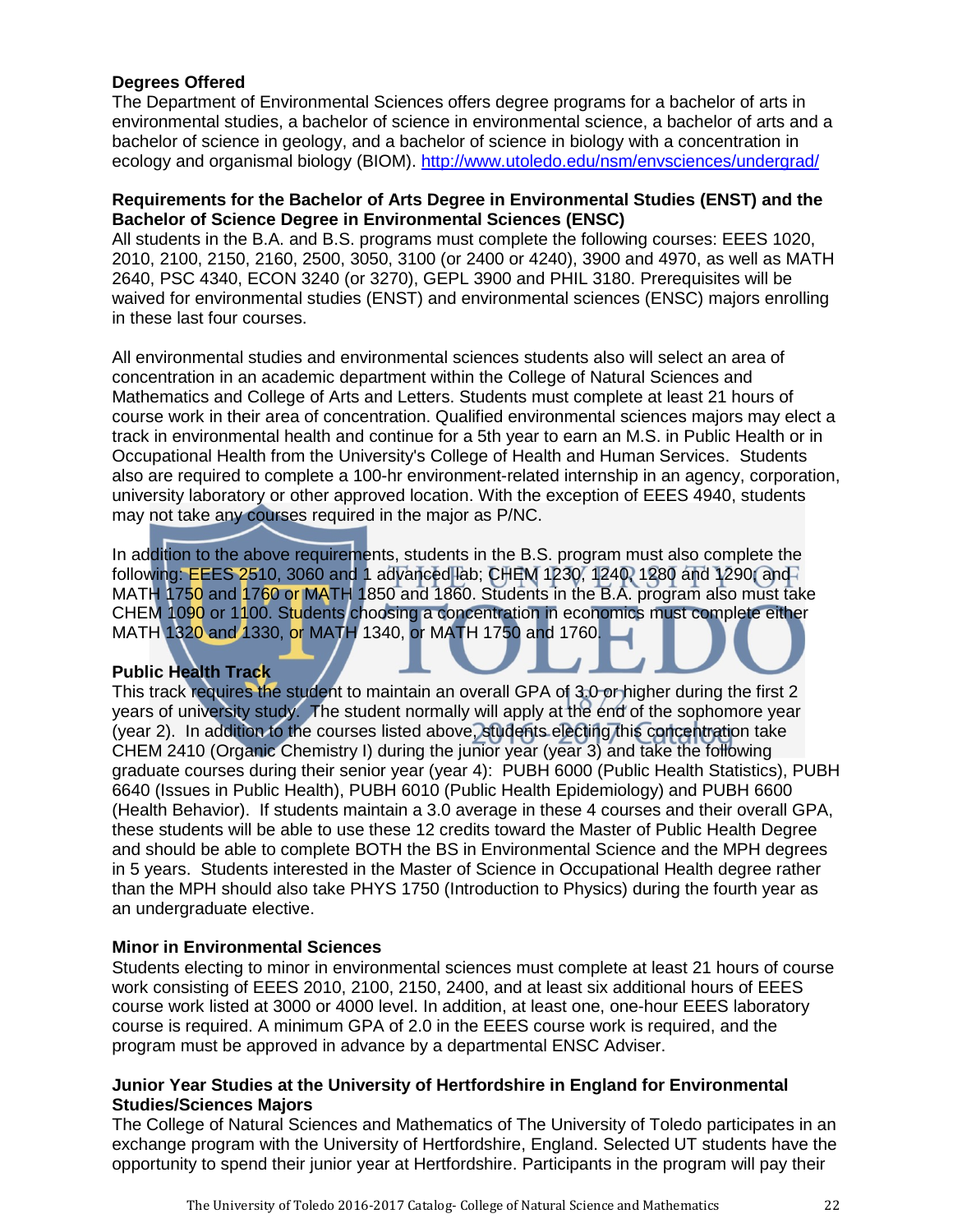**Degrees Offered**

The Department of Environmental Sciences offers degree programs for a bachelor of arts in environmental studies, a bachelor of science in environmental science, a bachelor of arts and a bachelor of science in geology, and a bachelor of science in biology with a concentration in ecology and organismal biology (BIOM). http://www.utoledo.edu/nsm/envsciences/undergrad/

**Requirements for the Bachelor of Arts Degree in Environmental Studies (ENST) and the Bachelor of Science Degree in Environmental Sciences (ENSC)**

All students in the B.A. and B.S. programs must complete the following courses: EEES 1020, 2010, 2100, 2150, 2160, 2500, 3050, 3100 (or 2400 or 4240), 3900 and 4970, as well as MATH 2640, PSC 4340, ECON 3240 (or 3270), GEPL 3900 and PHIL 3180. Prerequisites will be waived for environmental studies (ENST) and environmental sciences (ENSC) majors enrolling in these last four courses.

All environmental studies and environmental sciences students also will select an area of concentration in an academic department within the College of Natural Sciences and Mathematics and College of Arts and Letters. Students must complete at least 21 hours of course work in their area of concentration. Qualified environmental sciences majors may elect a track in environmental health and continue for a 5th year to earn an M.S. in Public Health or in Occupational Health from the University's College of Health and Human Services. Students also are required to complete a 100-hr environment-related internship in an agency, corporation, university laboratory or other approved location. With the exception of EEES 4940, students may not take any courses required in the major as P/NC.

In addition to the above requirements, students in the B.S. program must also complete the following: EEES 2510, 3060 and 1 advanced lab; CHEM 1230, 1240, 1280 and 1290; and MATH 1750 and 1760 or MATH 1850 and 1860. Students in the B.A. program also must take CHEM 1090 or 1100. Students choosing a concentration in economics must complete either MATH 1320 and 1330, or MATH 1340, or MATH 1750 and 1760.

**Public Health Track**

This track requires the student to maintain an overall GPA of 3.0 or higher during the first 2 years of university study. The student normally will apply at the end of the sophomore year (year 2). In addition to the courses listed above, students electing this concentration take CHEM 2410 (Organic Chemistry I) during the junior year (year 3) and take the following graduate courses during their senior year (year 4): PUBH 6000 (Public Health Statistics), PUBH 6640 (Issues in Public Health), PUBH 6010 (Public Health Epidemiology) and PUBH 6600 (Health Behavior). If students maintain a 3.0 average in these 4 courses and their overall GPA, these students will be able to use these 12 credits toward the Master of Public Health Degree and should be able to complete BOTH the BS in Environmental Science and the MPH degrees in 5 years. Students interested in the Master of Science in Occupational Health degree rather than the MPH should also take PHYS 1750 (Introduction to Physics) during the fourth year as an undergraduate elective.

**Minor in Environmental Sciences**

Students electing to minor in environmental sciences must complete at least 21 hours of course work consisting of EEES 2010, 2100, 2150, 2400, and at least six additional hours of EEES course work listed at 3000 or 4000 level. In addition, at least one, one-hour EEES laboratory course is required. A minimum GPA of 2.0 in the EEES course work is required, and the program must be approved in advance by a departmental ENSC Adviser.

**Junior Year Studies at the University of Hertfordshire in England for Environmental Studies/Sciences Majors**

The College of Natural Sciences and Mathematics of The University of Toledo participates in an exchange program with the University of Hertfordshire, England. Selected UT students have the opportunity to spend their junior year at Hertfordshire. Participants in the program will pay their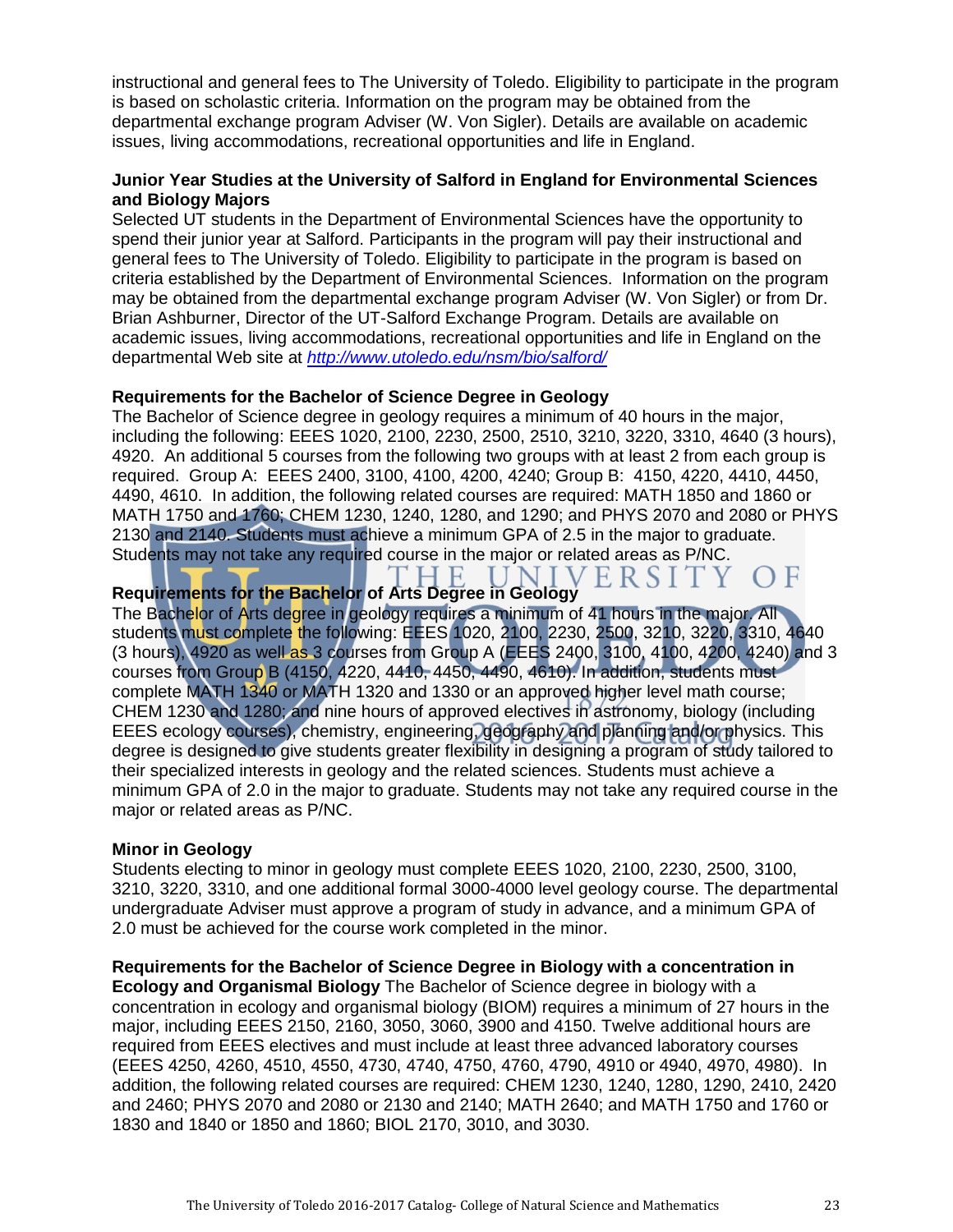instructional and general fees to The University of Toledo. Eligibility to participate in the program is based on scholastic criteria. Information on the program may be obtained from the departmental exchange program Adviser (W. Von Sigler). Details are available on academic issues, living accommodations, recreational opportunities and life in England.

**Junior Year Studies at the University of Salford in England for Environmental Sciences and Biology Majors**

Selected UT students in the Department of Environmental Sciences have the opportunity to spend their junior year at Salford. Participants in the program will pay their instructional and general fees to The University of Toledo. Eligibility to participate in the program is based on criteria established by the Department of Environmental Sciences. Information on the program may be obtained from the departmental exchange program Adviser (W. Von Sigler) or from Dr. Brian Ashburner, Director of the UT-Salford Exchange Program. Details are available on academic issues, living accommodations, recreational opportunities and life in England on the departmental Web site at *http://www.utoledo.edu/nsm/bio/salford/*

**Requirements for the Bachelor of Science Degree in Geology**

The Bachelor of Science degree in geology requires a minimum of 40 hours in the major, including the following: EEES 1020, 2100, 2230, 2500, 2510, 3210, 3220, 3310, 4640 (3 hours), 4920. An additional 5 courses from the following two groups with at least 2 from each group is required. Group A: EEES 2400, 3100, 4100, 4200, 4240; Group B: 4150, 4220, 4410, 4450, 4490, 4610. In addition, the following related courses are required: MATH 1850 and 1860 or MATH 1750 and 1760; CHEM 1230, 1240, 1280, and 1290; and PHYS 2070 and 2080 or PHYS 2130 and 2140. Students must achieve a minimum GPA of 2.5 in the major to graduate. Students may not take any required course in the major or related areas as P/NC.

**Requirements for the Bachelor of Arts Degree in Geology**

The Bachelor of Arts degree in geology requires a minimum of 41 hours in the major. All students must complete the following: EEES 1020, 2100, 2230, 2500, 3210, 3220, 3310, 4640 (3 hours), 4920 as well as 3 courses from Group A (EEES 2400, 3100, 4100, 4200, 4240) and 3 courses from Group B (4150, 4220, 4410, 4450, 4490, 4610). In addition, students must complete MATH 1340 or MATH 1320 and 1330 or an approved higher level math course; CHEM 1230 and 1280; and nine hours of approved electives in astronomy, biology (including EEES ecology courses), chemistry, engineering, geography and planning and/or physics. This degree is designed to give students greater flexibility in designing a program of study tailored to their specialized interests in geology and the related sciences. Students must achieve a minimum GPA of 2.0 in the major to graduate. Students may not take any required course in the major or related areas as P/NC.

**Minor in Geology**

Students electing to minor in geology must complete EEES 1020, 2100, 2230, 2500, 3100, 3210, 3220, 3310, and one additional formal 3000-4000 level geology course. The departmental undergraduate Adviser must approve a program of study in advance, and a minimum GPA of 2.0 must be achieved for the course work completed in the minor.

**Requirements for the Bachelor of Science Degree in Biology with a concentration in Ecology and Organismal Biology** The Bachelor of Science degree in biology with a concentration in ecology and organismal biology (BIOM) requires a minimum of 27 hours in the major, including EEES 2150, 2160, 3050, 3060, 3900 and 4150. Twelve additional hours are required from EEES electives and must include at least three advanced laboratory courses (EEES 4250, 4260, 4510, 4550, 4730, 4740, 4750, 4760, 4790, 4910 or 4940, 4970, 4980). In addition, the following related courses are required: CHEM 1230, 1240, 1280, 1290, 2410, 2420 and 2460; PHYS 2070 and 2080 or 2130 and 2140; MATH 2640; and MATH 1750 and 1760 or 1830 and 1840 or 1850 and 1860; BIOL 2170, 3010, and 3030.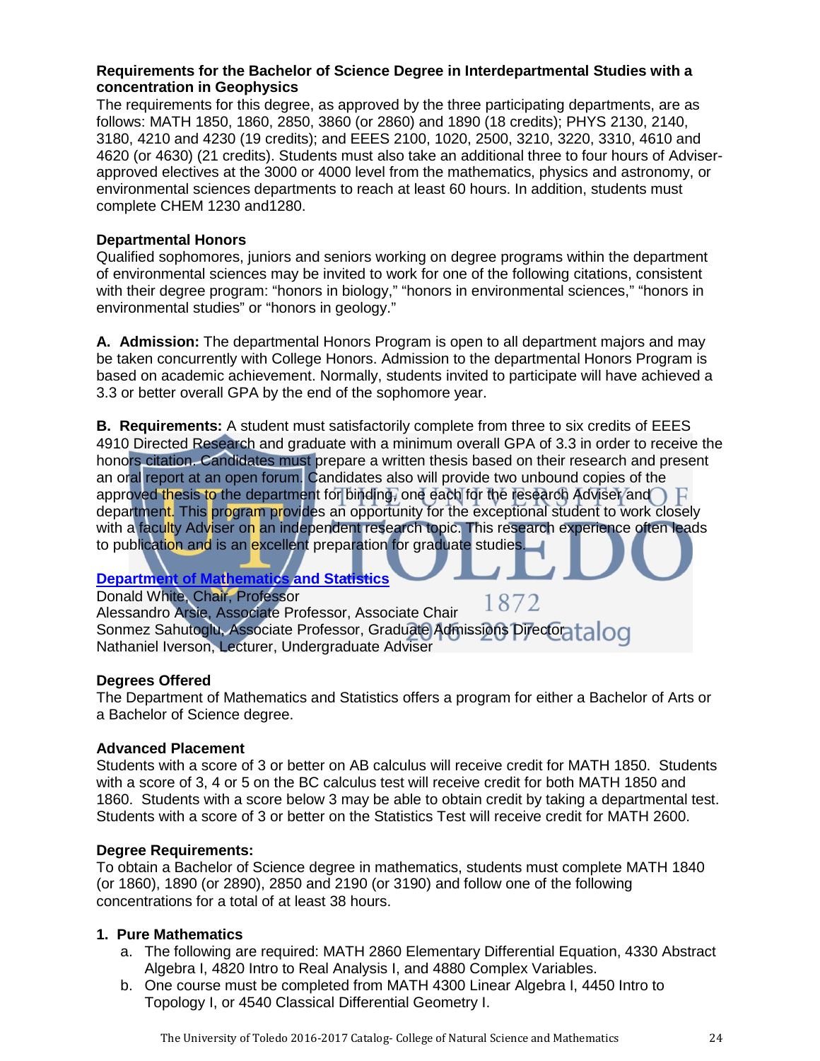**Requirements for the Bachelor of Science Degree in Interdepartmental Studies with a concentration in Geophysics**

The requirements for this degree, as approved by the three participating departments, are as follows: MATH 1850, 1860, 2850, 3860 (or 2860) and 1890 (18 credits); PHYS 2130, 2140, 3180, 4210 and 4230 (19 credits); and EEES 2100, 1020, 2500, 3210, 3220, 3310, 4610 and 4620 (or 4630) (21 credits). Students must also take an additional three to four hours of Adviser-approved electives at the 3000 or 4000 level from the mathematics, physics and astronomy, or environmental sciences departments to reach at least 60 hours. In addition, students must complete CHEM 1230 and1280.

**Departmental Honors**

Qualified sophomores, juniors and seniors working on degree programs within the department of environmental sciences may be invited to work for one of the following citations, consistent with their degree program: "honors in biology," "honors in environmental sciences," "honors in environmental studies" or "honors in geology."

**A. Admission:** The departmental Honors Program is open to all department majors and may be taken concurrently with College Honors. Admission to the departmental Honors Program is based on academic achievement. Normally, students invited to participate will have achieved a 3.3 or better overall GPA by the end of the sophomore year.

**B. Requirements:** A student must satisfactorily complete from three to six credits of EEES 4910 Directed Research and graduate with a minimum overall GPA of 3.3 in order to receive the honors citation. Candidates must prepare a written thesis based on their research and present an oral report at an open forum. Candidates also will provide two unbound copies of the approved thesis to the department for binding, one each for the research Adviser and department. This program provides an opportunity for the exceptional student to work closely with a faculty Adviser on an independent research topic. This research experience often leads to publication and is an excellent preparation for graduate studies.

**Department of Mathematics and Statistics**

Donald White, Chair, Professor
Alessandro Arsie, Associate Professor, Associate Chair
Sonmez Sahutoglu, Associate Professor, Graduate Admissions Director
Nathaniel Iverson, Lecturer, Undergraduate Adviser

**Degrees Offered**

The Department of Mathematics and Statistics offers a program for either a Bachelor of Arts or a Bachelor of Science degree.

**Advanced Placement**

Students with a score of 3 or better on AB calculus will receive credit for MATH 1850. Students with a score of 3, 4 or 5 on the BC calculus test will receive credit for both MATH 1850 and 1860. Students with a score below 3 may be able to obtain credit by taking a departmental test. Students with a score of 3 or better on the Statistics Test will receive credit for MATH 2600.

**Degree Requirements:**

To obtain a Bachelor of Science degree in mathematics, students must complete MATH 1840 (or 1860), 1890 (or 2890), 2850 and 2190 (or 3190) and follow one of the following concentrations for a total of at least 38 hours.

**1. Pure Mathematics**

a. The following are required: MATH 2860 Elementary Differential Equation, 4330 Abstract Algebra I, 4820 Intro to Real Analysis I, and 4880 Complex Variables.
b. One course must be completed from MATH 4300 Linear Algebra I, 4450 Intro to Topology I, or 4540 Classical Differential Geometry I.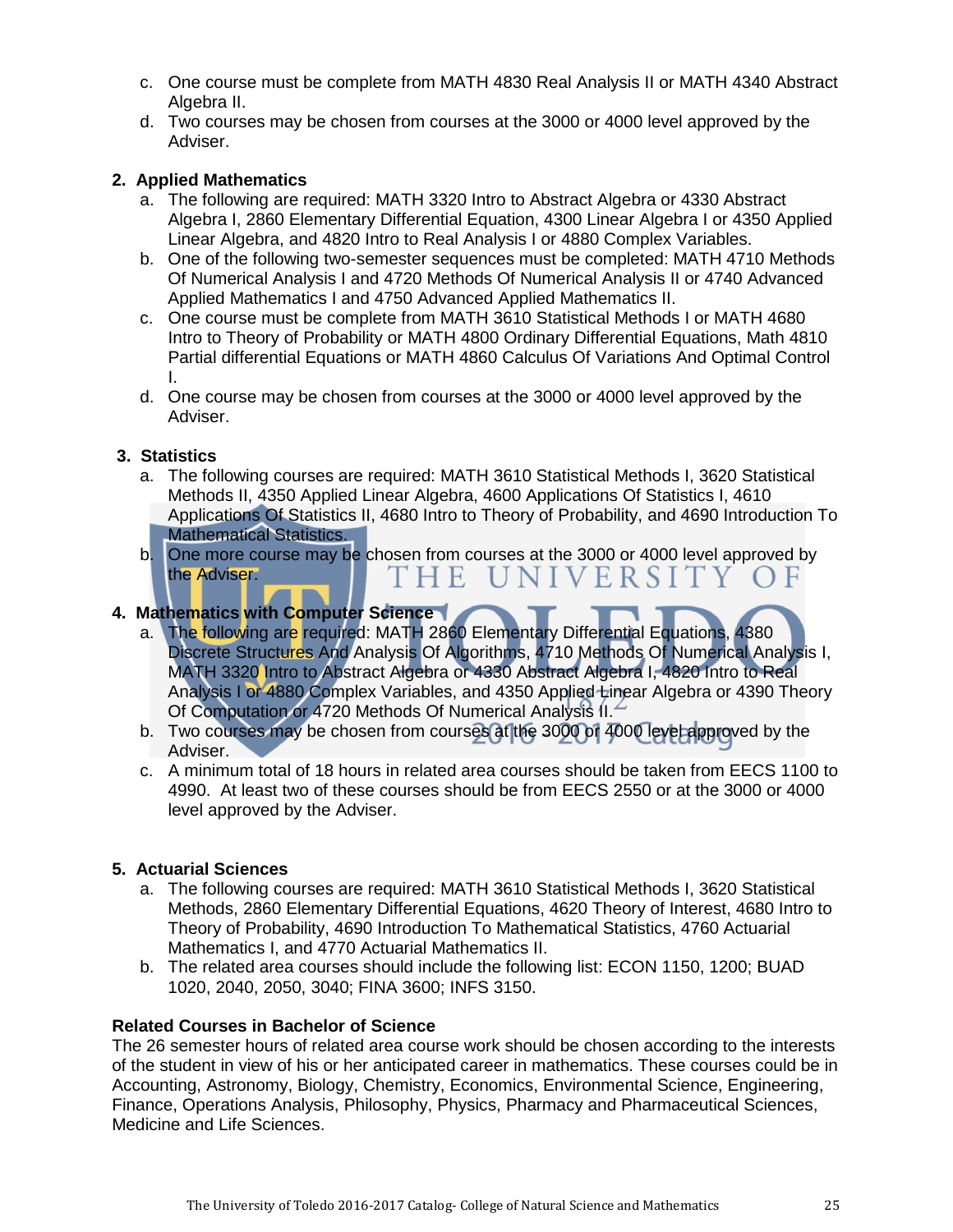c. One course must be complete from MATH 4830 Real Analysis II or MATH 4340 Abstract Algebra II.
d. Two courses may be chosen from courses at the 3000 or 4000 level approved by the Adviser.

**2. Applied Mathematics**

a. The following are required: MATH 3320 Intro to Abstract Algebra or 4330 Abstract Algebra I, 2860 Elementary Differential Equation, 4300 Linear Algebra I or 4350 Applied Linear Algebra, and 4820 Intro to Real Analysis I or 4880 Complex Variables.
b. One of the following two-semester sequences must be completed: MATH 4710 Methods Of Numerical Analysis I and 4720 Methods Of Numerical Analysis II or 4740 Advanced Applied Mathematics I and 4750 Advanced Applied Mathematics II.
c. One course must be complete from MATH 3610 Statistical Methods I or MATH 4680 Intro to Theory of Probability or MATH 4800 Ordinary Differential Equations, Math 4810 Partial differential Equations or MATH 4860 Calculus Of Variations And Optimal Control I.
d. One course may be chosen from courses at the 3000 or 4000 level approved by the Adviser.

**3. Statistics**

a. The following courses are required: MATH 3610 Statistical Methods I, 3620 Statistical Methods II, 4350 Applied Linear Algebra, 4600 Applications Of Statistics I, 4610 Applications Of Statistics II, 4680 Intro to Theory of Probability, and 4690 Introduction To Mathematical Statistics.
b. One more course may be chosen from courses at the 3000 or 4000 level approved by the Adviser.

**4. Mathematics with Computer Science**

a. The following are required: MATH 2860 Elementary Differential Equations, 4380 Discrete Structures And Analysis Of Algorithms, 4710 Methods Of Numerical Analysis I, MATH 3320 Intro to Abstract Algebra or 4330 Abstract Algebra I, 4820 Intro to Real Analysis I or 4880 Complex Variables, and 4350 Applied Linear Algebra or 4390 Theory Of Computation or 4720 Methods Of Numerical Analysis II.
b. Two courses may be chosen from courses at the 3000 or 4000 level approved by the Adviser.
c. A minimum total of 18 hours in related area courses should be taken from EECS 1100 to 4990. At least two of these courses should be from EECS 2550 or at the 3000 or 4000 level approved by the Adviser.

**5. Actuarial Sciences**

a. The following courses are required: MATH 3610 Statistical Methods I, 3620 Statistical Methods, 2860 Elementary Differential Equations, 4620 Theory of Interest, 4680 Intro to Theory of Probability, 4690 Introduction To Mathematical Statistics, 4760 Actuarial Mathematics I, and 4770 Actuarial Mathematics II.
b. The related area courses should include the following list: ECON 1150, 1200; BUAD 1020, 2040, 2050, 3040; FINA 3600; INFS 3150.

**Related Courses in Bachelor of Science**

The 26 semester hours of related area course work should be chosen according to the interests of the student in view of his or her anticipated career in mathematics. These courses could be in Accounting, Astronomy, Biology, Chemistry, Economics, Environmental Science, Engineering, Finance, Operations Analysis, Philosophy, Physics, Pharmacy and Pharmaceutical Sciences, Medicine and Life Sciences.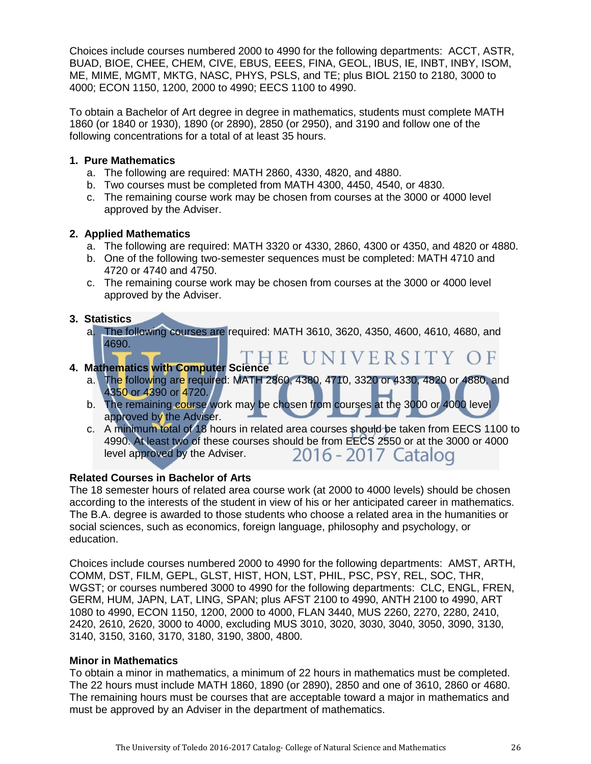Choices include courses numbered 2000 to 4990 for the following departments: ACCT, ASTR, BUAD, BIOE, CHEE, CHEM, CIVE, EBUS, EEES, FINA, GEOL, IBUS, IE, INBT, INBY, ISOM, ME, MIME, MGMT, MKTG, NASC, PHYS, PSLS, and TE; plus BIOL 2150 to 2180, 3000 to 4000; ECON 1150, 1200, 2000 to 4990; EECS 1100 to 4990.

To obtain a Bachelor of Art degree in degree in mathematics, students must complete MATH 1860 (or 1840 or 1930), 1890 (or 2890), 2850 (or 2950), and 3190 and follow one of the following concentrations for a total of at least 35 hours.

1. **Pure Mathematics**
   a. The following are required: MATH 2860, 4330, 4820, and 4880.
   b. Two courses must be completed from MATH 4300, 4450, 4540, or 4830.
   c. The remaining course work may be chosen from courses at the 3000 or 4000 level approved by the Adviser.

2. **Applied Mathematics**
   a. The following are required: MATH 3320 or 4330, 2860, 4300 or 4350, and 4820 or 4880.
   b. One of the following two-semester sequences must be completed: MATH 4710 and 4720 or 4740 and 4750.
   c. The remaining course work may be chosen from courses at the 3000 or 4000 level approved by the Adviser.

3. **Statistics**
   a. The following courses are required: MATH 3610, 3620, 4350, 4600, 4610, 4680, and 4690.

4. **Mathematics with Computer Science**
   a. The following are required: MATH 2860, 4380, 4710, 3320 or 4330, 4820 or 4880, and 4350 or 4390 or 4720.
   b. The remaining course work may be chosen from courses at the 3000 or 4000 level approved by the Adviser.
   c. A minimum total of 18 hours in related area courses should be taken from EECS 1100 to 4990. At least two of these courses should be from EECS 2550 or at the 3000 or 4000 level approved by the Adviser.

**Related Courses in Bachelor of Arts**

The 18 semester hours of related area course work (at 2000 to 4000 levels) should be chosen according to the interests of the student in view of his or her anticipated career in mathematics. The B.A. degree is awarded to those students who choose a related area in the humanities or social sciences, such as economics, foreign language, philosophy and psychology, or education.

Choices include courses numbered 2000 to 4990 for the following departments: AMST, ARTH, COMM, DST, FILM, GEPL, GLST, HIST, HON, LST, PHIL, PSC, PSY, REL, SOC, THR, WGST; or courses numbered 3000 to 4990 for the following departments: CLC, ENGL, FREN, GERM, HUM, JAPN, LAT, LING, SPAN; plus AFST 2100 to 4990, ANTH 2100 to 4990, ART 1080 to 4990, ECON 1150, 1200, 2000 to 4000, FLAN 3440, MUS 2260, 2270, 2280, 2410, 2420, 2610, 2620, 3000 to 4000, excluding MUS 3010, 3020, 3030, 3040, 3050, 3090, 3130, 3140, 3150, 3160, 3170, 3180, 3190, 3800, 4800.

**Minor in Mathematics**

To obtain a minor in mathematics, a minimum of 22 hours in mathematics must be completed. The 22 hours must include MATH 1860, 1890 (or 2890), 2850 and one of 3610, 2860 or 4680. The remaining hours must be courses that are acceptable toward a major in mathematics and must be approved by an Adviser in the department of mathematics.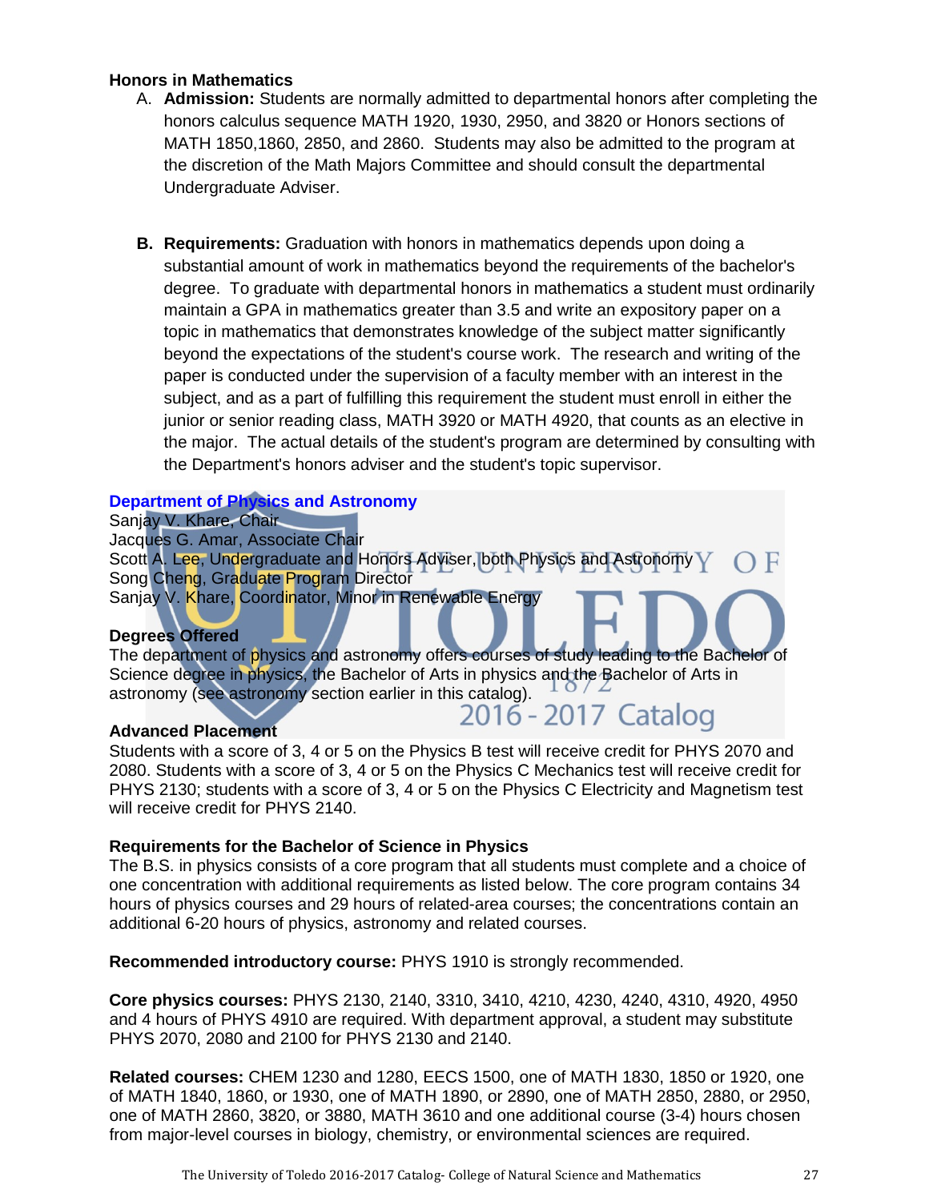### Honors in Mathematics

A. **Admission:** Students are normally admitted to departmental honors after completing the honors calculus sequence MATH 1920, 1930, 2950, and 3820 or Honors sections of MATH 1850,1860, 2850, and 2860. Students may also be admitted to the program at the discretion of the Math Majors Committee and should consult the departmental Undergraduate Adviser.

B. **Requirements:** Graduation with honors in mathematics depends upon doing a substantial amount of work in mathematics beyond the requirements of the bachelor's degree. To graduate with departmental honors in mathematics a student must ordinarily maintain a GPA in mathematics greater than 3.5 and write an expository paper on a topic in mathematics that demonstrates knowledge of the subject matter significantly beyond the expectations of the student's course work. The research and writing of the paper is conducted under the supervision of a faculty member with an interest in the subject, and as a part of fulfilling this requirement the student must enroll in either the junior or senior reading class, MATH 3920 or MATH 4920, that counts as an elective in the major. The actual details of the student's program are determined by consulting with the Department's honors adviser and the student's topic supervisor.

## Department of Physics and Astronomy

Sanjay V. Khare, Chair
Jacques G. Amar, Associate Chair
Scott A. Lee, Undergraduate and Honors Adviser, both Physics and Astronomy
Song Cheng, Graduate Program Director
Sanjay V. Khare, Coordinator, Minor in Renewable Energy

### Degrees Offered

The department of physics and astronomy offers courses of study leading to the Bachelor of Science degree in physics, the Bachelor of Arts in physics and the Bachelor of Arts in astronomy (see astronomy section earlier in this catalog).

### Advanced Placement

Students with a score of 3, 4 or 5 on the Physics B test will receive credit for PHYS 2070 and 2080. Students with a score of 3, 4 or 5 on the Physics C Mechanics test will receive credit for PHYS 2130; students with a score of 3, 4 or 5 on the Physics C Electricity and Magnetism test will receive credit for PHYS 2140.

### Requirements for the Bachelor of Science in Physics

The B.S. in physics consists of a core program that all students must complete and a choice of one concentration with additional requirements as listed below. The core program contains 34 hours of physics courses and 29 hours of related-area courses; the concentrations contain an additional 6-20 hours of physics, astronomy and related courses.

**Recommended introductory course:** PHYS 1910 is strongly recommended.

**Core physics courses:** PHYS 2130, 2140, 3310, 3410, 4210, 4230, 4240, 4310, 4920, 4950 and 4 hours of PHYS 4910 are required. With department approval, a student may substitute PHYS 2070, 2080 and 2100 for PHYS 2130 and 2140.

**Related courses:** CHEM 1230 and 1280, EECS 1500, one of MATH 1830, 1850 or 1920, one of MATH 1840, 1860, or 1930, one of MATH 1890, or 2890, one of MATH 2850, 2880, or 2950, one of MATH 2860, 3820, or 3880, MATH 3610 and one additional course (3-4) hours chosen from major-level courses in biology, chemistry, or environmental sciences are required.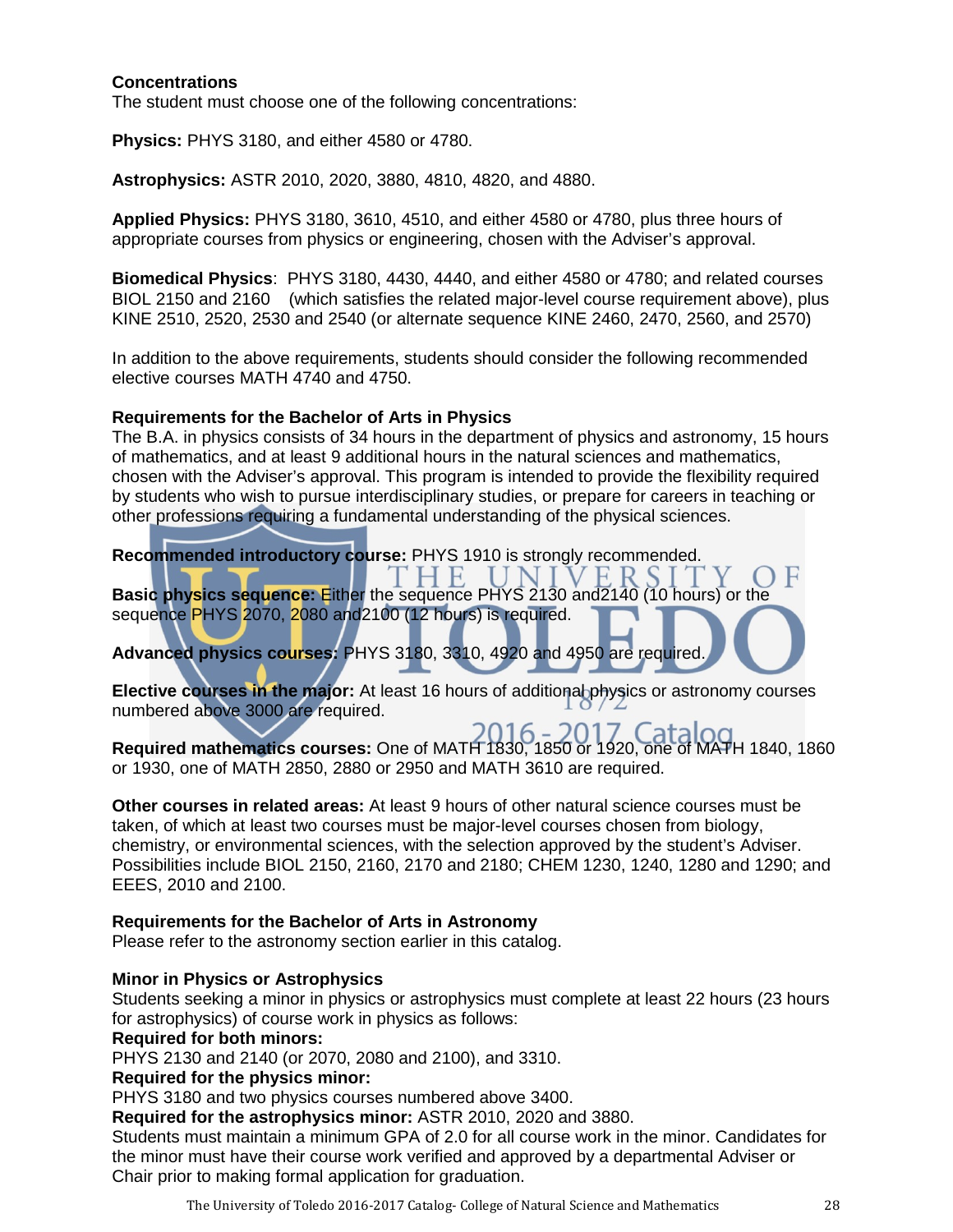**Concentrations**

The student must choose one of the following concentrations:

**Physics:** PHYS 3180, and either 4580 or 4780.

**Astrophysics:** ASTR 2010, 2020, 3880, 4810, 4820, and 4880.

**Applied Physics:** PHYS 3180, 3610, 4510, and either 4580 or 4780, plus three hours of appropriate courses from physics or engineering, chosen with the Adviser's approval.

**Biomedical Physics**: PHYS 3180, 4430, 4440, and either 4580 or 4780; and related courses BIOL 2150 and 2160 (which satisfies the related major-level course requirement above), plus KINE 2510, 2520, 2530 and 2540 (or alternate sequence KINE 2460, 2470, 2560, and 2570)

In addition to the above requirements, students should consider the following recommended elective courses MATH 4740 and 4750.

**Requirements for the Bachelor of Arts in Physics**

The B.A. in physics consists of 34 hours in the department of physics and astronomy, 15 hours of mathematics, and at least 9 additional hours in the natural sciences and mathematics, chosen with the Adviser's approval. This program is intended to provide the flexibility required by students who wish to pursue interdisciplinary studies, or prepare for careers in teaching or other professions requiring a fundamental understanding of the physical sciences.

**Recommended introductory course:** PHYS 1910 is strongly recommended.

**Basic physics sequence:** Either the sequence PHYS 2130 and2140 (10 hours) or the sequence PHYS 2070, 2080 and2100 (12 hours) is required.

**Advanced physics courses:** PHYS 3180, 3310, 4920 and 4950 are required.

**Elective courses in the major:** At least 16 hours of additional physics or astronomy courses numbered above 3000 are required.

**Required mathematics courses:** One of MATH 1830, 1850 or 1920, one of MATH 1840, 1860 or 1930, one of MATH 2850, 2880 or 2950 and MATH 3610 are required.

**Other courses in related areas:** At least 9 hours of other natural science courses must be taken, of which at least two courses must be major-level courses chosen from biology, chemistry, or environmental sciences, with the selection approved by the student's Adviser. Possibilities include BIOL 2150, 2160, 2170 and 2180; CHEM 1230, 1240, 1280 and 1290; and EEES, 2010 and 2100.

**Requirements for the Bachelor of Arts in Astronomy**

Please refer to the astronomy section earlier in this catalog.

**Minor in Physics or Astrophysics**

Students seeking a minor in physics or astrophysics must complete at least 22 hours (23 hours for astrophysics) of course work in physics as follows:

**Required for both minors:**

PHYS 2130 and 2140 (or 2070, 2080 and 2100), and 3310.

**Required for the physics minor:**

PHYS 3180 and two physics courses numbered above 3400.

**Required for the astrophysics minor:** ASTR 2010, 2020 and 3880.

Students must maintain a minimum GPA of 2.0 for all course work in the minor. Candidates for the minor must have their course work verified and approved by a departmental Adviser or Chair prior to making formal application for graduation.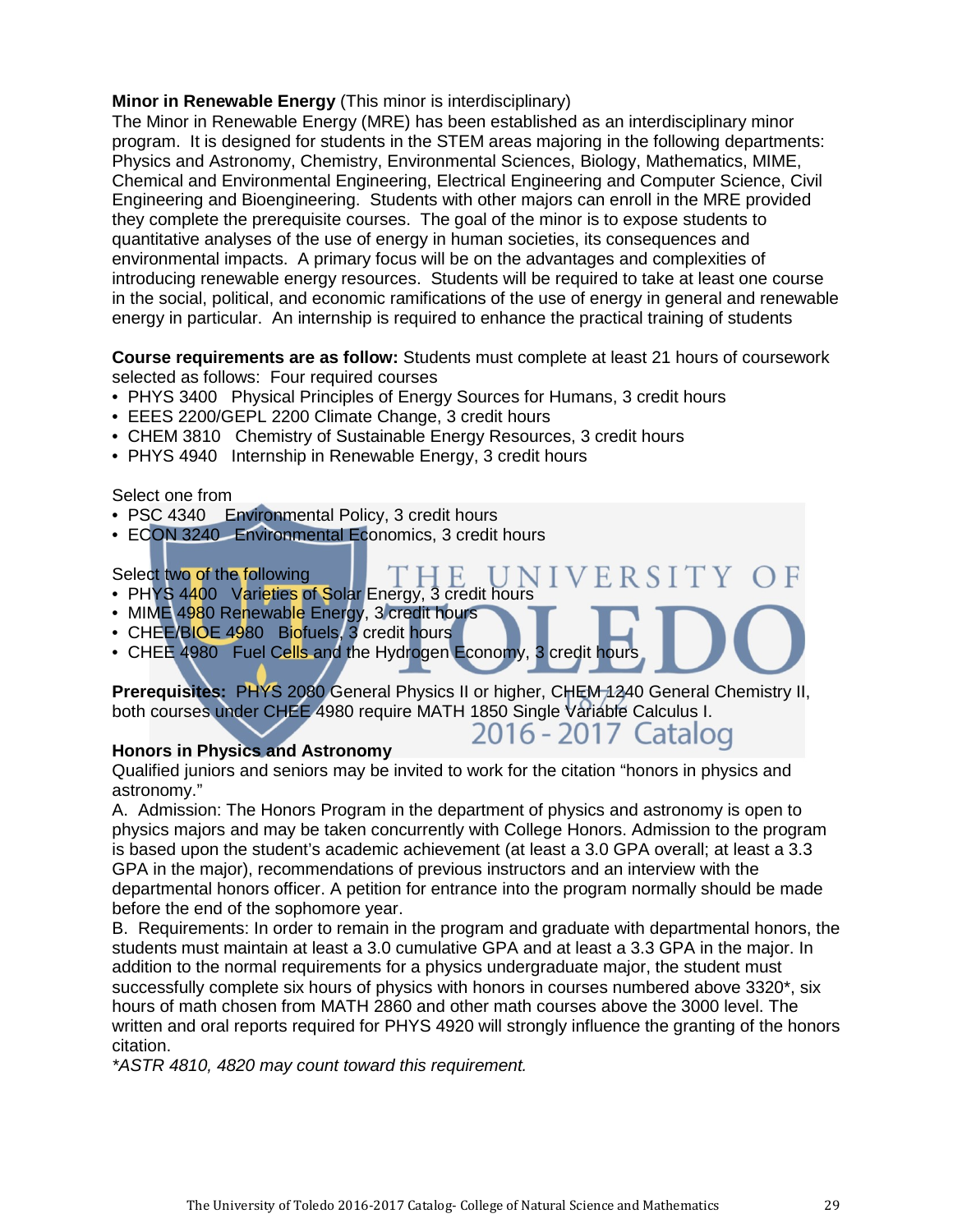**Minor in Renewable Energy** (This minor is interdisciplinary)

The Minor in Renewable Energy (MRE) has been established as an interdisciplinary minor program. It is designed for students in the STEM areas majoring in the following departments: Physics and Astronomy, Chemistry, Environmental Sciences, Biology, Mathematics, MIME, Chemical and Environmental Engineering, Electrical Engineering and Computer Science, Civil Engineering and Bioengineering. Students with other majors can enroll in the MRE provided they complete the prerequisite courses. The goal of the minor is to expose students to quantitative analyses of the use of energy in human societies, its consequences and environmental impacts. A primary focus will be on the advantages and complexities of introducing renewable energy resources. Students will be required to take at least one course in the social, political, and economic ramifications of the use of energy in general and renewable energy in particular. An internship is required to enhance the practical training of students

**Course requirements are as follow:** Students must complete at least 21 hours of coursework selected as follows: Four required courses

- PHYS 3400 Physical Principles of Energy Sources for Humans, 3 credit hours
- EEES 2200/GEPL 2200 Climate Change, 3 credit hours
- CHEM 3810 Chemistry of Sustainable Energy Resources, 3 credit hours
- PHYS 4940 Internship in Renewable Energy, 3 credit hours

Select one from

- PSC 4340 Environmental Policy, 3 credit hours
- ECON 3240 Environmental Economics, 3 credit hours

Select two of the following

- PHYS 4400 Varieties of Solar Energy, 3 credit hours
- MIME 4980 Renewable Energy, 3 credit hours
- CHEE/BIOE 4980 Biofuels, 3 credit hours
- CHEE 4980 Fuel Cells and the Hydrogen Economy, 3 credit hours

**Prerequisites:** PHYS 2080 General Physics II or higher, CHEM 1240 General Chemistry II, both courses under CHEE 4980 require MATH 1850 Single Variable Calculus I.

**Honors in Physics and Astronomy**

Qualified juniors and seniors may be invited to work for the citation "honors in physics and astronomy."

A. Admission: The Honors Program in the department of physics and astronomy is open to physics majors and may be taken concurrently with College Honors. Admission to the program is based upon the student's academic achievement (at least a 3.0 GPA overall; at least a 3.3 GPA in the major), recommendations of previous instructors and an interview with the departmental honors officer. A petition for entrance into the program normally should be made before the end of the sophomore year.

B. Requirements: In order to remain in the program and graduate with departmental honors, the students must maintain at least a 3.0 cumulative GPA and at least a 3.3 GPA in the major. In addition to the normal requirements for a physics undergraduate major, the student must successfully complete six hours of physics with honors in courses numbered above 3320*, six hours of math chosen from MATH 2860 and other math courses above the 3000 level. The written and oral reports required for PHYS 4920 will strongly influence the granting of the honors citation.

*\*ASTR 4810, 4820 may count toward this requirement.*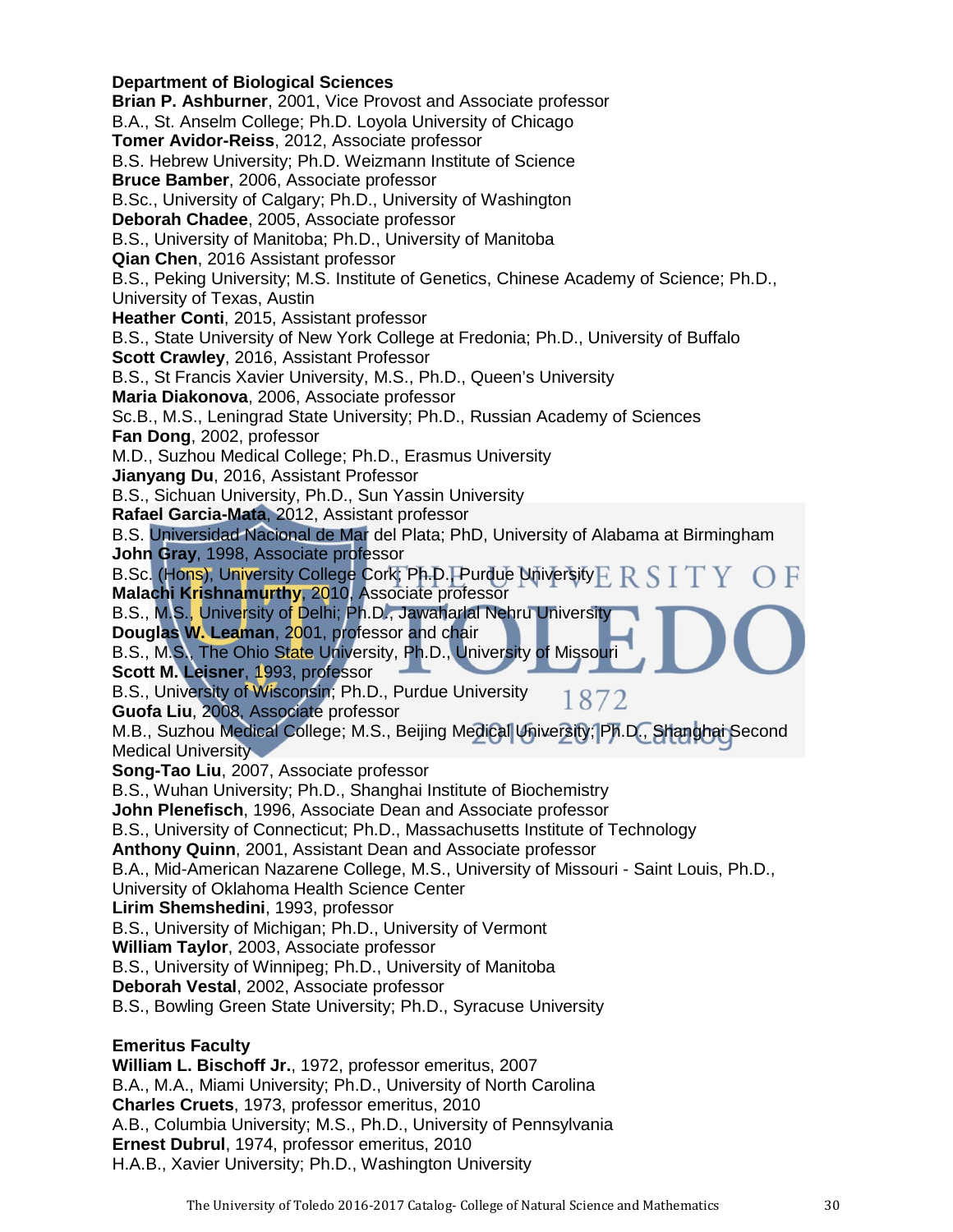**Department of Biological Sciences**

**Brian P. Ashburner**, 2001, Vice Provost and Associate professor
B.A., St. Anselm College; Ph.D. Loyola University of Chicago

**Tomer Avidor-Reiss**, 2012, Associate professor
B.S. Hebrew University; Ph.D. Weizmann Institute of Science

**Bruce Bamber**, 2006, Associate professor
B.Sc., University of Calgary; Ph.D., University of Washington

**Deborah Chadee**, 2005, Associate professor
B.S., University of Manitoba; Ph.D., University of Manitoba

**Qian Chen**, 2016 Assistant professor
B.S., Peking University; M.S. Institute of Genetics, Chinese Academy of Science; Ph.D., University of Texas, Austin

**Heather Conti**, 2015, Assistant professor
B.S., State University of New York College at Fredonia; Ph.D., University of Buffalo

**Scott Crawley**, 2016, Assistant Professor
B.S., St Francis Xavier University, M.S., Ph.D., Queen's University

**Maria Diakonova**, 2006, Associate professor
Sc.B., M.S., Leningrad State University; Ph.D., Russian Academy of Sciences

**Fan Dong**, 2002, professor
M.D., Suzhou Medical College; Ph.D., Erasmus University

**Jianyang Du**, 2016, Assistant Professor
B.S., Sichuan University, Ph.D., Sun Yassin University

**Rafael Garcia-Mata**, 2012, Assistant professor
B.S. Universidad Nacional de Mar del Plata; PhD, University of Alabama at Birmingham

**John Gray**, 1998, Associate professor
B.Sc. (Hons), University College Cork; Ph.D., Purdue University

**Malachi Krishnamurthy**, 2010, Associate professor
B.S., M.S., University of Delhi; Ph.D., Jawaharlal Nehru University

**Douglas W. Leaman**, 2001, professor and chair
B.S., M.S., The Ohio State University, Ph.D., University of Missouri

**Scott M. Leisner**, 1993, professor
B.S., University of Wisconsin; Ph.D., Purdue University

**Guofa Liu**, 2008, Associate professor
M.B., Suzhou Medical College; M.S., Beijing Medical University; Ph.D., Shanghai Second Medical University

**Song-Tao Liu**, 2007, Associate professor
B.S., Wuhan University; Ph.D., Shanghai Institute of Biochemistry

**John Plenefisch**, 1996, Associate Dean and Associate professor
B.S., University of Connecticut; Ph.D., Massachusetts Institute of Technology

**Anthony Quinn**, 2001, Assistant Dean and Associate professor
B.A., Mid-American Nazarene College, M.S., University of Missouri - Saint Louis, Ph.D., University of Oklahoma Health Science Center

**Lirim Shemshedini**, 1993, professor
B.S., University of Michigan; Ph.D., University of Vermont

**William Taylor**, 2003, Associate professor
B.S., University of Winnipeg; Ph.D., University of Manitoba

**Deborah Vestal**, 2002, Associate professor
B.S., Bowling Green State University; Ph.D., Syracuse University

**Emeritus Faculty**

**William L. Bischoff Jr.**, 1972, professor emeritus, 2007
B.A., M.A., Miami University; Ph.D., University of North Carolina

**Charles Cruets**, 1973, professor emeritus, 2010
A.B., Columbia University; M.S., Ph.D., University of Pennsylvania

**Ernest Dubrul**, 1974, professor emeritus, 2010
H.A.B., Xavier University; Ph.D., Washington University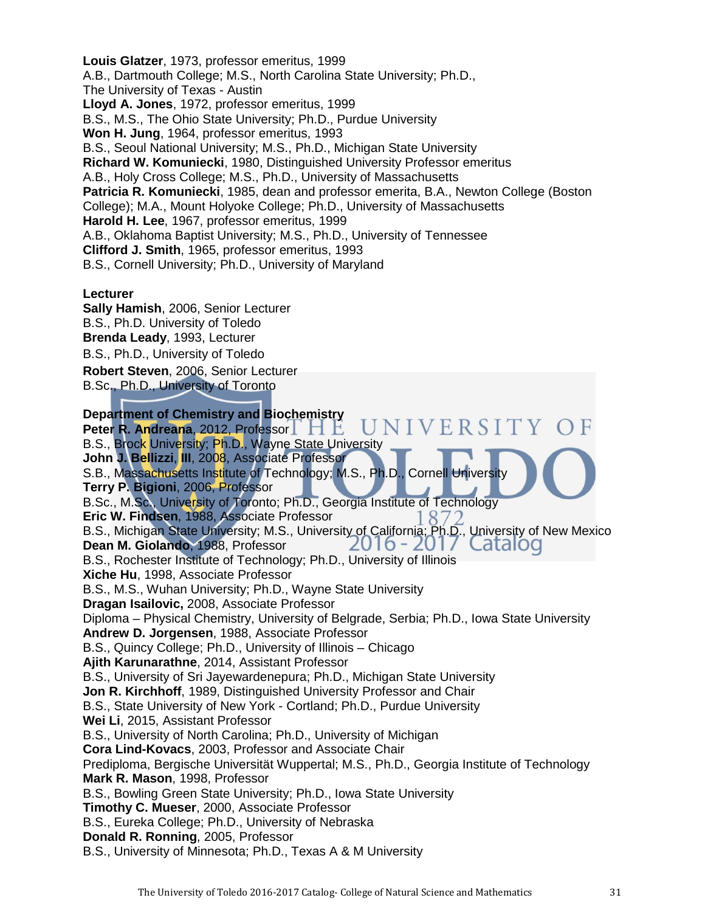**Louis Glatzer**, 1973, professor emeritus, 1999
A.B., Dartmouth College; M.S., North Carolina State University; Ph.D., The University of Texas - Austin

**Lloyd A. Jones**, 1972, professor emeritus, 1999
B.S., M.S., The Ohio State University; Ph.D., Purdue University

**Won H. Jung**, 1964, professor emeritus, 1993
B.S., Seoul National University; M.S., Ph.D., Michigan State University

**Richard W. Komuniecki**, 1980, Distinguished University Professor emeritus
A.B., Holy Cross College; M.S., Ph.D., University of Massachusetts

**Patricia R. Komuniecki**, 1985, dean and professor emerita, B.A., Newton College (Boston College); M.A., Mount Holyoke College; Ph.D., University of Massachusetts

**Harold H. Lee**, 1967, professor emeritus, 1999
A.B., Oklahoma Baptist University; M.S., Ph.D., University of Tennessee

**Clifford J. Smith**, 1965, professor emeritus, 1993
B.S., Cornell University; Ph.D., University of Maryland

**Lecturer**

**Sally Hamish**, 2006, Senior Lecturer
B.S., Ph.D. University of Toledo

**Brenda Leady**, 1993, Lecturer
B.S., Ph.D., University of Toledo

**Robert Steven**, 2006, Senior Lecturer
B.Sc., Ph.D., University of Toronto

**Department of Chemistry and Biochemistry**

**Peter R. Andreana**, 2012, Professor
B.S., Brock University; Ph.D., Wayne State University

**John J. Bellizzi**, **III**, 2008, Associate Professor
S.B., Massachusetts Institute of Technology; M.S., Ph.D., Cornell University

**Terry P. Bigioni**, 2006, Professor
B.Sc., M.Sc., University of Toronto; Ph.D., Georgia Institute of Technology

**Eric W. Findsen**, 1988, Associate Professor
B.S., Michigan State University; M.S., University of California; Ph.D., University of New Mexico

**Dean M. Giolando**, 1988, Professor
B.S., Rochester Institute of Technology; Ph.D., University of Illinois

**Xiche Hu**, 1998, Associate Professor
B.S., M.S., Wuhan University; Ph.D., Wayne State University

**Dragan Isailovic,** 2008, Associate Professor
Diploma – Physical Chemistry, University of Belgrade, Serbia; Ph.D., Iowa State University

**Andrew D. Jorgensen**, 1988, Associate Professor
B.S., Quincy College; Ph.D., University of Illinois – Chicago

**Ajith Karunarathne**, 2014, Assistant Professor
B.S., University of Sri Jayewardenepura; Ph.D., Michigan State University

**Jon R. Kirchhoff**, 1989, Distinguished University Professor and Chair
B.S., State University of New York - Cortland; Ph.D., Purdue University

**Wei Li**, 2015, Assistant Professor
B.S., University of North Carolina; Ph.D., University of Michigan

**Cora Lind-Kovacs**, 2003, Professor and Associate Chair
Prediploma, Bergische Universität Wuppertal; M.S., Ph.D., Georgia Institute of Technology

**Mark R. Mason**, 1998, Professor
B.S., Bowling Green State University; Ph.D., Iowa State University

**Timothy C. Mueser**, 2000, Associate Professor
B.S., Eureka College; Ph.D., University of Nebraska

**Donald R. Ronning**, 2005, Professor
B.S., University of Minnesota; Ph.D., Texas A & M University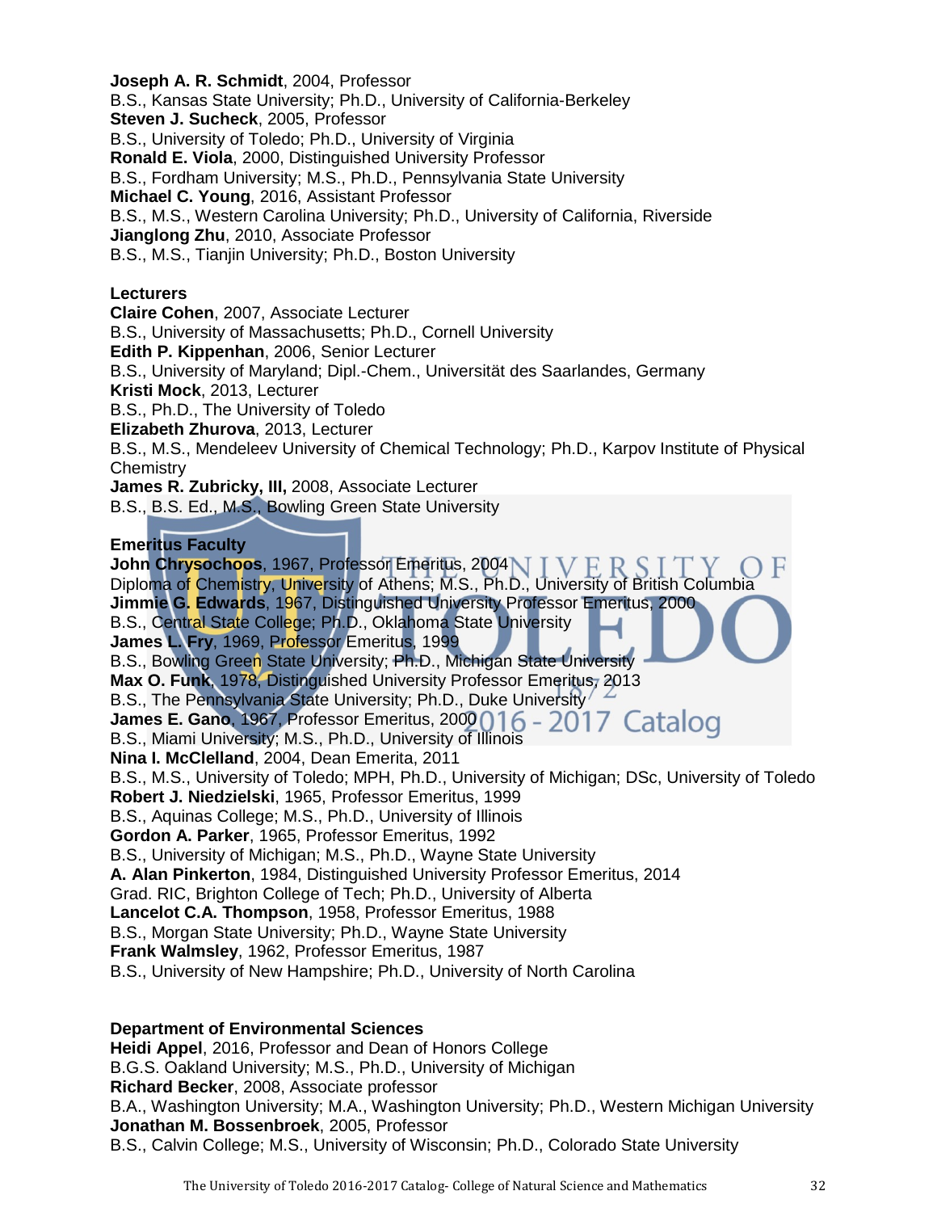**Joseph A. R. Schmidt**, 2004, Professor
B.S., Kansas State University; Ph.D., University of California-Berkeley
**Steven J. Sucheck**, 2005, Professor
B.S., University of Toledo; Ph.D., University of Virginia
**Ronald E. Viola**, 2000, Distinguished University Professor
B.S., Fordham University; M.S., Ph.D., Pennsylvania State University
**Michael C. Young**, 2016, Assistant Professor
B.S., M.S., Western Carolina University; Ph.D., University of California, Riverside
**Jianglong Zhu**, 2010, Associate Professor
B.S., M.S., Tianjin University; Ph.D., Boston University

**Lecturers**

**Claire Cohen**, 2007, Associate Lecturer
B.S., University of Massachusetts; Ph.D., Cornell University
**Edith P. Kippenhan**, 2006, Senior Lecturer
B.S., University of Maryland; Dipl.-Chem., Universität des Saarlandes, Germany
**Kristi Mock**, 2013, Lecturer
B.S., Ph.D., The University of Toledo
**Elizabeth Zhurova**, 2013, Lecturer
B.S., M.S., Mendeleev University of Chemical Technology; Ph.D., Karpov Institute of Physical Chemistry
**James R. Zubricky, III,** 2008, Associate Lecturer
B.S., B.S. Ed., M.S., Bowling Green State University

**Emeritus Faculty**

**John Chrysochoos**, 1967, Professor Emeritus, 2004
Diploma of Chemistry, University of Athens; M.S., Ph.D., University of British Columbia
**Jimmie G. Edwards**, 1967, Distinguished University Professor Emeritus, 2000
B.S., Central State College; Ph.D., Oklahoma State University
**James L. Fry**, 1969, Professor Emeritus, 1999
B.S., Bowling Green State University; Ph.D., Michigan State University
**Max O. Funk**, 1978, Distinguished University Professor Emeritus, 2013
B.S., The Pennsylvania State University; Ph.D., Duke University
**James E. Gano**, 1967, Professor Emeritus, 2000
B.S., Miami University; M.S., Ph.D., University of Illinois
**Nina I. McClelland**, 2004, Dean Emerita, 2011
B.S., M.S., University of Toledo; MPH, Ph.D., University of Michigan; DSc, University of Toledo
**Robert J. Niedzielski**, 1965, Professor Emeritus, 1999
B.S., Aquinas College; M.S., Ph.D., University of Illinois
**Gordon A. Parker**, 1965, Professor Emeritus, 1992
B.S., University of Michigan; M.S., Ph.D., Wayne State University
**A. Alan Pinkerton**, 1984, Distinguished University Professor Emeritus, 2014
Grad. RIC, Brighton College of Tech; Ph.D., University of Alberta
**Lancelot C.A. Thompson**, 1958, Professor Emeritus, 1988
B.S., Morgan State University; Ph.D., Wayne State University
**Frank Walmsley**, 1962, Professor Emeritus, 1987
B.S., University of New Hampshire; Ph.D., University of North Carolina

**Department of Environmental Sciences**

**Heidi Appel**, 2016, Professor and Dean of Honors College
B.G.S. Oakland University; M.S., Ph.D., University of Michigan
**Richard Becker**, 2008, Associate professor
B.A., Washington University; M.A., Washington University; Ph.D., Western Michigan University
**Jonathan M. Bossenbroek**, 2005, Professor
B.S., Calvin College; M.S., University of Wisconsin; Ph.D., Colorado State University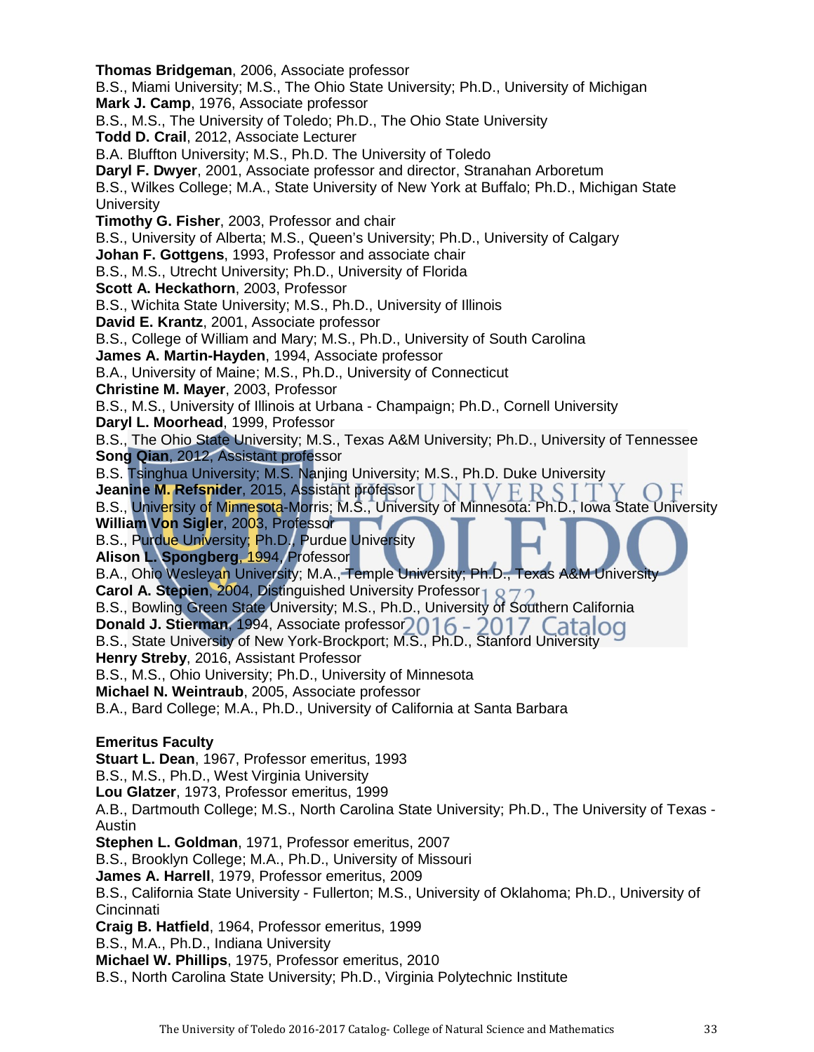**Thomas Bridgeman**, 2006, Associate professor
B.S., Miami University; M.S., The Ohio State University; Ph.D., University of Michigan
**Mark J. Camp**, 1976, Associate professor
B.S., M.S., The University of Toledo; Ph.D., The Ohio State University
**Todd D. Crail**, 2012, Associate Lecturer
B.A. Bluffton University; M.S., Ph.D. The University of Toledo
**Daryl F. Dwyer**, 2001, Associate professor and director, Stranahan Arboretum
B.S., Wilkes College; M.A., State University of New York at Buffalo; Ph.D., Michigan State University
**Timothy G. Fisher**, 2003, Professor and chair
B.S., University of Alberta; M.S., Queen's University; Ph.D., University of Calgary
**Johan F. Gottgens**, 1993, Professor and associate chair
B.S., M.S., Utrecht University; Ph.D., University of Florida
**Scott A. Heckathorn**, 2003, Professor
B.S., Wichita State University; M.S., Ph.D., University of Illinois
**David E. Krantz**, 2001, Associate professor
B.S., College of William and Mary; M.S., Ph.D., University of South Carolina
**James A. Martin-Hayden**, 1994, Associate professor
B.A., University of Maine; M.S., Ph.D., University of Connecticut
**Christine M. Mayer**, 2003, Professor
B.S., M.S., University of Illinois at Urbana - Champaign; Ph.D., Cornell University
**Daryl L. Moorhead**, 1999, Professor
B.S., The Ohio State University; M.S., Texas A&M University; Ph.D., University of Tennessee
**Song Qian**, 2012, Assistant professor
B.S. Tsinghua University; M.S. Nanjing University; M.S., Ph.D. Duke University
**Jeanine M. Refsnider**, 2015, Assistant professor
B.S., University of Minnesota-Morris; M.S., University of Minnesota: Ph.D., Iowa State University
**William Von Sigler**, 2003, Professor
B.S., Purdue University; Ph.D., Purdue University
**Alison L. Spongberg**, 1994, Professor
B.A., Ohio Wesleyan University; M.A., Temple University; Ph.D., Texas A&M University
**Carol A. Stepien**, 2004, Distinguished University Professor
B.S., Bowling Green State University; M.S., Ph.D., University of Southern California
**Donald J. Stierman**, 1994, Associate professor
B.S., State University of New York-Brockport; M.S., Ph.D., Stanford University
**Henry Streby**, 2016, Assistant Professor
B.S., M.S., Ohio University; Ph.D., University of Minnesota
**Michael N. Weintraub**, 2005, Associate professor
B.A., Bard College; M.A., Ph.D., University of California at Santa Barbara

**Emeritus Faculty**

**Stuart L. Dean**, 1967, Professor emeritus, 1993
B.S., M.S., Ph.D., West Virginia University
**Lou Glatzer**, 1973, Professor emeritus, 1999
A.B., Dartmouth College; M.S., North Carolina State University; Ph.D., The University of Texas - Austin
**Stephen L. Goldman**, 1971, Professor emeritus, 2007
B.S., Brooklyn College; M.A., Ph.D., University of Missouri
**James A. Harrell**, 1979, Professor emeritus, 2009
B.S., California State University - Fullerton; M.S., University of Oklahoma; Ph.D., University of Cincinnati
**Craig B. Hatfield**, 1964, Professor emeritus, 1999
B.S., M.A., Ph.D., Indiana University
**Michael W. Phillips**, 1975, Professor emeritus, 2010
B.S., North Carolina State University; Ph.D., Virginia Polytechnic Institute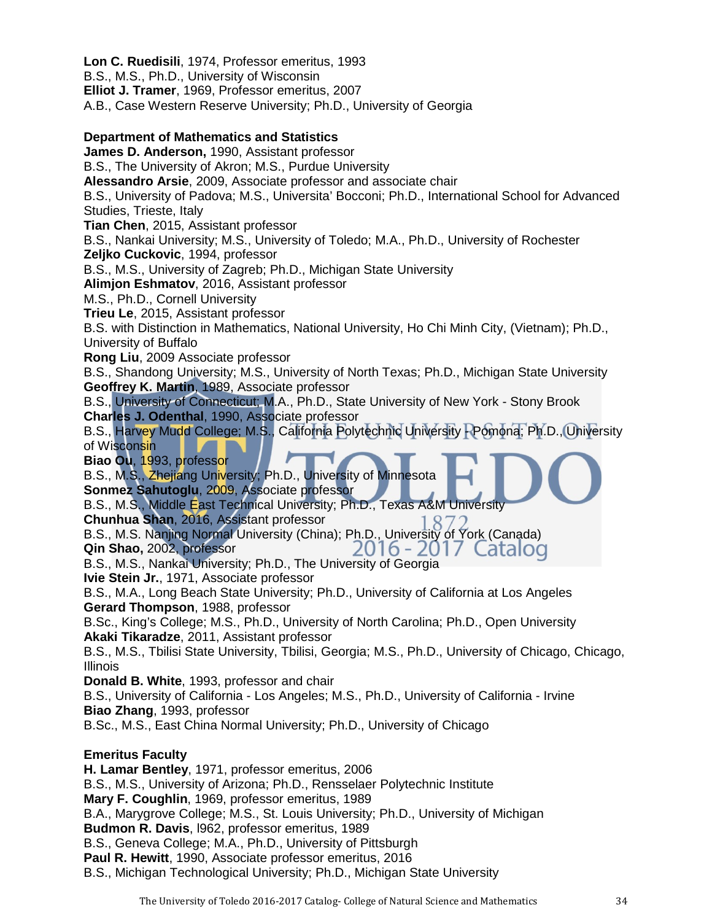**Lon C. Ruedisili**, 1974, Professor emeritus, 1993
B.S., M.S., Ph.D., University of Wisconsin
**Elliot J. Tramer**, 1969, Professor emeritus, 2007
A.B., Case Western Reserve University; Ph.D., University of Georgia

**Department of Mathematics and Statistics**
**James D. Anderson,** 1990, Assistant professor
B.S., The University of Akron; M.S., Purdue University
**Alessandro Arsie**, 2009, Associate professor and associate chair
B.S., University of Padova; M.S., Universita' Bocconi; Ph.D., International School for Advanced Studies, Trieste, Italy
**Tian Chen**, 2015, Assistant professor
B.S., Nankai University; M.S., University of Toledo; M.A., Ph.D., University of Rochester
**Zeljko Cuckovic**, 1994, professor
B.S., M.S., University of Zagreb; Ph.D., Michigan State University
**Alimjon Eshmatov**, 2016, Assistant professor
M.S., Ph.D., Cornell University
**Trieu Le**, 2015, Assistant professor
B.S. with Distinction in Mathematics, National University, Ho Chi Minh City, (Vietnam); Ph.D., University of Buffalo
**Rong Liu**, 2009 Associate professor
B.S., Shandong University; M.S., University of North Texas; Ph.D., Michigan State University
**Geoffrey K. Martin**, 1989, Associate professor
B.S., University of Connecticut; M.A., Ph.D., State University of New York - Stony Brook
**Charles J. Odenthal**, 1990, Associate professor
B.S., Harvey Mudd College; M.S., California Polytechnic University - Pomona; Ph.D., University of Wisconsin
**Biao Ou**, 1993, professor
B.S., M.S., Zhejiang University; Ph.D., University of Minnesota
**Sonmez Sahutoglu**, 2009, Associate professor
B.S., M.S., Middle East Technical University; Ph.D., Texas A&M University
**Chunhua Shan**, 2016, Assistant professor
B.S., M.S. Nanjing Normal University (China); Ph.D., University of York (Canada)
**Qin Shao,** 2002, professor
B.S., M.S., Nankai University; Ph.D., The University of Georgia
**Ivie Stein Jr.**, 1971, Associate professor
B.S., M.A., Long Beach State University; Ph.D., University of California at Los Angeles
**Gerard Thompson**, 1988, professor
B.Sc., King's College; M.S., Ph.D., University of North Carolina; Ph.D., Open University
**Akaki Tikaradze**, 2011, Assistant professor
B.S., M.S., Tbilisi State University, Tbilisi, Georgia; M.S., Ph.D., University of Chicago, Chicago, Illinois
**Donald B. White**, 1993, professor and chair
B.S., University of California - Los Angeles; M.S., Ph.D., University of California - Irvine
**Biao Zhang**, 1993, professor
B.Sc., M.S., East China Normal University; Ph.D., University of Chicago

**Emeritus Faculty**
**H. Lamar Bentley**, 1971, professor emeritus, 2006
B.S., M.S., University of Arizona; Ph.D., Rensselaer Polytechnic Institute
**Mary F. Coughlin**, 1969, professor emeritus, 1989
B.A., Marygrove College; M.S., St. Louis University; Ph.D., University of Michigan
**Budmon R. Davis**, l962, professor emeritus, 1989
B.S., Geneva College; M.A., Ph.D., University of Pittsburgh
**Paul R. Hewitt**, 1990, Associate professor emeritus, 2016
B.S., Michigan Technological University; Ph.D., Michigan State University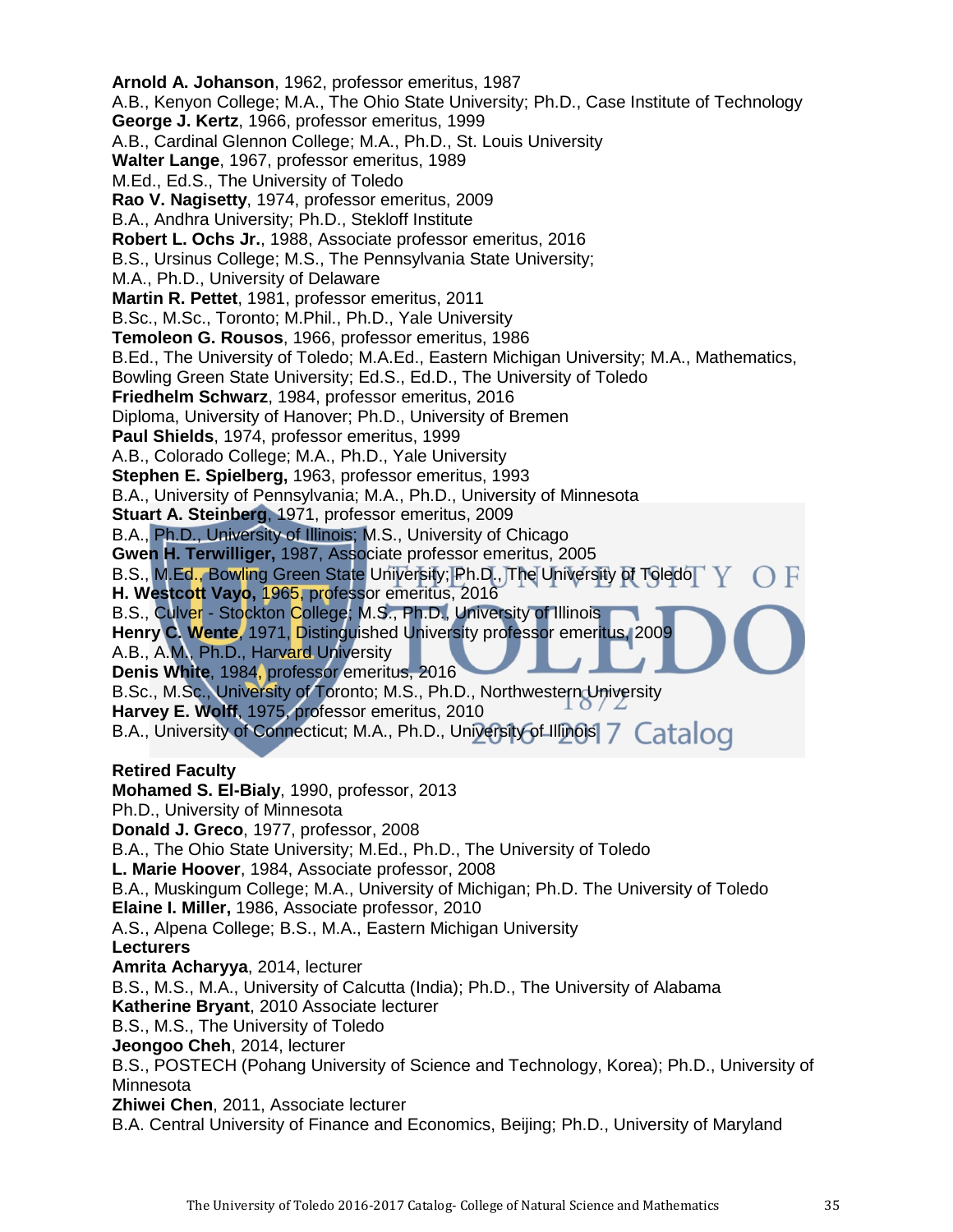**Arnold A. Johanson**, 1962, professor emeritus, 1987
A.B., Kenyon College; M.A., The Ohio State University; Ph.D., Case Institute of Technology

**George J. Kertz**, 1966, professor emeritus, 1999
A.B., Cardinal Glennon College; M.A., Ph.D., St. Louis University

**Walter Lange**, 1967, professor emeritus, 1989
M.Ed., Ed.S., The University of Toledo

**Rao V. Nagisetty**, 1974, professor emeritus, 2009
B.A., Andhra University; Ph.D., Stekloff Institute

**Robert L. Ochs Jr.**, 1988, Associate professor emeritus, 2016
B.S., Ursinus College; M.S., The Pennsylvania State University;
M.A., Ph.D., University of Delaware

**Martin R. Pettet**, 1981, professor emeritus, 2011
B.Sc., M.Sc., Toronto; M.Phil., Ph.D., Yale University

**Temoleon G. Rousos**, 1966, professor emeritus, 1986
B.Ed., The University of Toledo; M.A.Ed., Eastern Michigan University; M.A., Mathematics, Bowling Green State University; Ed.S., Ed.D., The University of Toledo

**Friedhelm Schwarz**, 1984, professor emeritus, 2016
Diploma, University of Hanover; Ph.D., University of Bremen

**Paul Shields**, 1974, professor emeritus, 1999
A.B., Colorado College; M.A., Ph.D., Yale University

**Stephen E. Spielberg,** 1963, professor emeritus, 1993
B.A., University of Pennsylvania; M.A., Ph.D., University of Minnesota

**Stuart A. Steinberg**, 1971, professor emeritus, 2009
B.A., Ph.D., University of Illinois; M.S., University of Chicago

**Gwen H. Terwilliger,** 1987, Associate professor emeritus, 2005
B.S., M.Ed., Bowling Green State University; Ph.D., The University of Toledo

**H. Westcott Vayo**, 1965, professor emeritus, 2016
B.S., Culver - Stockton College; M.S., Ph.D., University of Illinois

**Henry C. Wente**, 1971, Distinguished University professor emeritus, 2009
A.B., A.M., Ph.D., Harvard University

**Denis White**, 1984, professor emeritus, 2016
B.Sc., M.Sc., University of Toronto; M.S., Ph.D., Northwestern University

**Harvey E. Wolff**, 1975, professor emeritus, 2010
B.A., University of Connecticut; M.A., Ph.D., University of Illinois

**Retired Faculty**

**Mohamed S. El-Bialy**, 1990, professor, 2013
Ph.D., University of Minnesota

**Donald J. Greco**, 1977, professor, 2008
B.A., The Ohio State University; M.Ed., Ph.D., The University of Toledo

**L. Marie Hoover**, 1984, Associate professor, 2008
B.A., Muskingum College; M.A., University of Michigan; Ph.D. The University of Toledo

**Elaine I. Miller,** 1986, Associate professor, 2010
A.S., Alpena College; B.S., M.A., Eastern Michigan University

**Lecturers**

**Amrita Acharyya**, 2014, lecturer
B.S., M.S., M.A., University of Calcutta (India); Ph.D., The University of Alabama

**Katherine Bryant**, 2010 Associate lecturer
B.S., M.S., The University of Toledo

**Jeongoo Cheh**, 2014, lecturer
B.S., POSTECH (Pohang University of Science and Technology, Korea); Ph.D., University of Minnesota

**Zhiwei Chen**, 2011, Associate lecturer
B.A. Central University of Finance and Economics, Beijing; Ph.D., University of Maryland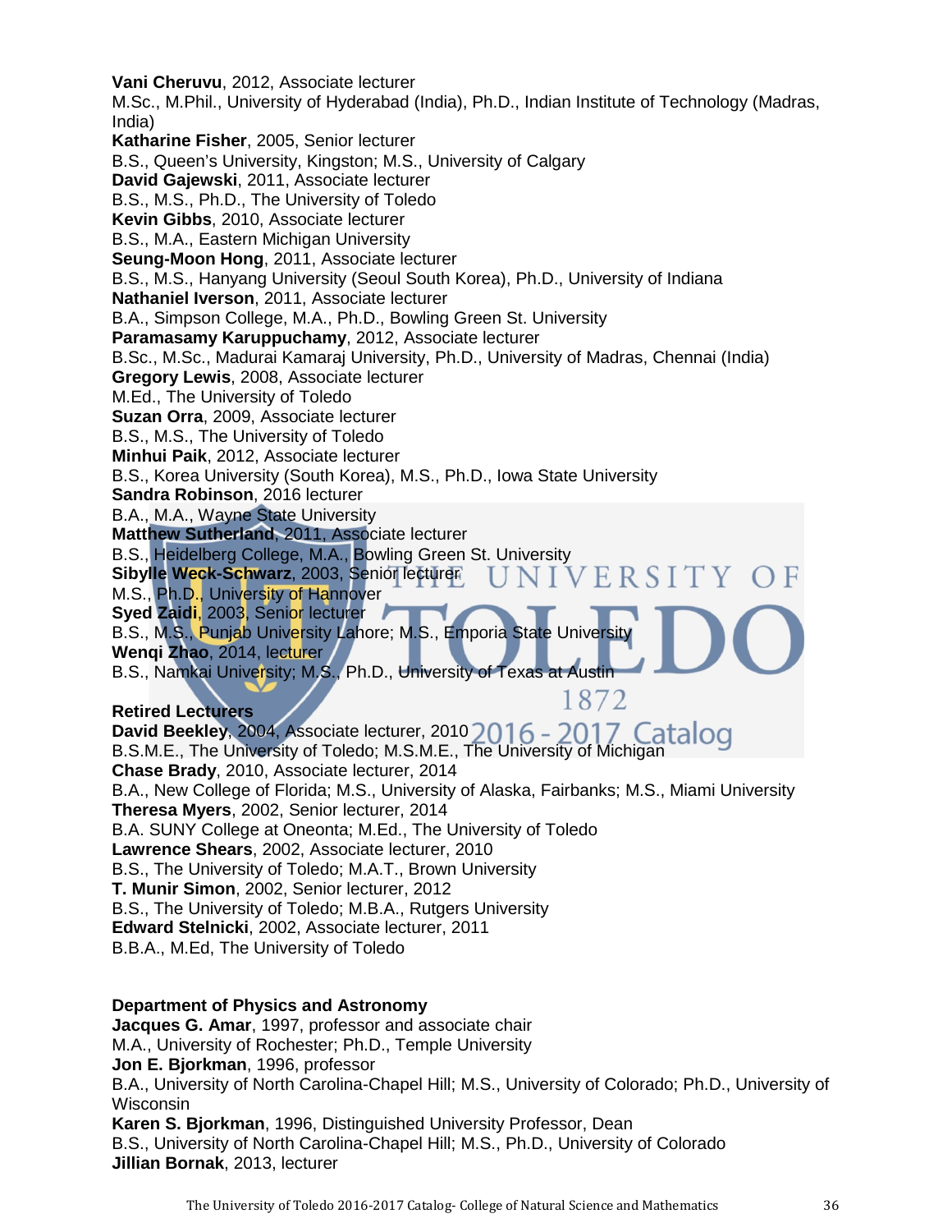**Vani Cheruvu**, 2012, Associate lecturer
M.Sc., M.Phil., University of Hyderabad (India), Ph.D., Indian Institute of Technology (Madras, India)
**Katharine Fisher**, 2005, Senior lecturer
B.S., Queen's University, Kingston; M.S., University of Calgary
**David Gajewski**, 2011, Associate lecturer
B.S., M.S., Ph.D., The University of Toledo
**Kevin Gibbs**, 2010, Associate lecturer
B.S., M.A., Eastern Michigan University
**Seung-Moon Hong**, 2011, Associate lecturer
B.S., M.S., Hanyang University (Seoul South Korea), Ph.D., University of Indiana
**Nathaniel Iverson**, 2011, Associate lecturer
B.A., Simpson College, M.A., Ph.D., Bowling Green St. University
**Paramasamy Karuppuchamy**, 2012, Associate lecturer
B.Sc., M.Sc., Madurai Kamaraj University, Ph.D., University of Madras, Chennai (India)
**Gregory Lewis**, 2008, Associate lecturer
M.Ed., The University of Toledo
**Suzan Orra**, 2009, Associate lecturer
B.S., M.S., The University of Toledo
**Minhui Paik**, 2012, Associate lecturer
B.S., Korea University (South Korea), M.S., Ph.D., Iowa State University
**Sandra Robinson**, 2016 lecturer
B.A., M.A., Wayne State University
**Matthew Sutherland**, 2011, Associate lecturer
B.S., Heidelberg College, M.A., Bowling Green St. University
**Sibylle Weck-Schwarz**, 2003, Senior lecturer
M.S., Ph.D., University of Hannover
**Syed Zaidi**, 2003, Senior lecturer
B.S., M.S., Punjab University Lahore; M.S., Emporia State University
**Wenqi Zhao**, 2014, lecturer
B.S., Namkai University; M.S., Ph.D., University of Texas at Austin

**Retired Lecturers**
**David Beekley**, 2004, Associate lecturer, 2010
B.S.M.E., The University of Toledo; M.S.M.E., The University of Michigan
**Chase Brady**, 2010, Associate lecturer, 2014
B.A., New College of Florida; M.S., University of Alaska, Fairbanks; M.S., Miami University
**Theresa Myers**, 2002, Senior lecturer, 2014
B.A. SUNY College at Oneonta; M.Ed., The University of Toledo
**Lawrence Shears**, 2002, Associate lecturer, 2010
B.S., The University of Toledo; M.A.T., Brown University
**T. Munir Simon**, 2002, Senior lecturer, 2012
B.S., The University of Toledo; M.B.A., Rutgers University
**Edward Stelnicki**, 2002, Associate lecturer, 2011
B.B.A., M.Ed, The University of Toledo

**Department of Physics and Astronomy**
**Jacques G. Amar**, 1997, professor and associate chair
M.A., University of Rochester; Ph.D., Temple University
**Jon E. Bjorkman**, 1996, professor
B.A., University of North Carolina-Chapel Hill; M.S., University of Colorado; Ph.D., University of Wisconsin
**Karen S. Bjorkman**, 1996, Distinguished University Professor, Dean
B.S., University of North Carolina-Chapel Hill; M.S., Ph.D., University of Colorado
**Jillian Bornak**, 2013, lecturer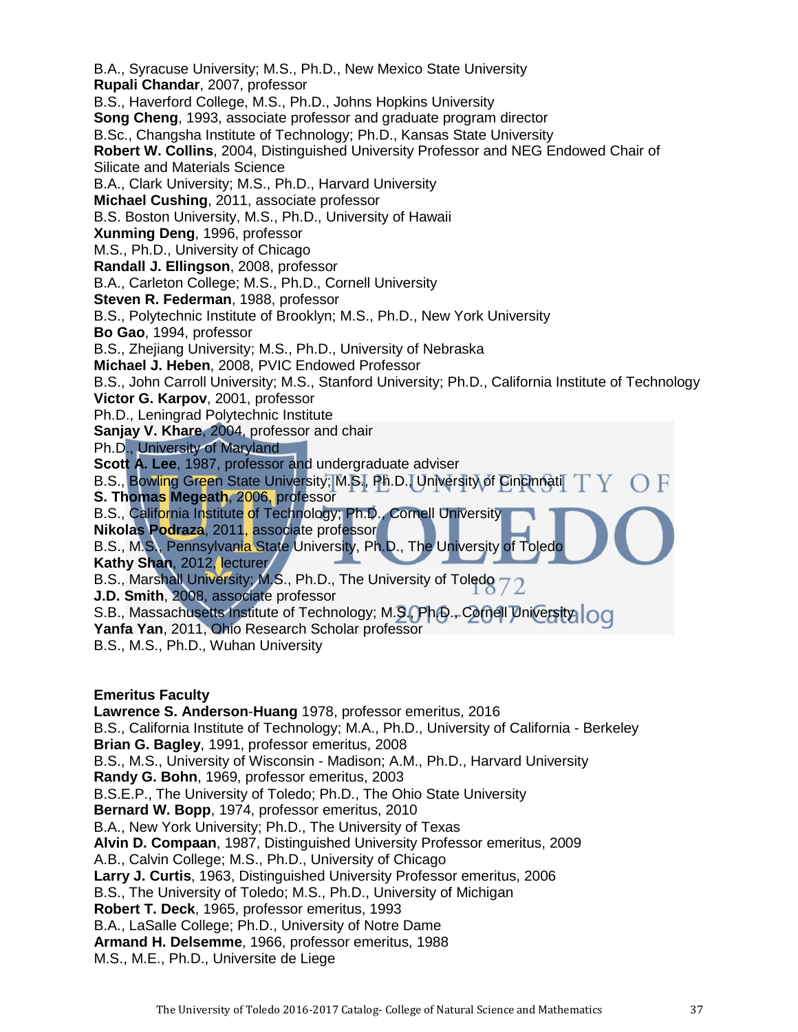B.A., Syracuse University; M.S., Ph.D., New Mexico State University
**Rupali Chandar**, 2007, professor
B.S., Haverford College, M.S., Ph.D., Johns Hopkins University
**Song Cheng**, 1993, associate professor and graduate program director
B.Sc., Changsha Institute of Technology; Ph.D., Kansas State University
**Robert W. Collins**, 2004, Distinguished University Professor and NEG Endowed Chair of Silicate and Materials Science
B.A., Clark University; M.S., Ph.D., Harvard University
**Michael Cushing**, 2011, associate professor
B.S. Boston University, M.S., Ph.D., University of Hawaii
**Xunming Deng**, 1996, professor
M.S., Ph.D., University of Chicago
**Randall J. Ellingson**, 2008, professor
B.A., Carleton College; M.S., Ph.D., Cornell University
**Steven R. Federman**, 1988, professor
B.S., Polytechnic Institute of Brooklyn; M.S., Ph.D., New York University
**Bo Gao**, 1994, professor
B.S., Zhejiang University; M.S., Ph.D., University of Nebraska
**Michael J. Heben**, 2008, PVIC Endowed Professor
B.S., John Carroll University; M.S., Stanford University; Ph.D., California Institute of Technology
**Victor G. Karpov**, 2001, professor
Ph.D., Leningrad Polytechnic Institute
**Sanjay V. Khare**, 2004, professor and chair
Ph.D., University of Maryland
**Scott A. Lee**, 1987, professor and undergraduate adviser
B.S., Bowling Green State University; M.S., Ph.D., University of Cincinnati
**S. Thomas Megeath**, 2006, professor
B.S., California Institute of Technology; Ph.D., Cornell University
**Nikolas Podraza**, 2011, associate professor
B.S., M.S., Pennsylvania State University, Ph.D., The University of Toledo
**Kathy Shan**, 2012, lecturer
B.S., Marshall University; M.S., Ph.D., The University of Toledo
**J.D. Smith**, 2008, associate professor
S.B., Massachusetts Institute of Technology; M.S., Ph.D., Cornell University
**Yanfa Yan**, 2011, Ohio Research Scholar professor
B.S., M.S., Ph.D., Wuhan University

**Emeritus Faculty**
**Lawrence S. Anderson**-**Huang** 1978, professor emeritus, 2016
B.S., California Institute of Technology; M.A., Ph.D., University of California - Berkeley
**Brian G. Bagley**, 1991, professor emeritus, 2008
B.S., M.S., University of Wisconsin - Madison; A.M., Ph.D., Harvard University
**Randy G. Bohn**, 1969, professor emeritus, 2003
B.S.E.P., The University of Toledo; Ph.D., The Ohio State University
**Bernard W. Bopp**, 1974, professor emeritus, 2010
B.A., New York University; Ph.D., The University of Texas
**Alvin D. Compaan**, 1987, Distinguished University Professor emeritus, 2009
A.B., Calvin College; M.S., Ph.D., University of Chicago
**Larry J. Curtis**, 1963, Distinguished University Professor emeritus, 2006
B.S., The University of Toledo; M.S., Ph.D., University of Michigan
**Robert T. Deck**, 1965, professor emeritus, 1993
B.A., LaSalle College; Ph.D., University of Notre Dame
**Armand H. Delsemme**, 1966, professor emeritus, 1988
M.S., M.E., Ph.D., Universite de Liege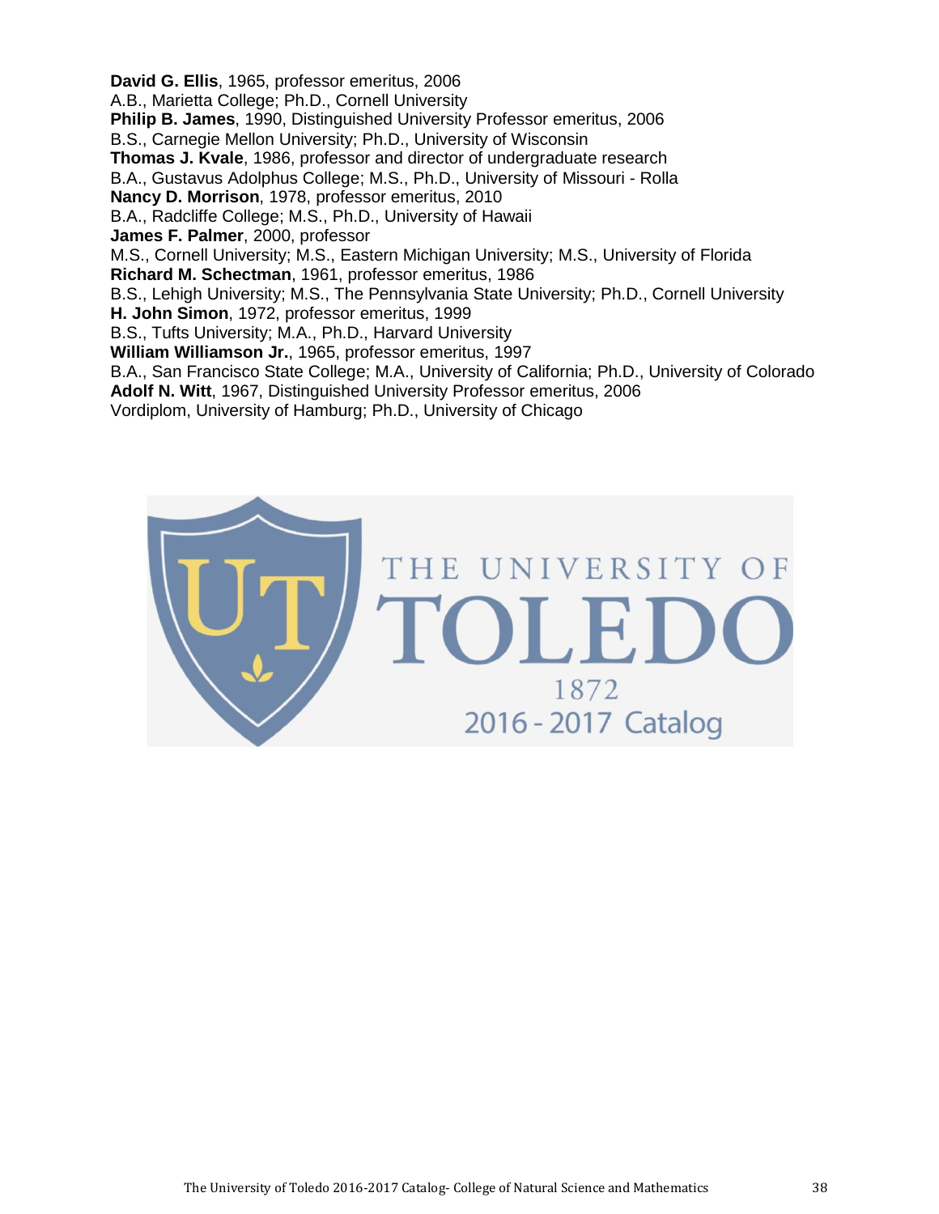**David G. Ellis**, 1965, professor emeritus, 2006
A.B., Marietta College; Ph.D., Cornell University
**Philip B. James**, 1990, Distinguished University Professor emeritus, 2006
B.S., Carnegie Mellon University; Ph.D., University of Wisconsin
**Thomas J. Kvale**, 1986, professor and director of undergraduate research
B.A., Gustavus Adolphus College; M.S., Ph.D., University of Missouri - Rolla
**Nancy D. Morrison**, 1978, professor emeritus, 2010
B.A., Radcliffe College; M.S., Ph.D., University of Hawaii
**James F. Palmer**, 2000, professor
M.S., Cornell University; M.S., Eastern Michigan University; M.S., University of Florida
**Richard M. Schectman**, 1961, professor emeritus, 1986
B.S., Lehigh University; M.S., The Pennsylvania State University; Ph.D., Cornell University
**H. John Simon**, 1972, professor emeritus, 1999
B.S., Tufts University; M.A., Ph.D., Harvard University
**William Williamson Jr.**, 1965, professor emeritus, 1997
B.A., San Francisco State College; M.A., University of California; Ph.D., University of Colorado
**Adolf N. Witt**, 1967, Distinguished University Professor emeritus, 2006
Vordiplom, University of Hamburg; Ph.D., University of Chicago

THE UNIVERSITY OF TOLEDO
1872
2016 - 2017 Catalog